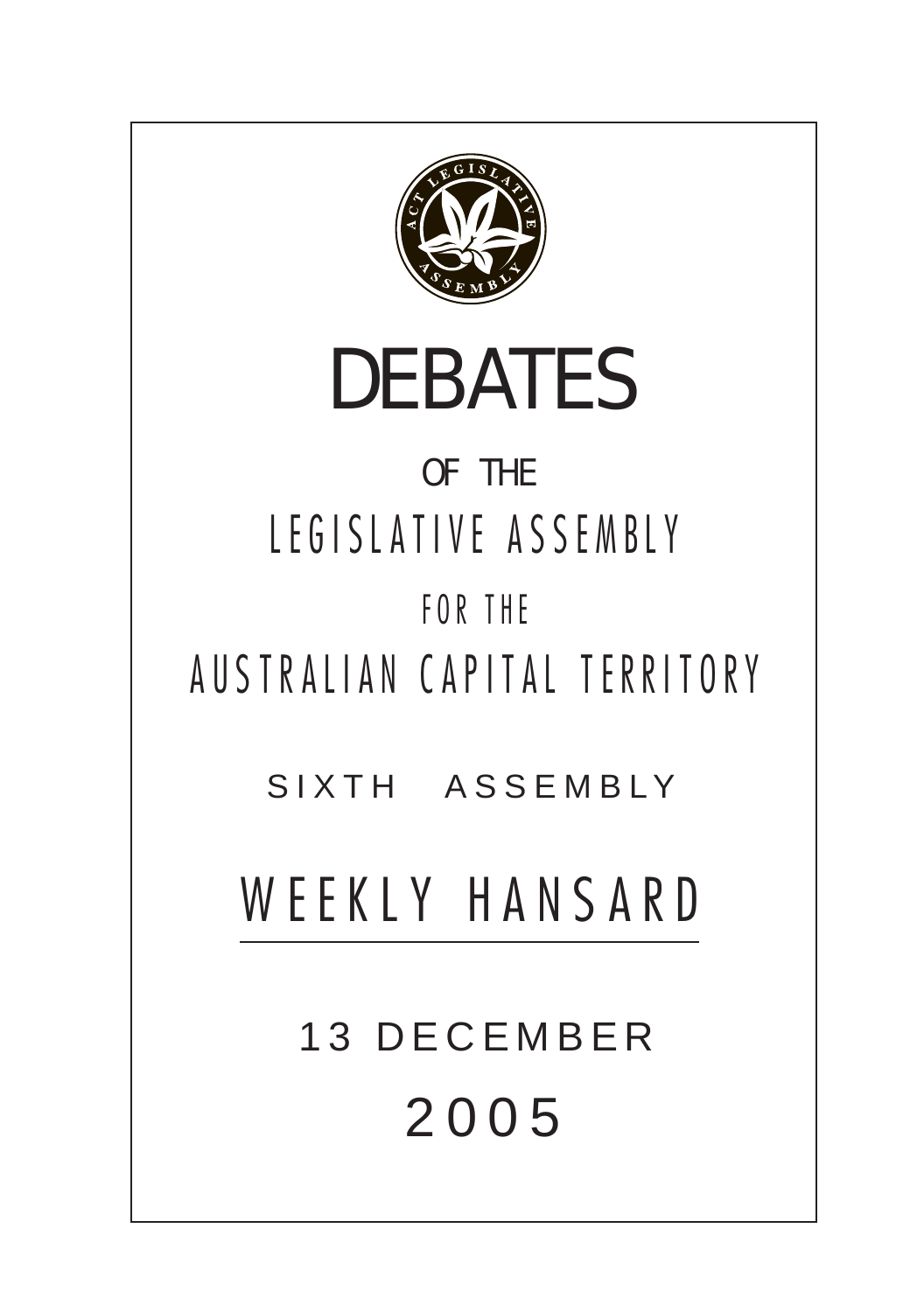# DEBATES

OF THE

LEGISLATIVE ASSEMBLY

FOR THE

AUSTRALIAN CAPITAL TERRITORY

SIXTH ASSEMBLY

## WEEKLY HANSARD

13 DECEMBER

2005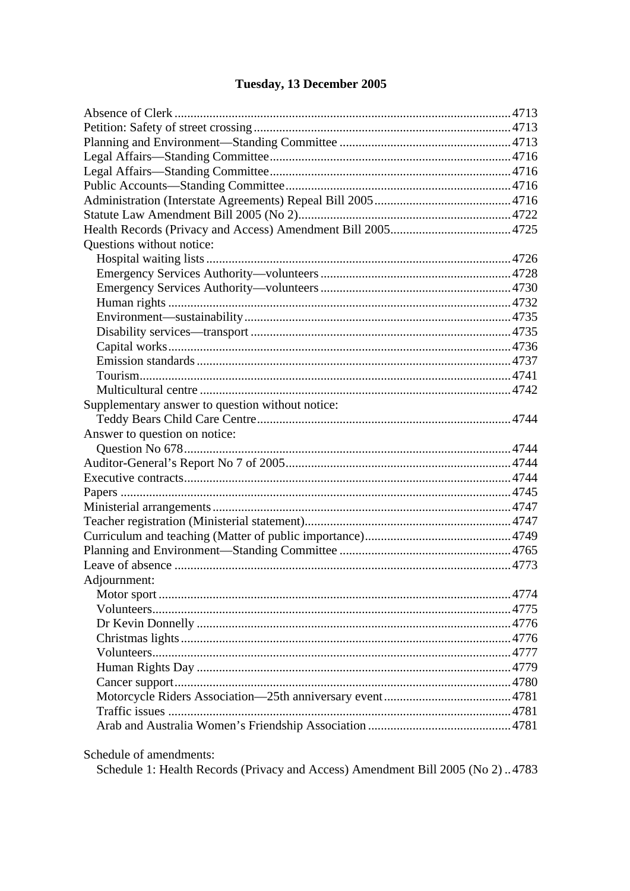## Tuesday, 13 December 2005

Absence of Clerk ........ 4713
Petition: Safety of street crossing ........ 4713
Planning and Environment—Standing Committee ........ 4713
Legal Affairs—Standing Committee ........ 4716
Legal Affairs—Standing Committee ........ 4716
Public Accounts—Standing Committee ........ 4716
Administration (Interstate Agreements) Repeal Bill 2005 ........ 4716
Statute Law Amendment Bill 2005 (No 2) ........ 4722
Health Records (Privacy and Access) Amendment Bill 2005 ........ 4725
Questions without notice:
- Hospital waiting lists ........ 4726
- Emergency Services Authority—volunteers ........ 4728
- Emergency Services Authority—volunteers ........ 4730
- Human rights ........ 4732
- Environment—sustainability ........ 4735
- Disability services—transport ........ 4735
- Capital works ........ 4736
- Emission standards ........ 4737
- Tourism ........ 4741
- Multicultural centre ........ 4742

Supplementary answer to question without notice:
- Teddy Bears Child Care Centre ........ 4744

Answer to question on notice:
- Question No 678 ........ 4744

Auditor-General's Report No 7 of 2005 ........ 4744
Executive contracts ........ 4744
Papers ........ 4745
Ministerial arrangements ........ 4747
Teacher registration (Ministerial statement) ........ 4747
Curriculum and teaching (Matter of public importance) ........ 4749
Planning and Environment—Standing Committee ........ 4765
Leave of absence ........ 4773
Adjournment:
- Motor sport ........ 4774
- Volunteers ........ 4775
- Dr Kevin Donnelly ........ 4776
- Christmas lights ........ 4776
- Volunteers ........ 4777
- Human Rights Day ........ 4779
- Cancer support ........ 4780
- Motorcycle Riders Association—25th anniversary event ........ 4781
- Traffic issues ........ 4781
- Arab and Australia Women's Friendship Association ........ 4781

Schedule of amendments:
- Schedule 1: Health Records (Privacy and Access) Amendment Bill 2005 (No 2) .. 4783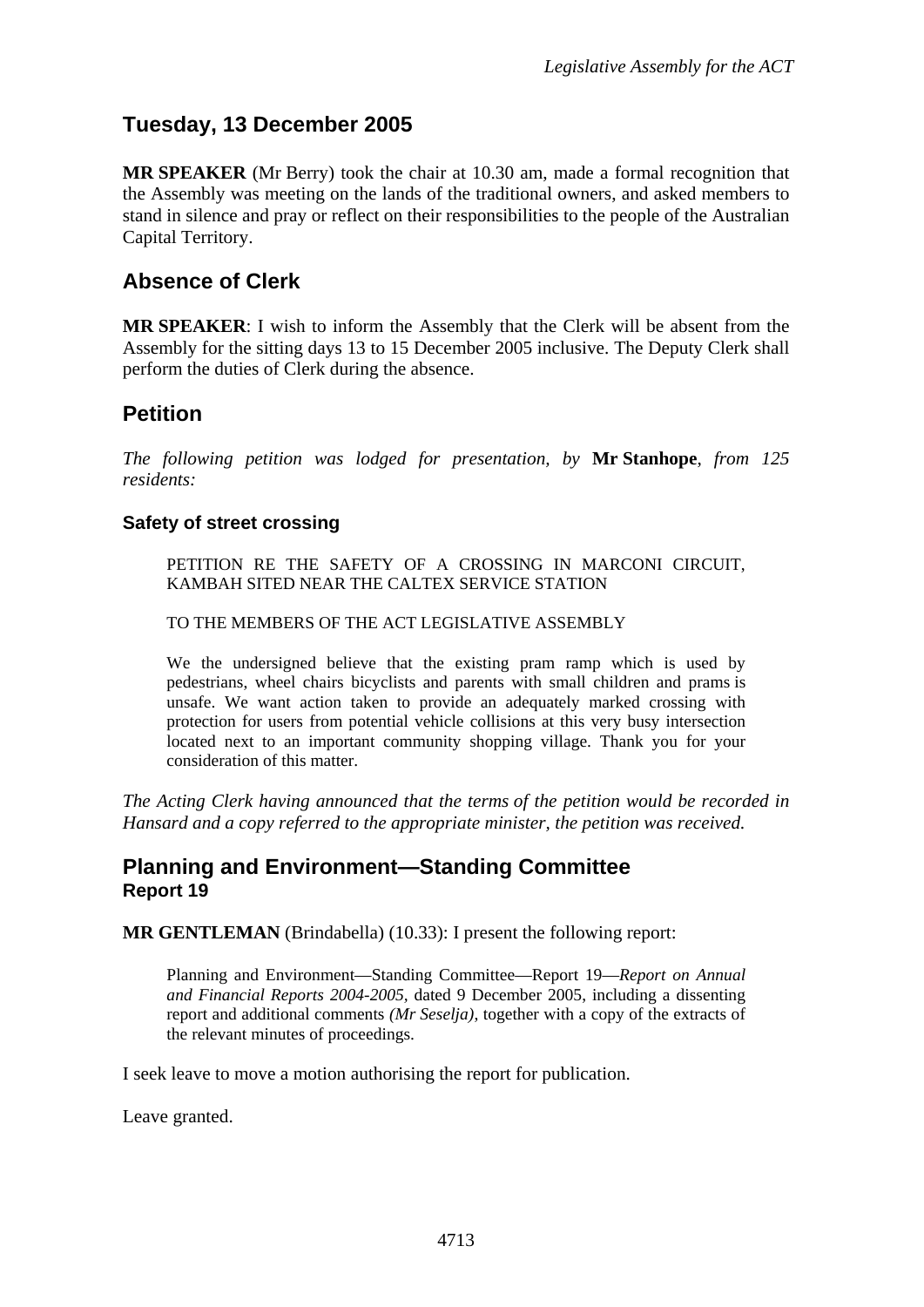## Tuesday, 13 December 2005

**MR SPEAKER** (Mr Berry) took the chair at 10.30 am, made a formal recognition that the Assembly was meeting on the lands of the traditional owners, and asked members to stand in silence and pray or reflect on their responsibilities to the people of the Australian Capital Territory.

## Absence of Clerk

**MR SPEAKER**: I wish to inform the Assembly that the Clerk will be absent from the Assembly for the sitting days 13 to 15 December 2005 inclusive. The Deputy Clerk shall perform the duties of Clerk during the absence.

## Petition

*The following petition was lodged for presentation, by* **Mr Stanhope**, *from 125 residents:*

### Safety of street crossing

> PETITION RE THE SAFETY OF A CROSSING IN MARCONI CIRCUIT, KAMBAH SITED NEAR THE CALTEX SERVICE STATION
>
> TO THE MEMBERS OF THE ACT LEGISLATIVE ASSEMBLY
>
> We the undersigned believe that the existing pram ramp which is used by pedestrians, wheel chairs bicyclists and parents with small children and prams is unsafe. We want action taken to provide an adequately marked crossing with protection for users from potential vehicle collisions at this very busy intersection located next to an important community shopping village. Thank you for your consideration of this matter.

*The Acting Clerk having announced that the terms of the petition would be recorded in Hansard and a copy referred to the appropriate minister, the petition was received.*

## Planning and Environment—Standing Committee
### Report 19

**MR GENTLEMAN** (Brindabella) (10.33): I present the following report:

> Planning and Environment—Standing Committee—Report 19—*Report on Annual and Financial Reports 2004-2005*, dated 9 December 2005, including a dissenting report and additional comments *(Mr Seselja)*, together with a copy of the extracts of the relevant minutes of proceedings.

I seek leave to move a motion authorising the report for publication.

Leave granted.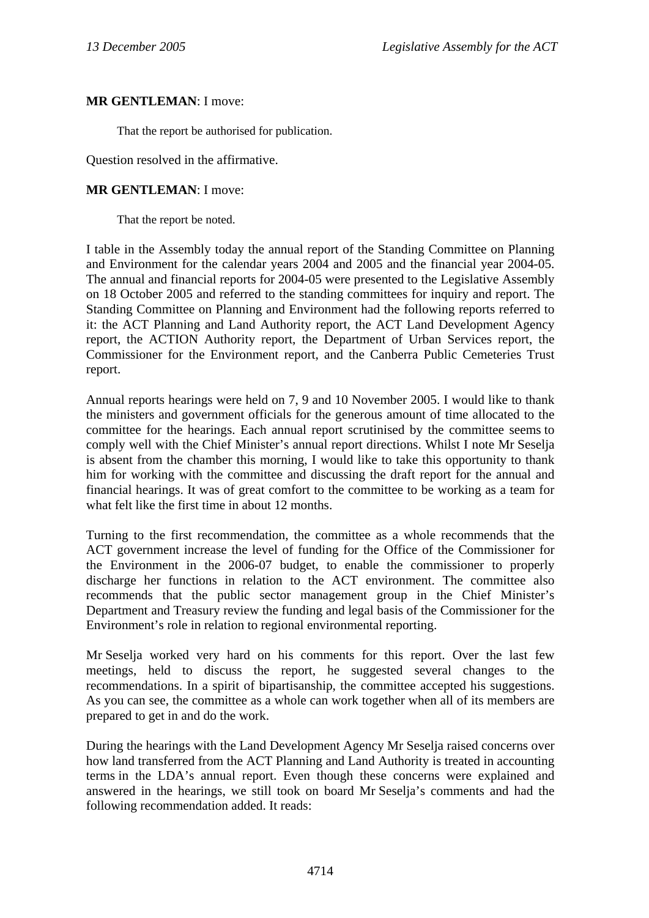**MR GENTLEMAN**: I move:

> That the report be authorised for publication.

Question resolved in the affirmative.

**MR GENTLEMAN**: I move:

> That the report be noted.

I table in the Assembly today the annual report of the Standing Committee on Planning and Environment for the calendar years 2004 and 2005 and the financial year 2004-05. The annual and financial reports for 2004-05 were presented to the Legislative Assembly on 18 October 2005 and referred to the standing committees for inquiry and report. The Standing Committee on Planning and Environment had the following reports referred to it: the ACT Planning and Land Authority report, the ACT Land Development Agency report, the ACTION Authority report, the Department of Urban Services report, the Commissioner for the Environment report, and the Canberra Public Cemeteries Trust report.

Annual reports hearings were held on 7, 9 and 10 November 2005. I would like to thank the ministers and government officials for the generous amount of time allocated to the committee for the hearings. Each annual report scrutinised by the committee seems to comply well with the Chief Minister's annual report directions. Whilst I note Mr Seselja is absent from the chamber this morning, I would like to take this opportunity to thank him for working with the committee and discussing the draft report for the annual and financial hearings. It was of great comfort to the committee to be working as a team for what felt like the first time in about 12 months.

Turning to the first recommendation, the committee as a whole recommends that the ACT government increase the level of funding for the Office of the Commissioner for the Environment in the 2006-07 budget, to enable the commissioner to properly discharge her functions in relation to the ACT environment. The committee also recommends that the public sector management group in the Chief Minister's Department and Treasury review the funding and legal basis of the Commissioner for the Environment's role in relation to regional environmental reporting.

Mr Seselja worked very hard on his comments for this report. Over the last few meetings, held to discuss the report, he suggested several changes to the recommendations. In a spirit of bipartisanship, the committee accepted his suggestions. As you can see, the committee as a whole can work together when all of its members are prepared to get in and do the work.

During the hearings with the Land Development Agency Mr Seselja raised concerns over how land transferred from the ACT Planning and Land Authority is treated in accounting terms in the LDA's annual report. Even though these concerns were explained and answered in the hearings, we still took on board Mr Seselja's comments and had the following recommendation added. It reads: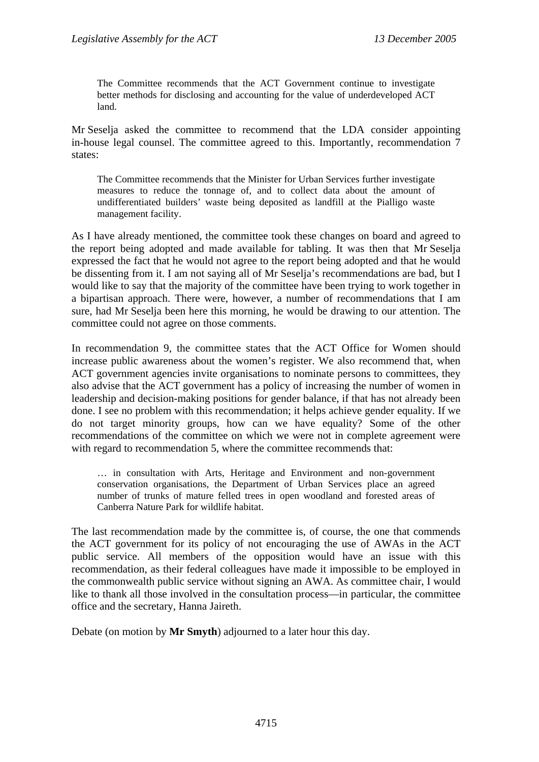> The Committee recommends that the ACT Government continue to investigate better methods for disclosing and accounting for the value of underdeveloped ACT land.

Mr Seselja asked the committee to recommend that the LDA consider appointing in-house legal counsel. The committee agreed to this. Importantly, recommendation 7 states:

> The Committee recommends that the Minister for Urban Services further investigate measures to reduce the tonnage of, and to collect data about the amount of undifferentiated builders' waste being deposited as landfill at the Pialligo waste management facility.

As I have already mentioned, the committee took these changes on board and agreed to the report being adopted and made available for tabling. It was then that Mr Seselja expressed the fact that he would not agree to the report being adopted and that he would be dissenting from it. I am not saying all of Mr Seselja's recommendations are bad, but I would like to say that the majority of the committee have been trying to work together in a bipartisan approach. There were, however, a number of recommendations that I am sure, had Mr Seselja been here this morning, he would be drawing to our attention. The committee could not agree on those comments.

In recommendation 9, the committee states that the ACT Office for Women should increase public awareness about the women's register. We also recommend that, when ACT government agencies invite organisations to nominate persons to committees, they also advise that the ACT government has a policy of increasing the number of women in leadership and decision-making positions for gender balance, if that has not already been done. I see no problem with this recommendation; it helps achieve gender equality. If we do not target minority groups, how can we have equality? Some of the other recommendations of the committee on which we were not in complete agreement were with regard to recommendation 5, where the committee recommends that:

> … in consultation with Arts, Heritage and Environment and non-government conservation organisations, the Department of Urban Services place an agreed number of trunks of mature felled trees in open woodland and forested areas of Canberra Nature Park for wildlife habitat.

The last recommendation made by the committee is, of course, the one that commends the ACT government for its policy of not encouraging the use of AWAs in the ACT public service. All members of the opposition would have an issue with this recommendation, as their federal colleagues have made it impossible to be employed in the commonwealth public service without signing an AWA. As committee chair, I would like to thank all those involved in the consultation process—in particular, the committee office and the secretary, Hanna Jaireth.

Debate (on motion by **Mr Smyth**) adjourned to a later hour this day.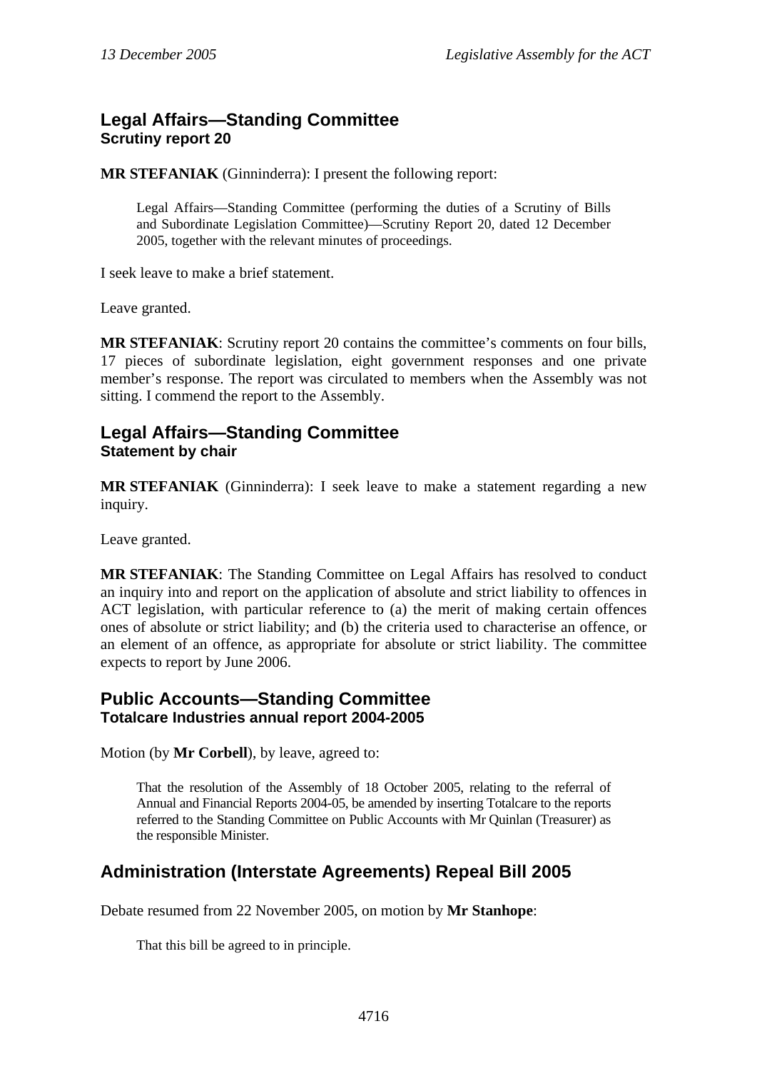## Legal Affairs—Standing Committee
### Scrutiny report 20

**MR STEFANIAK** (Ginninderra): I present the following report:

> Legal Affairs—Standing Committee (performing the duties of a Scrutiny of Bills and Subordinate Legislation Committee)—Scrutiny Report 20, dated 12 December 2005, together with the relevant minutes of proceedings.

I seek leave to make a brief statement.

Leave granted.

**MR STEFANIAK**: Scrutiny report 20 contains the committee's comments on four bills, 17 pieces of subordinate legislation, eight government responses and one private member's response. The report was circulated to members when the Assembly was not sitting. I commend the report to the Assembly.

## Legal Affairs—Standing Committee
### Statement by chair

**MR STEFANIAK** (Ginninderra): I seek leave to make a statement regarding a new inquiry.

Leave granted.

**MR STEFANIAK**: The Standing Committee on Legal Affairs has resolved to conduct an inquiry into and report on the application of absolute and strict liability to offences in ACT legislation, with particular reference to (a) the merit of making certain offences ones of absolute or strict liability; and (b) the criteria used to characterise an offence, or an element of an offence, as appropriate for absolute or strict liability. The committee expects to report by June 2006.

## Public Accounts—Standing Committee
### Totalcare Industries annual report 2004-2005

Motion (by **Mr Corbell**), by leave, agreed to:

> That the resolution of the Assembly of 18 October 2005, relating to the referral of Annual and Financial Reports 2004-05, be amended by inserting Totalcare to the reports referred to the Standing Committee on Public Accounts with Mr Quinlan (Treasurer) as the responsible Minister.

## Administration (Interstate Agreements) Repeal Bill 2005

Debate resumed from 22 November 2005, on motion by **Mr Stanhope**:

> That this bill be agreed to in principle.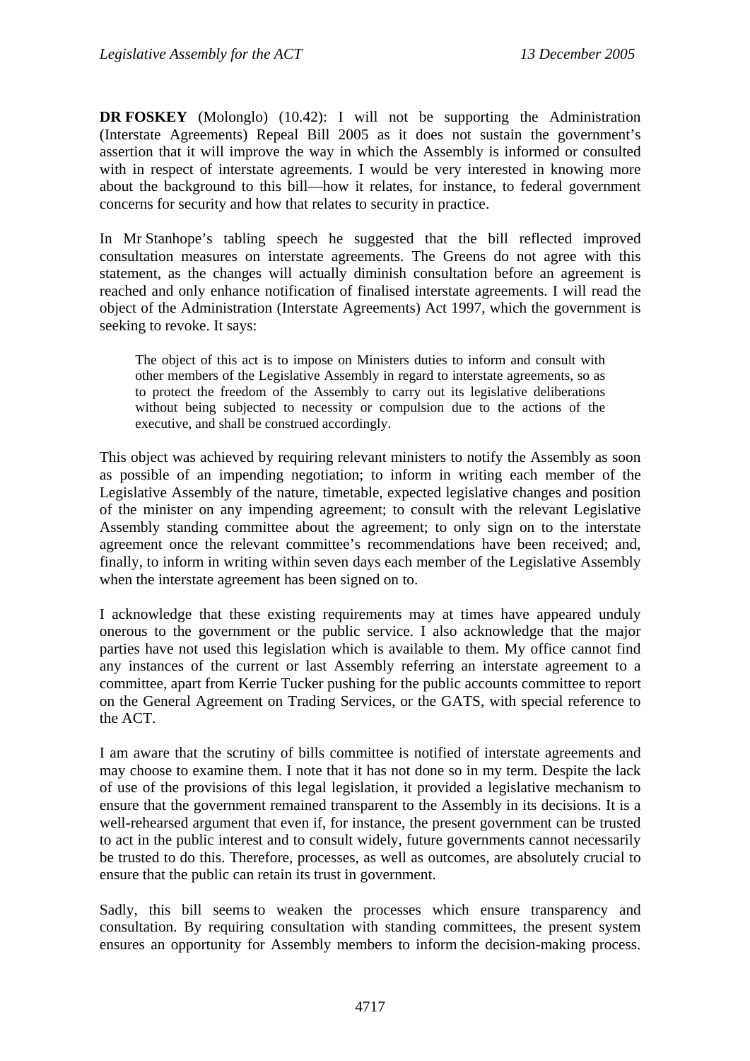**DR FOSKEY** (Molonglo) (10.42): I will not be supporting the Administration (Interstate Agreements) Repeal Bill 2005 as it does not sustain the government's assertion that it will improve the way in which the Assembly is informed or consulted with in respect of interstate agreements. I would be very interested in knowing more about the background to this bill—how it relates, for instance, to federal government concerns for security and how that relates to security in practice.

In Mr Stanhope's tabling speech he suggested that the bill reflected improved consultation measures on interstate agreements. The Greens do not agree with this statement, as the changes will actually diminish consultation before an agreement is reached and only enhance notification of finalised interstate agreements. I will read the object of the Administration (Interstate Agreements) Act 1997, which the government is seeking to revoke. It says:

> The object of this act is to impose on Ministers duties to inform and consult with other members of the Legislative Assembly in regard to interstate agreements, so as to protect the freedom of the Assembly to carry out its legislative deliberations without being subjected to necessity or compulsion due to the actions of the executive, and shall be construed accordingly.

This object was achieved by requiring relevant ministers to notify the Assembly as soon as possible of an impending negotiation; to inform in writing each member of the Legislative Assembly of the nature, timetable, expected legislative changes and position of the minister on any impending agreement; to consult with the relevant Legislative Assembly standing committee about the agreement; to only sign on to the interstate agreement once the relevant committee's recommendations have been received; and, finally, to inform in writing within seven days each member of the Legislative Assembly when the interstate agreement has been signed on to.

I acknowledge that these existing requirements may at times have appeared unduly onerous to the government or the public service. I also acknowledge that the major parties have not used this legislation which is available to them. My office cannot find any instances of the current or last Assembly referring an interstate agreement to a committee, apart from Kerrie Tucker pushing for the public accounts committee to report on the General Agreement on Trading Services, or the GATS, with special reference to the ACT.

I am aware that the scrutiny of bills committee is notified of interstate agreements and may choose to examine them. I note that it has not done so in my term. Despite the lack of use of the provisions of this legal legislation, it provided a legislative mechanism to ensure that the government remained transparent to the Assembly in its decisions. It is a well-rehearsed argument that even if, for instance, the present government can be trusted to act in the public interest and to consult widely, future governments cannot necessarily be trusted to do this. Therefore, processes, as well as outcomes, are absolutely crucial to ensure that the public can retain its trust in government.

Sadly, this bill seems to weaken the processes which ensure transparency and consultation. By requiring consultation with standing committees, the present system ensures an opportunity for Assembly members to inform the decision-making process.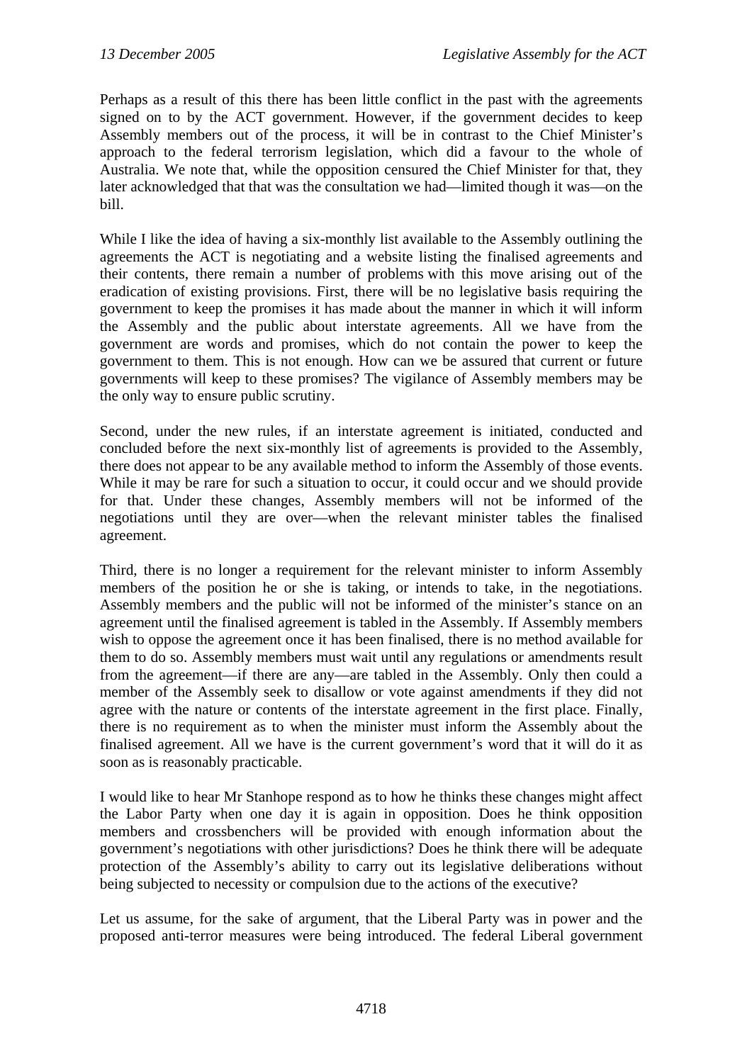Perhaps as a result of this there has been little conflict in the past with the agreements signed on to by the ACT government. However, if the government decides to keep Assembly members out of the process, it will be in contrast to the Chief Minister's approach to the federal terrorism legislation, which did a favour to the whole of Australia. We note that, while the opposition censured the Chief Minister for that, they later acknowledged that that was the consultation we had—limited though it was—on the bill.

While I like the idea of having a six-monthly list available to the Assembly outlining the agreements the ACT is negotiating and a website listing the finalised agreements and their contents, there remain a number of problems with this move arising out of the eradication of existing provisions. First, there will be no legislative basis requiring the government to keep the promises it has made about the manner in which it will inform the Assembly and the public about interstate agreements. All we have from the government are words and promises, which do not contain the power to keep the government to them. This is not enough. How can we be assured that current or future governments will keep to these promises? The vigilance of Assembly members may be the only way to ensure public scrutiny.

Second, under the new rules, if an interstate agreement is initiated, conducted and concluded before the next six-monthly list of agreements is provided to the Assembly, there does not appear to be any available method to inform the Assembly of those events. While it may be rare for such a situation to occur, it could occur and we should provide for that. Under these changes, Assembly members will not be informed of the negotiations until they are over—when the relevant minister tables the finalised agreement.

Third, there is no longer a requirement for the relevant minister to inform Assembly members of the position he or she is taking, or intends to take, in the negotiations. Assembly members and the public will not be informed of the minister's stance on an agreement until the finalised agreement is tabled in the Assembly. If Assembly members wish to oppose the agreement once it has been finalised, there is no method available for them to do so. Assembly members must wait until any regulations or amendments result from the agreement—if there are any—are tabled in the Assembly. Only then could a member of the Assembly seek to disallow or vote against amendments if they did not agree with the nature or contents of the interstate agreement in the first place. Finally, there is no requirement as to when the minister must inform the Assembly about the finalised agreement. All we have is the current government's word that it will do it as soon as is reasonably practicable.

I would like to hear Mr Stanhope respond as to how he thinks these changes might affect the Labor Party when one day it is again in opposition. Does he think opposition members and crossbenchers will be provided with enough information about the government's negotiations with other jurisdictions? Does he think there will be adequate protection of the Assembly's ability to carry out its legislative deliberations without being subjected to necessity or compulsion due to the actions of the executive?

Let us assume, for the sake of argument, that the Liberal Party was in power and the proposed anti-terror measures were being introduced. The federal Liberal government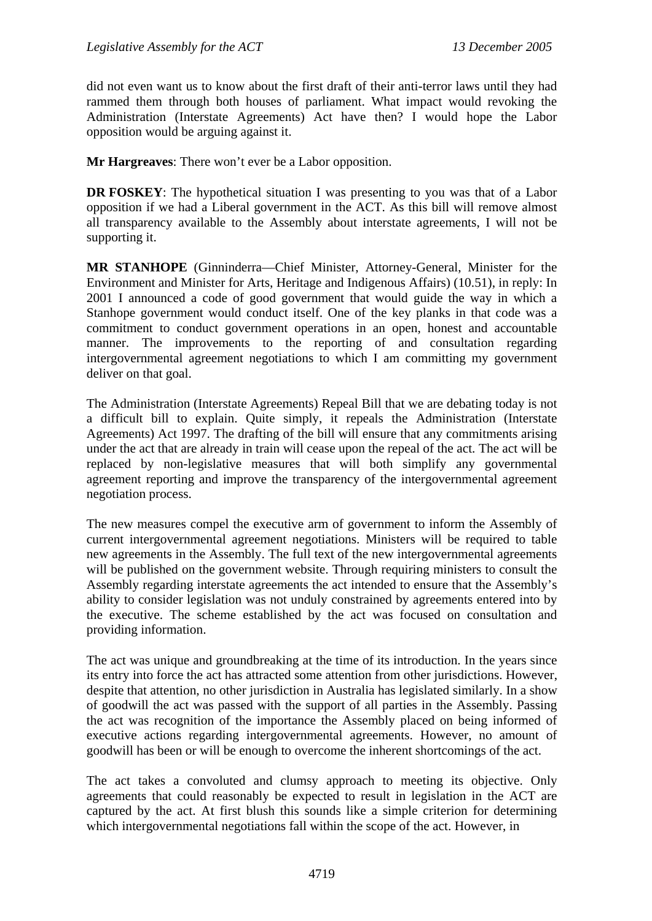did not even want us to know about the first draft of their anti-terror laws until they had rammed them through both houses of parliament. What impact would revoking the Administration (Interstate Agreements) Act have then? I would hope the Labor opposition would be arguing against it.

**Mr Hargreaves**: There won't ever be a Labor opposition.

**DR FOSKEY**: The hypothetical situation I was presenting to you was that of a Labor opposition if we had a Liberal government in the ACT. As this bill will remove almost all transparency available to the Assembly about interstate agreements, I will not be supporting it.

**MR STANHOPE** (Ginninderra—Chief Minister, Attorney-General, Minister for the Environment and Minister for Arts, Heritage and Indigenous Affairs) (10.51), in reply: In 2001 I announced a code of good government that would guide the way in which a Stanhope government would conduct itself. One of the key planks in that code was a commitment to conduct government operations in an open, honest and accountable manner. The improvements to the reporting of and consultation regarding intergovernmental agreement negotiations to which I am committing my government deliver on that goal.

The Administration (Interstate Agreements) Repeal Bill that we are debating today is not a difficult bill to explain. Quite simply, it repeals the Administration (Interstate Agreements) Act 1997. The drafting of the bill will ensure that any commitments arising under the act that are already in train will cease upon the repeal of the act. The act will be replaced by non-legislative measures that will both simplify any governmental agreement reporting and improve the transparency of the intergovernmental agreement negotiation process.

The new measures compel the executive arm of government to inform the Assembly of current intergovernmental agreement negotiations. Ministers will be required to table new agreements in the Assembly. The full text of the new intergovernmental agreements will be published on the government website. Through requiring ministers to consult the Assembly regarding interstate agreements the act intended to ensure that the Assembly's ability to consider legislation was not unduly constrained by agreements entered into by the executive. The scheme established by the act was focused on consultation and providing information.

The act was unique and groundbreaking at the time of its introduction. In the years since its entry into force the act has attracted some attention from other jurisdictions. However, despite that attention, no other jurisdiction in Australia has legislated similarly. In a show of goodwill the act was passed with the support of all parties in the Assembly. Passing the act was recognition of the importance the Assembly placed on being informed of executive actions regarding intergovernmental agreements. However, no amount of goodwill has been or will be enough to overcome the inherent shortcomings of the act.

The act takes a convoluted and clumsy approach to meeting its objective. Only agreements that could reasonably be expected to result in legislation in the ACT are captured by the act. At first blush this sounds like a simple criterion for determining which intergovernmental negotiations fall within the scope of the act. However, in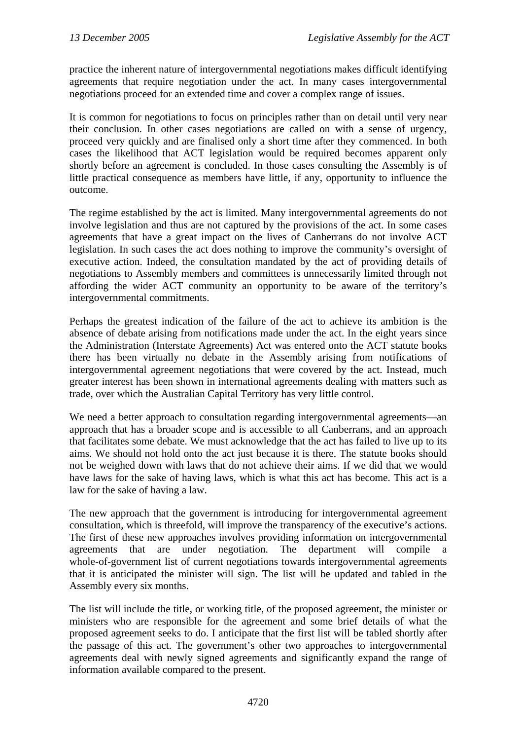practice the inherent nature of intergovernmental negotiations makes difficult identifying agreements that require negotiation under the act. In many cases intergovernmental negotiations proceed for an extended time and cover a complex range of issues.

It is common for negotiations to focus on principles rather than on detail until very near their conclusion. In other cases negotiations are called on with a sense of urgency, proceed very quickly and are finalised only a short time after they commenced. In both cases the likelihood that ACT legislation would be required becomes apparent only shortly before an agreement is concluded. In those cases consulting the Assembly is of little practical consequence as members have little, if any, opportunity to influence the outcome.

The regime established by the act is limited. Many intergovernmental agreements do not involve legislation and thus are not captured by the provisions of the act. In some cases agreements that have a great impact on the lives of Canberrans do not involve ACT legislation. In such cases the act does nothing to improve the community's oversight of executive action. Indeed, the consultation mandated by the act of providing details of negotiations to Assembly members and committees is unnecessarily limited through not affording the wider ACT community an opportunity to be aware of the territory's intergovernmental commitments.

Perhaps the greatest indication of the failure of the act to achieve its ambition is the absence of debate arising from notifications made under the act. In the eight years since the Administration (Interstate Agreements) Act was entered onto the ACT statute books there has been virtually no debate in the Assembly arising from notifications of intergovernmental agreement negotiations that were covered by the act. Instead, much greater interest has been shown in international agreements dealing with matters such as trade, over which the Australian Capital Territory has very little control.

We need a better approach to consultation regarding intergovernmental agreements—an approach that has a broader scope and is accessible to all Canberrans, and an approach that facilitates some debate. We must acknowledge that the act has failed to live up to its aims. We should not hold onto the act just because it is there. The statute books should not be weighed down with laws that do not achieve their aims. If we did that we would have laws for the sake of having laws, which is what this act has become. This act is a law for the sake of having a law.

The new approach that the government is introducing for intergovernmental agreement consultation, which is threefold, will improve the transparency of the executive's actions. The first of these new approaches involves providing information on intergovernmental agreements that are under negotiation. The department will compile a whole-of-government list of current negotiations towards intergovernmental agreements that it is anticipated the minister will sign. The list will be updated and tabled in the Assembly every six months.

The list will include the title, or working title, of the proposed agreement, the minister or ministers who are responsible for the agreement and some brief details of what the proposed agreement seeks to do. I anticipate that the first list will be tabled shortly after the passage of this act. The government's other two approaches to intergovernmental agreements deal with newly signed agreements and significantly expand the range of information available compared to the present.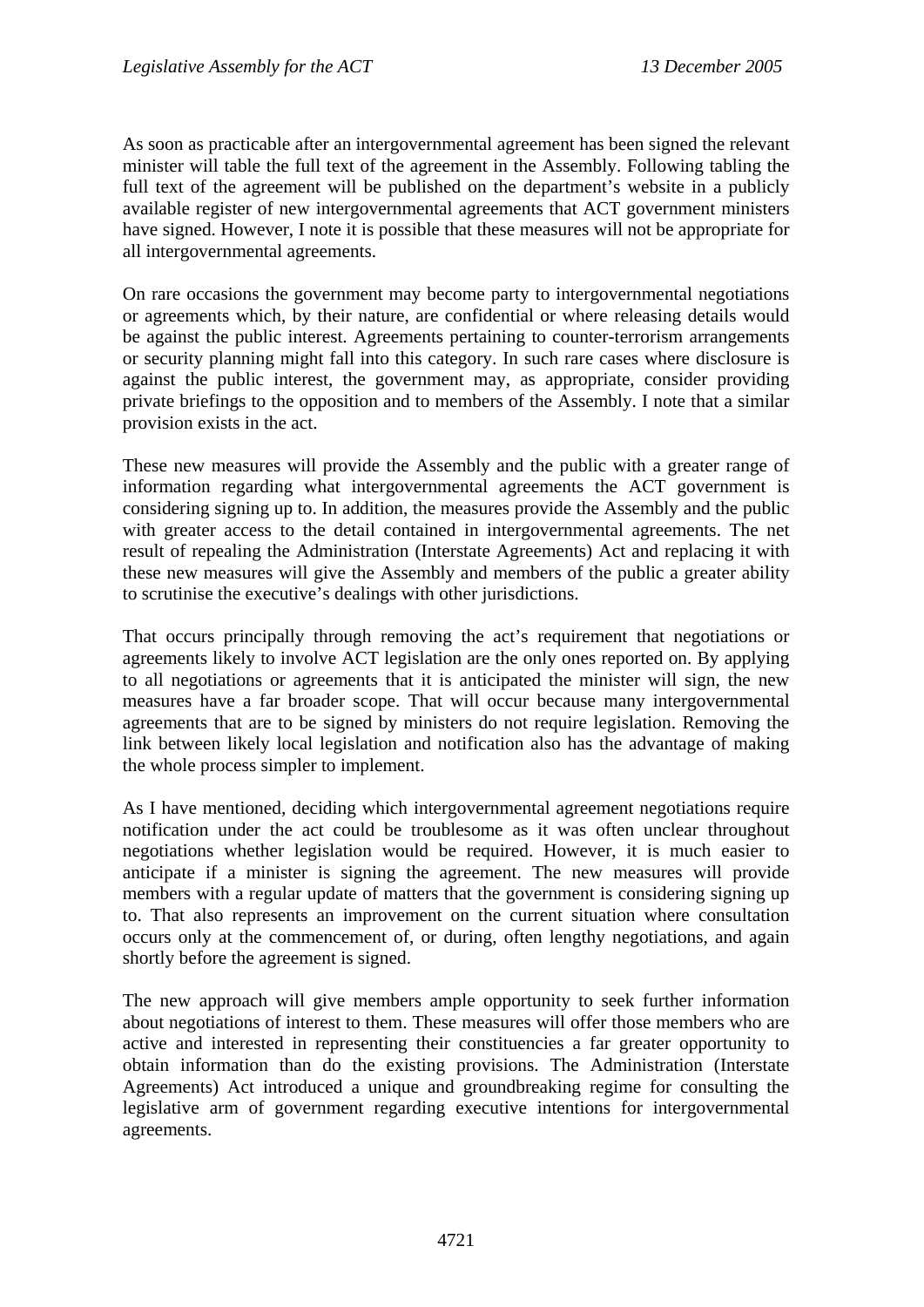As soon as practicable after an intergovernmental agreement has been signed the relevant minister will table the full text of the agreement in the Assembly. Following tabling the full text of the agreement will be published on the department's website in a publicly available register of new intergovernmental agreements that ACT government ministers have signed. However, I note it is possible that these measures will not be appropriate for all intergovernmental agreements.

On rare occasions the government may become party to intergovernmental negotiations or agreements which, by their nature, are confidential or where releasing details would be against the public interest. Agreements pertaining to counter-terrorism arrangements or security planning might fall into this category. In such rare cases where disclosure is against the public interest, the government may, as appropriate, consider providing private briefings to the opposition and to members of the Assembly. I note that a similar provision exists in the act.

These new measures will provide the Assembly and the public with a greater range of information regarding what intergovernmental agreements the ACT government is considering signing up to. In addition, the measures provide the Assembly and the public with greater access to the detail contained in intergovernmental agreements. The net result of repealing the Administration (Interstate Agreements) Act and replacing it with these new measures will give the Assembly and members of the public a greater ability to scrutinise the executive's dealings with other jurisdictions.

That occurs principally through removing the act's requirement that negotiations or agreements likely to involve ACT legislation are the only ones reported on. By applying to all negotiations or agreements that it is anticipated the minister will sign, the new measures have a far broader scope. That will occur because many intergovernmental agreements that are to be signed by ministers do not require legislation. Removing the link between likely local legislation and notification also has the advantage of making the whole process simpler to implement.

As I have mentioned, deciding which intergovernmental agreement negotiations require notification under the act could be troublesome as it was often unclear throughout negotiations whether legislation would be required. However, it is much easier to anticipate if a minister is signing the agreement. The new measures will provide members with a regular update of matters that the government is considering signing up to. That also represents an improvement on the current situation where consultation occurs only at the commencement of, or during, often lengthy negotiations, and again shortly before the agreement is signed.

The new approach will give members ample opportunity to seek further information about negotiations of interest to them. These measures will offer those members who are active and interested in representing their constituencies a far greater opportunity to obtain information than do the existing provisions. The Administration (Interstate Agreements) Act introduced a unique and groundbreaking regime for consulting the legislative arm of government regarding executive intentions for intergovernmental agreements.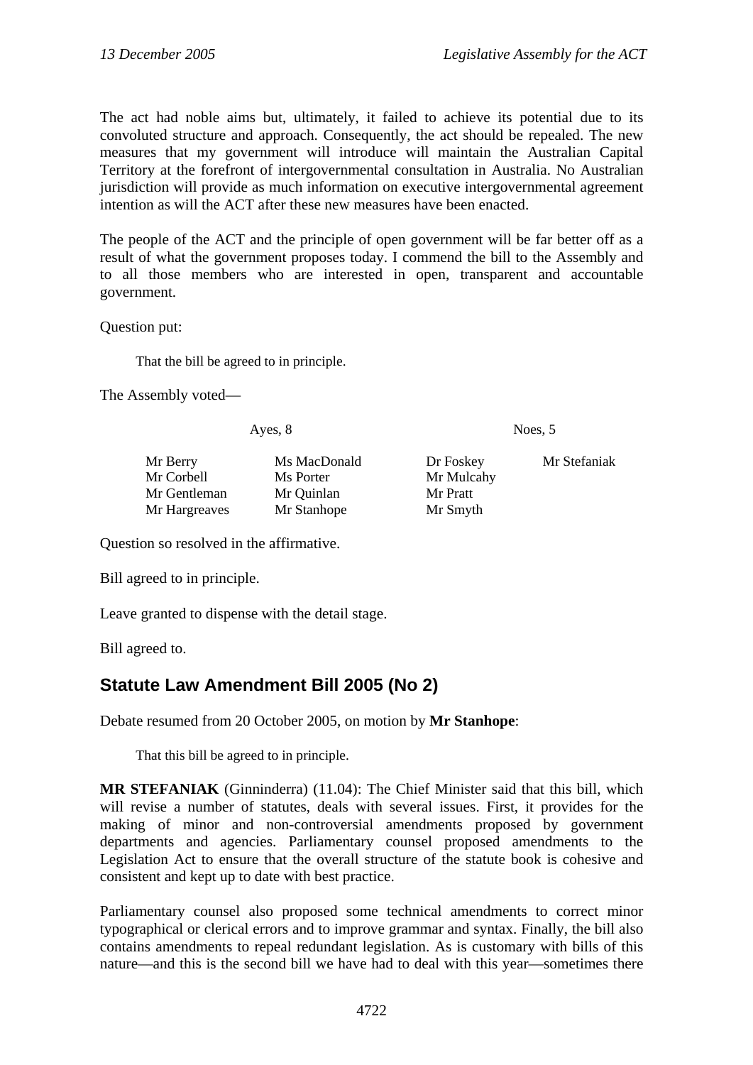The act had noble aims but, ultimately, it failed to achieve its potential due to its convoluted structure and approach. Consequently, the act should be repealed. The new measures that my government will introduce will maintain the Australian Capital Territory at the forefront of intergovernmental consultation in Australia. No Australian jurisdiction will provide as much information on executive intergovernmental agreement intention as will the ACT after these new measures have been enacted.

The people of the ACT and the principle of open government will be far better off as a result of what the government proposes today. I commend the bill to the Assembly and to all those members who are interested in open, transparent and accountable government.

Question put:

> That the bill be agreed to in principle.

The Assembly voted—

| Ayes, 8 | | Noes, 5 | |
|---|---|---|---|
| Mr Berry | Ms MacDonald | Dr Foskey | Mr Stefaniak |
| Mr Corbell | Ms Porter | Mr Mulcahy | |
| Mr Gentleman | Mr Quinlan | Mr Pratt | |
| Mr Hargreaves | Mr Stanhope | Mr Smyth | |

Question so resolved in the affirmative.

Bill agreed to in principle.

Leave granted to dispense with the detail stage.

Bill agreed to.

## Statute Law Amendment Bill 2005 (No 2)

Debate resumed from 20 October 2005, on motion by **Mr Stanhope**:

> That this bill be agreed to in principle.

**MR STEFANIAK** (Ginninderra) (11.04): The Chief Minister said that this bill, which will revise a number of statutes, deals with several issues. First, it provides for the making of minor and non-controversial amendments proposed by government departments and agencies. Parliamentary counsel proposed amendments to the Legislation Act to ensure that the overall structure of the statute book is cohesive and consistent and kept up to date with best practice.

Parliamentary counsel also proposed some technical amendments to correct minor typographical or clerical errors and to improve grammar and syntax. Finally, the bill also contains amendments to repeal redundant legislation. As is customary with bills of this nature—and this is the second bill we have had to deal with this year—sometimes there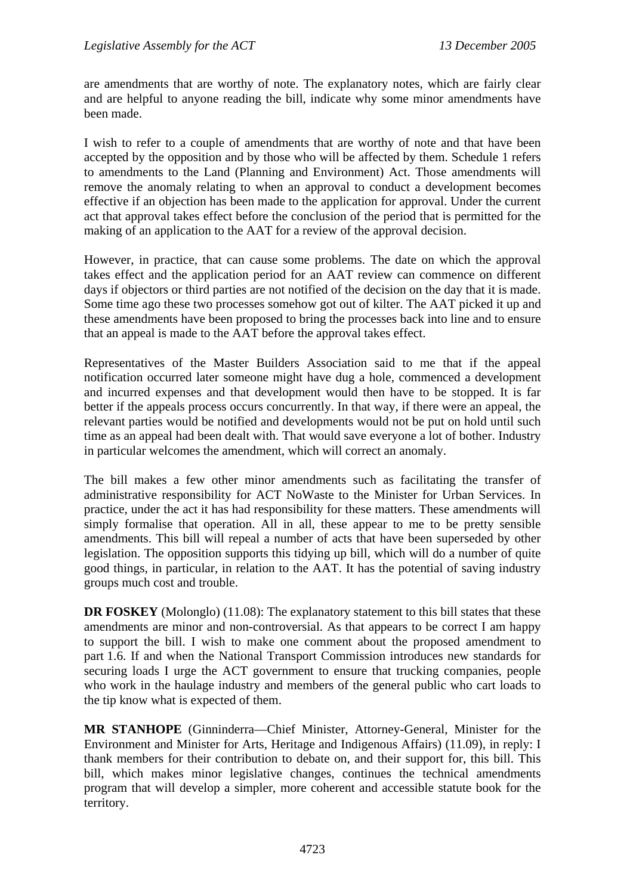are amendments that are worthy of note. The explanatory notes, which are fairly clear and are helpful to anyone reading the bill, indicate why some minor amendments have been made.

I wish to refer to a couple of amendments that are worthy of note and that have been accepted by the opposition and by those who will be affected by them. Schedule 1 refers to amendments to the Land (Planning and Environment) Act. Those amendments will remove the anomaly relating to when an approval to conduct a development becomes effective if an objection has been made to the application for approval. Under the current act that approval takes effect before the conclusion of the period that is permitted for the making of an application to the AAT for a review of the approval decision.

However, in practice, that can cause some problems. The date on which the approval takes effect and the application period for an AAT review can commence on different days if objectors or third parties are not notified of the decision on the day that it is made. Some time ago these two processes somehow got out of kilter. The AAT picked it up and these amendments have been proposed to bring the processes back into line and to ensure that an appeal is made to the AAT before the approval takes effect.

Representatives of the Master Builders Association said to me that if the appeal notification occurred later someone might have dug a hole, commenced a development and incurred expenses and that development would then have to be stopped. It is far better if the appeals process occurs concurrently. In that way, if there were an appeal, the relevant parties would be notified and developments would not be put on hold until such time as an appeal had been dealt with. That would save everyone a lot of bother. Industry in particular welcomes the amendment, which will correct an anomaly.

The bill makes a few other minor amendments such as facilitating the transfer of administrative responsibility for ACT NoWaste to the Minister for Urban Services. In practice, under the act it has had responsibility for these matters. These amendments will simply formalise that operation. All in all, these appear to me to be pretty sensible amendments. This bill will repeal a number of acts that have been superseded by other legislation. The opposition supports this tidying up bill, which will do a number of quite good things, in particular, in relation to the AAT. It has the potential of saving industry groups much cost and trouble.

**DR FOSKEY** (Molonglo) (11.08): The explanatory statement to this bill states that these amendments are minor and non-controversial. As that appears to be correct I am happy to support the bill. I wish to make one comment about the proposed amendment to part 1.6. If and when the National Transport Commission introduces new standards for securing loads I urge the ACT government to ensure that trucking companies, people who work in the haulage industry and members of the general public who cart loads to the tip know what is expected of them.

**MR STANHOPE** (Ginninderra—Chief Minister, Attorney-General, Minister for the Environment and Minister for Arts, Heritage and Indigenous Affairs) (11.09), in reply: I thank members for their contribution to debate on, and their support for, this bill. This bill, which makes minor legislative changes, continues the technical amendments program that will develop a simpler, more coherent and accessible statute book for the territory.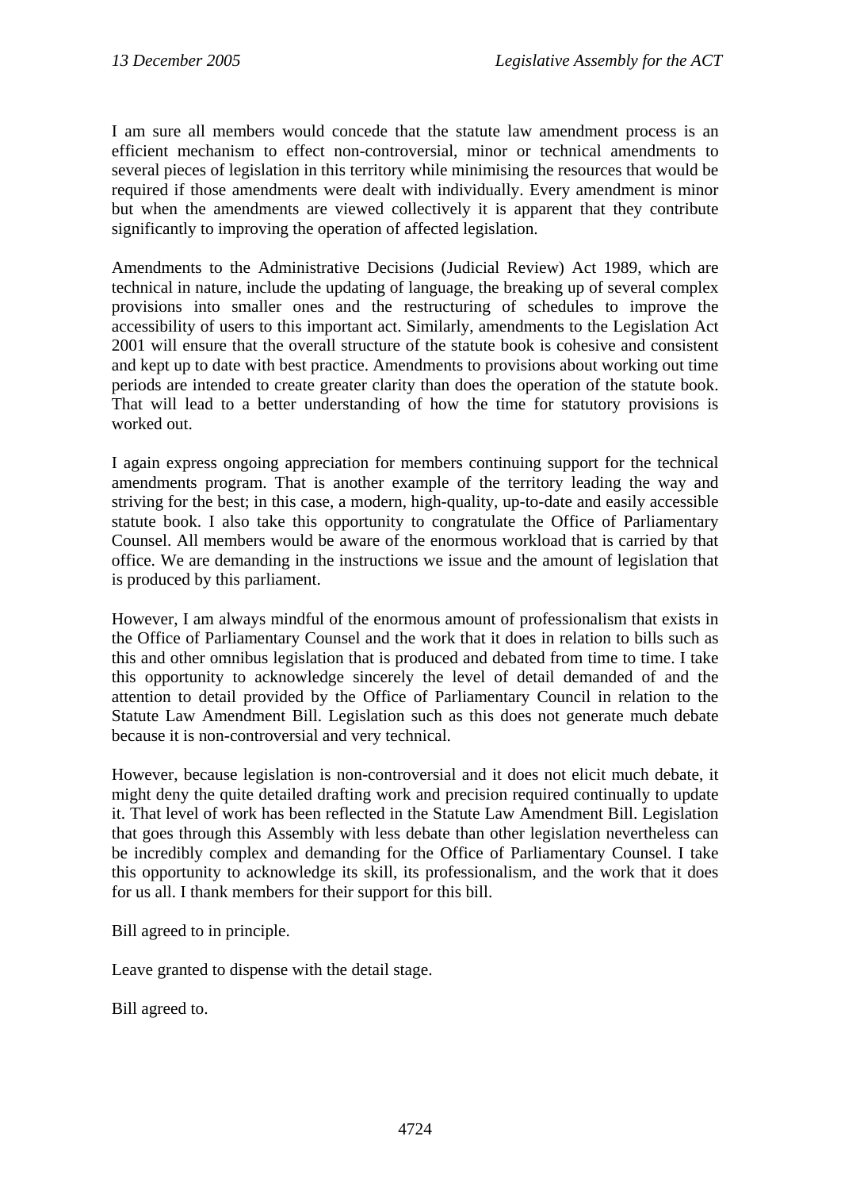I am sure all members would concede that the statute law amendment process is an efficient mechanism to effect non-controversial, minor or technical amendments to several pieces of legislation in this territory while minimising the resources that would be required if those amendments were dealt with individually. Every amendment is minor but when the amendments are viewed collectively it is apparent that they contribute significantly to improving the operation of affected legislation.

Amendments to the Administrative Decisions (Judicial Review) Act 1989, which are technical in nature, include the updating of language, the breaking up of several complex provisions into smaller ones and the restructuring of schedules to improve the accessibility of users to this important act. Similarly, amendments to the Legislation Act 2001 will ensure that the overall structure of the statute book is cohesive and consistent and kept up to date with best practice. Amendments to provisions about working out time periods are intended to create greater clarity than does the operation of the statute book. That will lead to a better understanding of how the time for statutory provisions is worked out.

I again express ongoing appreciation for members continuing support for the technical amendments program. That is another example of the territory leading the way and striving for the best; in this case, a modern, high-quality, up-to-date and easily accessible statute book. I also take this opportunity to congratulate the Office of Parliamentary Counsel. All members would be aware of the enormous workload that is carried by that office. We are demanding in the instructions we issue and the amount of legislation that is produced by this parliament.

However, I am always mindful of the enormous amount of professionalism that exists in the Office of Parliamentary Counsel and the work that it does in relation to bills such as this and other omnibus legislation that is produced and debated from time to time. I take this opportunity to acknowledge sincerely the level of detail demanded of and the attention to detail provided by the Office of Parliamentary Council in relation to the Statute Law Amendment Bill. Legislation such as this does not generate much debate because it is non-controversial and very technical.

However, because legislation is non-controversial and it does not elicit much debate, it might deny the quite detailed drafting work and precision required continually to update it. That level of work has been reflected in the Statute Law Amendment Bill. Legislation that goes through this Assembly with less debate than other legislation nevertheless can be incredibly complex and demanding for the Office of Parliamentary Counsel. I take this opportunity to acknowledge its skill, its professionalism, and the work that it does for us all. I thank members for their support for this bill.

Bill agreed to in principle.

Leave granted to dispense with the detail stage.

Bill agreed to.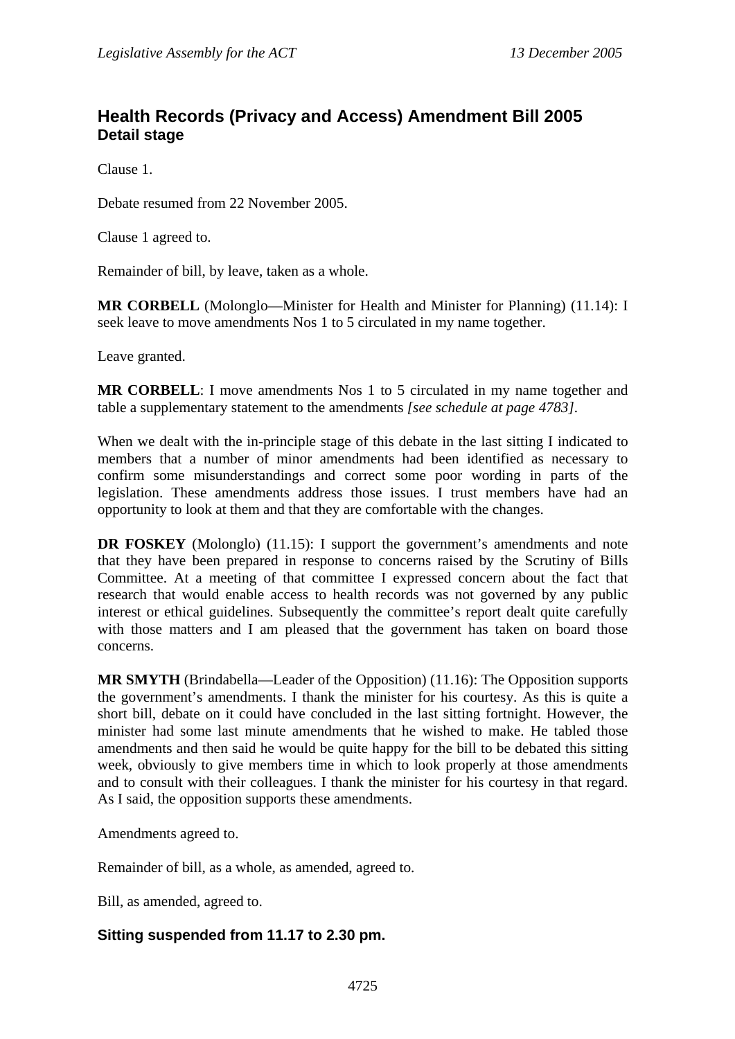## Health Records (Privacy and Access) Amendment Bill 2005

### Detail stage

Clause 1.

Debate resumed from 22 November 2005.

Clause 1 agreed to.

Remainder of bill, by leave, taken as a whole.

**MR CORBELL** (Molonglo—Minister for Health and Minister for Planning) (11.14): I seek leave to move amendments Nos 1 to 5 circulated in my name together.

Leave granted.

**MR CORBELL**: I move amendments Nos 1 to 5 circulated in my name together and table a supplementary statement to the amendments *[see schedule at page 4783]*.

When we dealt with the in-principle stage of this debate in the last sitting I indicated to members that a number of minor amendments had been identified as necessary to confirm some misunderstandings and correct some poor wording in parts of the legislation. These amendments address those issues. I trust members have had an opportunity to look at them and that they are comfortable with the changes.

**DR FOSKEY** (Molonglo) (11.15): I support the government's amendments and note that they have been prepared in response to concerns raised by the Scrutiny of Bills Committee. At a meeting of that committee I expressed concern about the fact that research that would enable access to health records was not governed by any public interest or ethical guidelines. Subsequently the committee's report dealt quite carefully with those matters and I am pleased that the government has taken on board those concerns.

**MR SMYTH** (Brindabella—Leader of the Opposition) (11.16): The Opposition supports the government's amendments. I thank the minister for his courtesy. As this is quite a short bill, debate on it could have concluded in the last sitting fortnight. However, the minister had some last minute amendments that he wished to make. He tabled those amendments and then said he would be quite happy for the bill to be debated this sitting week, obviously to give members time in which to look properly at those amendments and to consult with their colleagues. I thank the minister for his courtesy in that regard. As I said, the opposition supports these amendments.

Amendments agreed to.

Remainder of bill, as a whole, as amended, agreed to.

Bill, as amended, agreed to.

### Sitting suspended from 11.17 to 2.30 pm.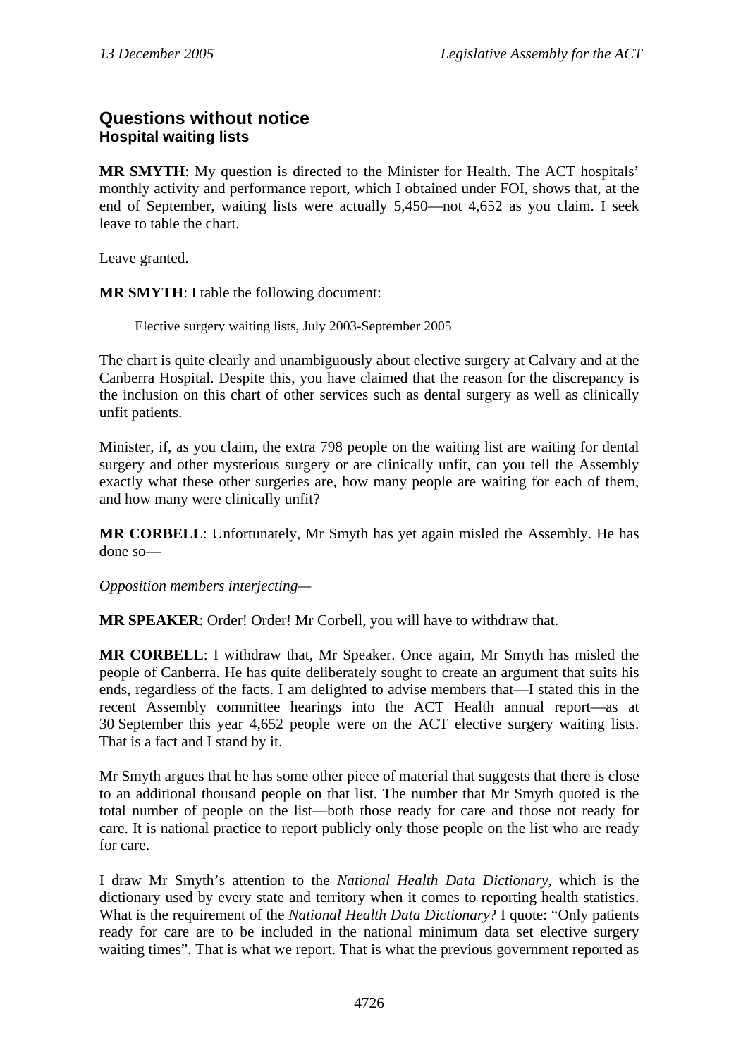## Questions without notice

### Hospital waiting lists

**MR SMYTH**: My question is directed to the Minister for Health. The ACT hospitals' monthly activity and performance report, which I obtained under FOI, shows that, at the end of September, waiting lists were actually 5,450—not 4,652 as you claim. I seek leave to table the chart.

Leave granted.

**MR SMYTH**: I table the following document:

> Elective surgery waiting lists, July 2003-September 2005

The chart is quite clearly and unambiguously about elective surgery at Calvary and at the Canberra Hospital. Despite this, you have claimed that the reason for the discrepancy is the inclusion on this chart of other services such as dental surgery as well as clinically unfit patients.

Minister, if, as you claim, the extra 798 people on the waiting list are waiting for dental surgery and other mysterious surgery or are clinically unfit, can you tell the Assembly exactly what these other surgeries are, how many people are waiting for each of them, and how many were clinically unfit?

**MR CORBELL**: Unfortunately, Mr Smyth has yet again misled the Assembly. He has done so—

*Opposition members interjecting—*

**MR SPEAKER**: Order! Order! Mr Corbell, you will have to withdraw that.

**MR CORBELL**: I withdraw that, Mr Speaker. Once again, Mr Smyth has misled the people of Canberra. He has quite deliberately sought to create an argument that suits his ends, regardless of the facts. I am delighted to advise members that—I stated this in the recent Assembly committee hearings into the ACT Health annual report—as at 30 September this year 4,652 people were on the ACT elective surgery waiting lists. That is a fact and I stand by it.

Mr Smyth argues that he has some other piece of material that suggests that there is close to an additional thousand people on that list. The number that Mr Smyth quoted is the total number of people on the list—both those ready for care and those not ready for care. It is national practice to report publicly only those people on the list who are ready for care.

I draw Mr Smyth's attention to the *National Health Data Dictionary*, which is the dictionary used by every state and territory when it comes to reporting health statistics. What is the requirement of the *National Health Data Dictionary*? I quote: "Only patients ready for care are to be included in the national minimum data set elective surgery waiting times". That is what we report. That is what the previous government reported as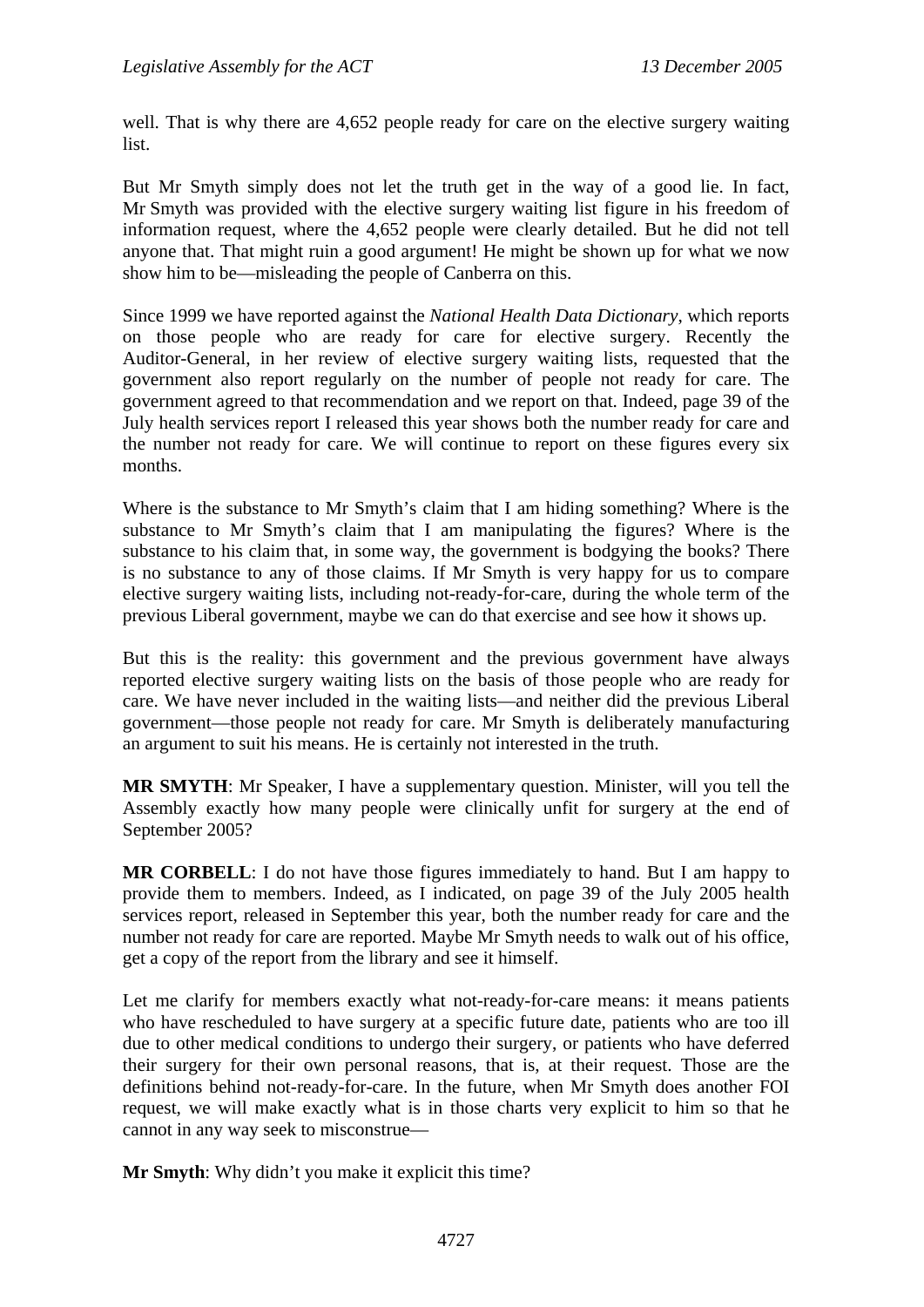well. That is why there are 4,652 people ready for care on the elective surgery waiting list.

But Mr Smyth simply does not let the truth get in the way of a good lie. In fact, Mr Smyth was provided with the elective surgery waiting list figure in his freedom of information request, where the 4,652 people were clearly detailed. But he did not tell anyone that. That might ruin a good argument! He might be shown up for what we now show him to be—misleading the people of Canberra on this.

Since 1999 we have reported against the *National Health Data Dictionary*, which reports on those people who are ready for care for elective surgery. Recently the Auditor-General, in her review of elective surgery waiting lists, requested that the government also report regularly on the number of people not ready for care. The government agreed to that recommendation and we report on that. Indeed, page 39 of the July health services report I released this year shows both the number ready for care and the number not ready for care. We will continue to report on these figures every six months.

Where is the substance to Mr Smyth's claim that I am hiding something? Where is the substance to Mr Smyth's claim that I am manipulating the figures? Where is the substance to his claim that, in some way, the government is bodgying the books? There is no substance to any of those claims. If Mr Smyth is very happy for us to compare elective surgery waiting lists, including not-ready-for-care, during the whole term of the previous Liberal government, maybe we can do that exercise and see how it shows up.

But this is the reality: this government and the previous government have always reported elective surgery waiting lists on the basis of those people who are ready for care. We have never included in the waiting lists—and neither did the previous Liberal government—those people not ready for care. Mr Smyth is deliberately manufacturing an argument to suit his means. He is certainly not interested in the truth.

**MR SMYTH**: Mr Speaker, I have a supplementary question. Minister, will you tell the Assembly exactly how many people were clinically unfit for surgery at the end of September 2005?

**MR CORBELL**: I do not have those figures immediately to hand. But I am happy to provide them to members. Indeed, as I indicated, on page 39 of the July 2005 health services report, released in September this year, both the number ready for care and the number not ready for care are reported. Maybe Mr Smyth needs to walk out of his office, get a copy of the report from the library and see it himself.

Let me clarify for members exactly what not-ready-for-care means: it means patients who have rescheduled to have surgery at a specific future date, patients who are too ill due to other medical conditions to undergo their surgery, or patients who have deferred their surgery for their own personal reasons, that is, at their request. Those are the definitions behind not-ready-for-care. In the future, when Mr Smyth does another FOI request, we will make exactly what is in those charts very explicit to him so that he cannot in any way seek to misconstrue—

**Mr Smyth**: Why didn't you make it explicit this time?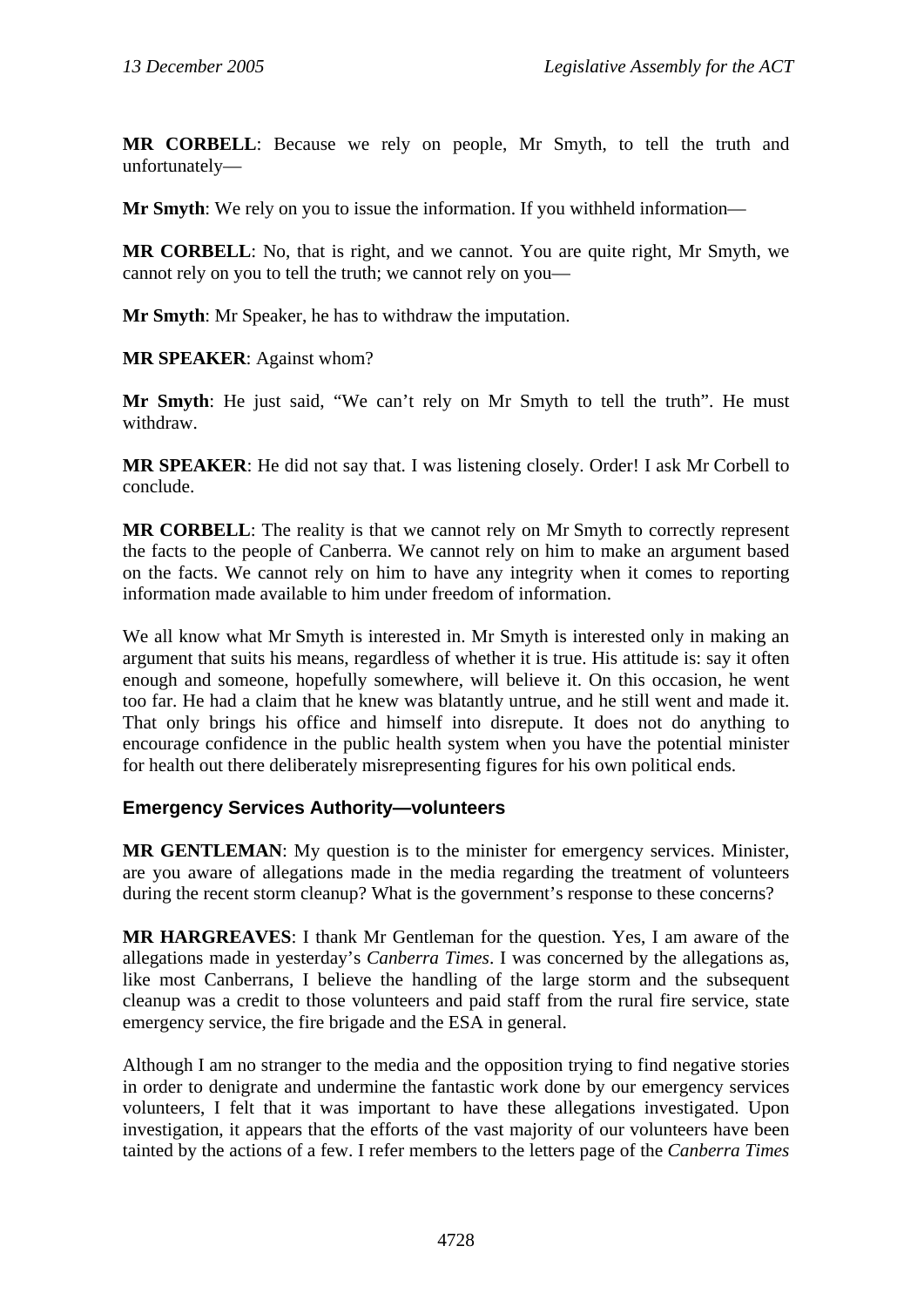**MR CORBELL**: Because we rely on people, Mr Smyth, to tell the truth and unfortunately—

**Mr Smyth**: We rely on you to issue the information. If you withheld information—

**MR CORBELL**: No, that is right, and we cannot. You are quite right, Mr Smyth, we cannot rely on you to tell the truth; we cannot rely on you—

**Mr Smyth**: Mr Speaker, he has to withdraw the imputation.

**MR SPEAKER**: Against whom?

**Mr Smyth**: He just said, "We can't rely on Mr Smyth to tell the truth". He must withdraw.

**MR SPEAKER**: He did not say that. I was listening closely. Order! I ask Mr Corbell to conclude.

**MR CORBELL**: The reality is that we cannot rely on Mr Smyth to correctly represent the facts to the people of Canberra. We cannot rely on him to make an argument based on the facts. We cannot rely on him to have any integrity when it comes to reporting information made available to him under freedom of information.

We all know what Mr Smyth is interested in. Mr Smyth is interested only in making an argument that suits his means, regardless of whether it is true. His attitude is: say it often enough and someone, hopefully somewhere, will believe it. On this occasion, he went too far. He had a claim that he knew was blatantly untrue, and he still went and made it. That only brings his office and himself into disrepute. It does not do anything to encourage confidence in the public health system when you have the potential minister for health out there deliberately misrepresenting figures for his own political ends.

### Emergency Services Authority—volunteers

**MR GENTLEMAN**: My question is to the minister for emergency services. Minister, are you aware of allegations made in the media regarding the treatment of volunteers during the recent storm cleanup? What is the government's response to these concerns?

**MR HARGREAVES**: I thank Mr Gentleman for the question. Yes, I am aware of the allegations made in yesterday's *Canberra Times*. I was concerned by the allegations as, like most Canberrans, I believe the handling of the large storm and the subsequent cleanup was a credit to those volunteers and paid staff from the rural fire service, state emergency service, the fire brigade and the ESA in general.

Although I am no stranger to the media and the opposition trying to find negative stories in order to denigrate and undermine the fantastic work done by our emergency services volunteers, I felt that it was important to have these allegations investigated. Upon investigation, it appears that the efforts of the vast majority of our volunteers have been tainted by the actions of a few. I refer members to the letters page of the *Canberra Times*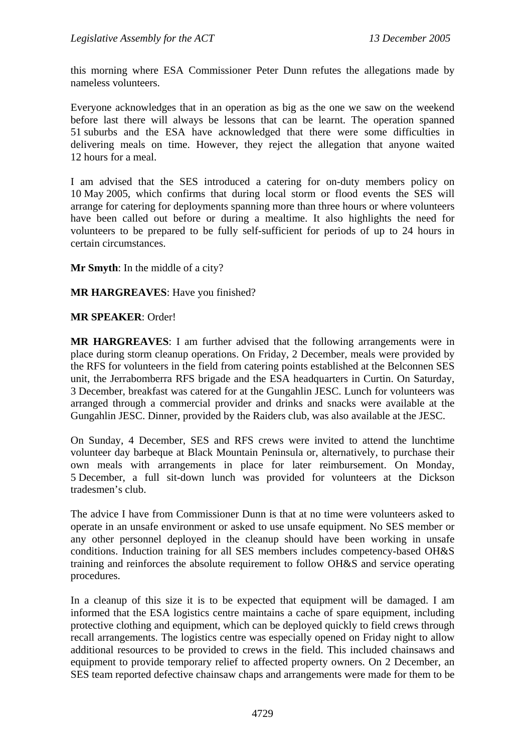this morning where ESA Commissioner Peter Dunn refutes the allegations made by nameless volunteers.

Everyone acknowledges that in an operation as big as the one we saw on the weekend before last there will always be lessons that can be learnt. The operation spanned 51 suburbs and the ESA have acknowledged that there were some difficulties in delivering meals on time. However, they reject the allegation that anyone waited 12 hours for a meal.

I am advised that the SES introduced a catering for on-duty members policy on 10 May 2005, which confirms that during local storm or flood events the SES will arrange for catering for deployments spanning more than three hours or where volunteers have been called out before or during a mealtime. It also highlights the need for volunteers to be prepared to be fully self-sufficient for periods of up to 24 hours in certain circumstances.

**Mr Smyth**: In the middle of a city?

**MR HARGREAVES**: Have you finished?

**MR SPEAKER**: Order!

**MR HARGREAVES**: I am further advised that the following arrangements were in place during storm cleanup operations. On Friday, 2 December, meals were provided by the RFS for volunteers in the field from catering points established at the Belconnen SES unit, the Jerrabomberra RFS brigade and the ESA headquarters in Curtin. On Saturday, 3 December, breakfast was catered for at the Gungahlin JESC. Lunch for volunteers was arranged through a commercial provider and drinks and snacks were available at the Gungahlin JESC. Dinner, provided by the Raiders club, was also available at the JESC.

On Sunday, 4 December, SES and RFS crews were invited to attend the lunchtime volunteer day barbeque at Black Mountain Peninsula or, alternatively, to purchase their own meals with arrangements in place for later reimbursement. On Monday, 5 December, a full sit-down lunch was provided for volunteers at the Dickson tradesmen's club.

The advice I have from Commissioner Dunn is that at no time were volunteers asked to operate in an unsafe environment or asked to use unsafe equipment. No SES member or any other personnel deployed in the cleanup should have been working in unsafe conditions. Induction training for all SES members includes competency-based OH&S training and reinforces the absolute requirement to follow OH&S and service operating procedures.

In a cleanup of this size it is to be expected that equipment will be damaged. I am informed that the ESA logistics centre maintains a cache of spare equipment, including protective clothing and equipment, which can be deployed quickly to field crews through recall arrangements. The logistics centre was especially opened on Friday night to allow additional resources to be provided to crews in the field. This included chainsaws and equipment to provide temporary relief to affected property owners. On 2 December, an SES team reported defective chainsaw chaps and arrangements were made for them to be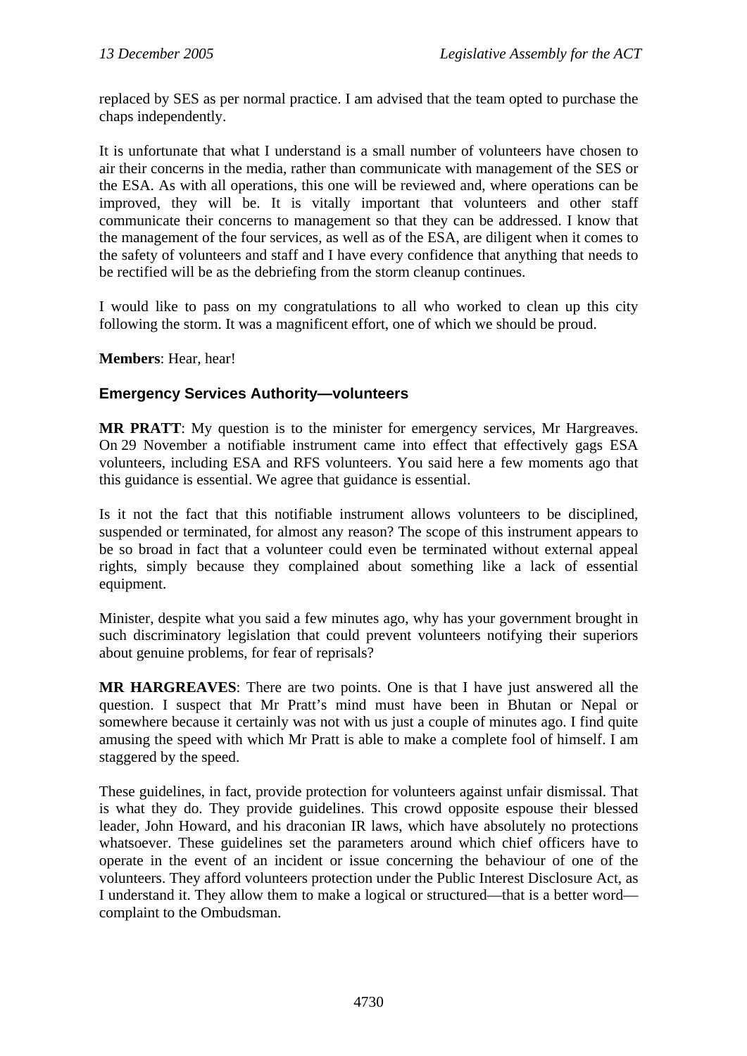replaced by SES as per normal practice. I am advised that the team opted to purchase the chaps independently.

It is unfortunate that what I understand is a small number of volunteers have chosen to air their concerns in the media, rather than communicate with management of the SES or the ESA. As with all operations, this one will be reviewed and, where operations can be improved, they will be. It is vitally important that volunteers and other staff communicate their concerns to management so that they can be addressed. I know that the management of the four services, as well as of the ESA, are diligent when it comes to the safety of volunteers and staff and I have every confidence that anything that needs to be rectified will be as the debriefing from the storm cleanup continues.

I would like to pass on my congratulations to all who worked to clean up this city following the storm. It was a magnificent effort, one of which we should be proud.

**Members**: Hear, hear!

### Emergency Services Authority—volunteers

**MR PRATT**: My question is to the minister for emergency services, Mr Hargreaves. On 29 November a notifiable instrument came into effect that effectively gags ESA volunteers, including ESA and RFS volunteers. You said here a few moments ago that this guidance is essential. We agree that guidance is essential.

Is it not the fact that this notifiable instrument allows volunteers to be disciplined, suspended or terminated, for almost any reason? The scope of this instrument appears to be so broad in fact that a volunteer could even be terminated without external appeal rights, simply because they complained about something like a lack of essential equipment.

Minister, despite what you said a few minutes ago, why has your government brought in such discriminatory legislation that could prevent volunteers notifying their superiors about genuine problems, for fear of reprisals?

**MR HARGREAVES**: There are two points. One is that I have just answered all the question. I suspect that Mr Pratt's mind must have been in Bhutan or Nepal or somewhere because it certainly was not with us just a couple of minutes ago. I find quite amusing the speed with which Mr Pratt is able to make a complete fool of himself. I am staggered by the speed.

These guidelines, in fact, provide protection for volunteers against unfair dismissal. That is what they do. They provide guidelines. This crowd opposite espouse their blessed leader, John Howard, and his draconian IR laws, which have absolutely no protections whatsoever. These guidelines set the parameters around which chief officers have to operate in the event of an incident or issue concerning the behaviour of one of the volunteers. They afford volunteers protection under the Public Interest Disclosure Act, as I understand it. They allow them to make a logical or structured—that is a better word—complaint to the Ombudsman.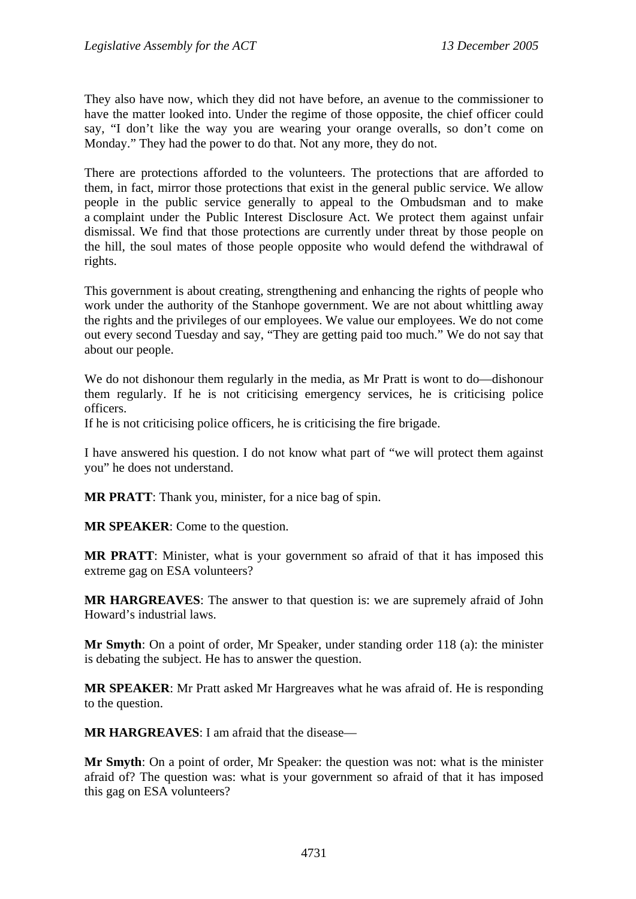They also have now, which they did not have before, an avenue to the commissioner to have the matter looked into. Under the regime of those opposite, the chief officer could say, "I don't like the way you are wearing your orange overalls, so don't come on Monday." They had the power to do that. Not any more, they do not.

There are protections afforded to the volunteers. The protections that are afforded to them, in fact, mirror those protections that exist in the general public service. We allow people in the public service generally to appeal to the Ombudsman and to make a complaint under the Public Interest Disclosure Act. We protect them against unfair dismissal. We find that those protections are currently under threat by those people on the hill, the soul mates of those people opposite who would defend the withdrawal of rights.

This government is about creating, strengthening and enhancing the rights of people who work under the authority of the Stanhope government. We are not about whittling away the rights and the privileges of our employees. We value our employees. We do not come out every second Tuesday and say, "They are getting paid too much." We do not say that about our people.

We do not dishonour them regularly in the media, as Mr Pratt is wont to do—dishonour them regularly. If he is not criticising emergency services, he is criticising police officers.
If he is not criticising police officers, he is criticising the fire brigade.

I have answered his question. I do not know what part of "we will protect them against you" he does not understand.

**MR PRATT**: Thank you, minister, for a nice bag of spin.

**MR SPEAKER**: Come to the question.

**MR PRATT**: Minister, what is your government so afraid of that it has imposed this extreme gag on ESA volunteers?

**MR HARGREAVES**: The answer to that question is: we are supremely afraid of John Howard's industrial laws.

**Mr Smyth**: On a point of order, Mr Speaker, under standing order 118 (a): the minister is debating the subject. He has to answer the question.

**MR SPEAKER**: Mr Pratt asked Mr Hargreaves what he was afraid of. He is responding to the question.

**MR HARGREAVES**: I am afraid that the disease—

**Mr Smyth**: On a point of order, Mr Speaker: the question was not: what is the minister afraid of? The question was: what is your government so afraid of that it has imposed this gag on ESA volunteers?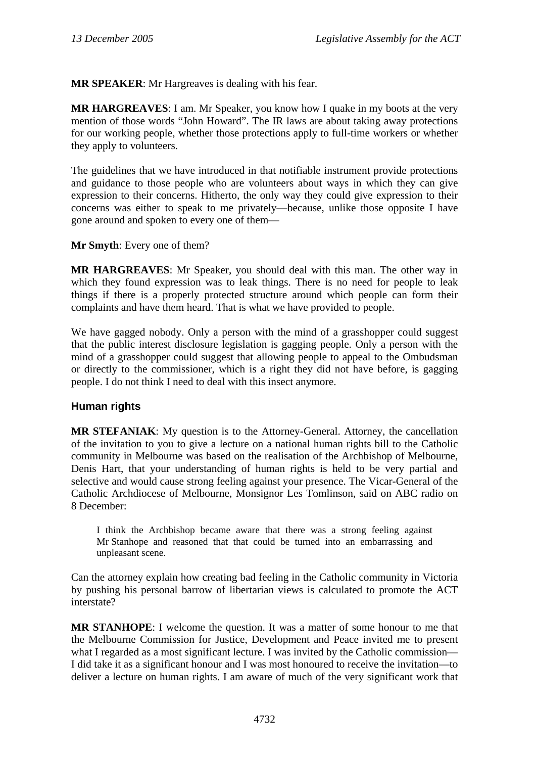**MR SPEAKER**: Mr Hargreaves is dealing with his fear.

**MR HARGREAVES**: I am. Mr Speaker, you know how I quake in my boots at the very mention of those words "John Howard". The IR laws are about taking away protections for our working people, whether those protections apply to full-time workers or whether they apply to volunteers.

The guidelines that we have introduced in that notifiable instrument provide protections and guidance to those people who are volunteers about ways in which they can give expression to their concerns. Hitherto, the only way they could give expression to their concerns was either to speak to me privately—because, unlike those opposite I have gone around and spoken to every one of them—

**Mr Smyth**: Every one of them?

**MR HARGREAVES**: Mr Speaker, you should deal with this man. The other way in which they found expression was to leak things. There is no need for people to leak things if there is a properly protected structure around which people can form their complaints and have them heard. That is what we have provided to people.

We have gagged nobody. Only a person with the mind of a grasshopper could suggest that the public interest disclosure legislation is gagging people. Only a person with the mind of a grasshopper could suggest that allowing people to appeal to the Ombudsman or directly to the commissioner, which is a right they did not have before, is gagging people. I do not think I need to deal with this insect anymore.

### Human rights

**MR STEFANIAK**: My question is to the Attorney-General. Attorney, the cancellation of the invitation to you to give a lecture on a national human rights bill to the Catholic community in Melbourne was based on the realisation of the Archbishop of Melbourne, Denis Hart, that your understanding of human rights is held to be very partial and selective and would cause strong feeling against your presence. The Vicar-General of the Catholic Archdiocese of Melbourne, Monsignor Les Tomlinson, said on ABC radio on 8 December:

> I think the Archbishop became aware that there was a strong feeling against Mr Stanhope and reasoned that that could be turned into an embarrassing and unpleasant scene.

Can the attorney explain how creating bad feeling in the Catholic community in Victoria by pushing his personal barrow of libertarian views is calculated to promote the ACT interstate?

**MR STANHOPE**: I welcome the question. It was a matter of some honour to me that the Melbourne Commission for Justice, Development and Peace invited me to present what I regarded as a most significant lecture. I was invited by the Catholic commission—I did take it as a significant honour and I was most honoured to receive the invitation—to deliver a lecture on human rights. I am aware of much of the very significant work that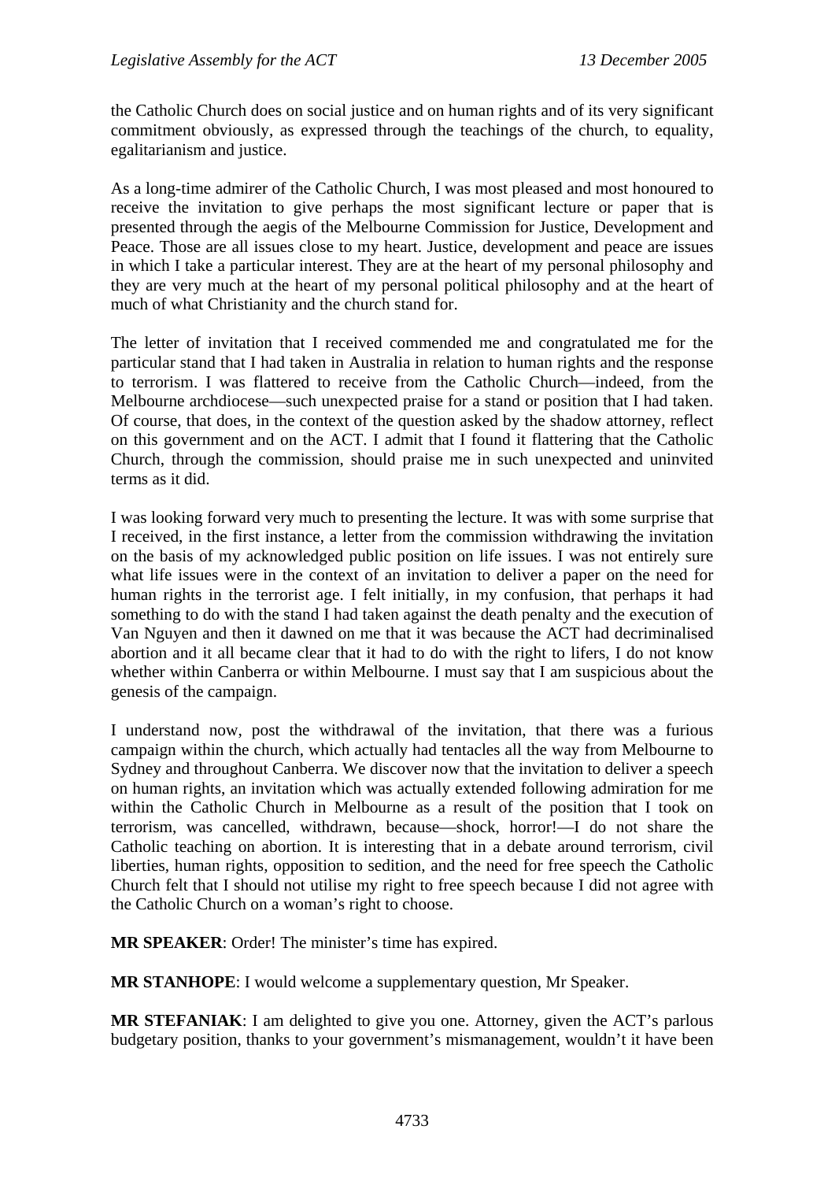the Catholic Church does on social justice and on human rights and of its very significant commitment obviously, as expressed through the teachings of the church, to equality, egalitarianism and justice.

As a long-time admirer of the Catholic Church, I was most pleased and most honoured to receive the invitation to give perhaps the most significant lecture or paper that is presented through the aegis of the Melbourne Commission for Justice, Development and Peace. Those are all issues close to my heart. Justice, development and peace are issues in which I take a particular interest. They are at the heart of my personal philosophy and they are very much at the heart of my personal political philosophy and at the heart of much of what Christianity and the church stand for.

The letter of invitation that I received commended me and congratulated me for the particular stand that I had taken in Australia in relation to human rights and the response to terrorism. I was flattered to receive from the Catholic Church—indeed, from the Melbourne archdiocese—such unexpected praise for a stand or position that I had taken. Of course, that does, in the context of the question asked by the shadow attorney, reflect on this government and on the ACT. I admit that I found it flattering that the Catholic Church, through the commission, should praise me in such unexpected and uninvited terms as it did.

I was looking forward very much to presenting the lecture. It was with some surprise that I received, in the first instance, a letter from the commission withdrawing the invitation on the basis of my acknowledged public position on life issues. I was not entirely sure what life issues were in the context of an invitation to deliver a paper on the need for human rights in the terrorist age. I felt initially, in my confusion, that perhaps it had something to do with the stand I had taken against the death penalty and the execution of Van Nguyen and then it dawned on me that it was because the ACT had decriminalised abortion and it all became clear that it had to do with the right to lifers, I do not know whether within Canberra or within Melbourne. I must say that I am suspicious about the genesis of the campaign.

I understand now, post the withdrawal of the invitation, that there was a furious campaign within the church, which actually had tentacles all the way from Melbourne to Sydney and throughout Canberra. We discover now that the invitation to deliver a speech on human rights, an invitation which was actually extended following admiration for me within the Catholic Church in Melbourne as a result of the position that I took on terrorism, was cancelled, withdrawn, because—shock, horror!—I do not share the Catholic teaching on abortion. It is interesting that in a debate around terrorism, civil liberties, human rights, opposition to sedition, and the need for free speech the Catholic Church felt that I should not utilise my right to free speech because I did not agree with the Catholic Church on a woman's right to choose.

**MR SPEAKER**: Order! The minister's time has expired.

**MR STANHOPE**: I would welcome a supplementary question, Mr Speaker.

**MR STEFANIAK**: I am delighted to give you one. Attorney, given the ACT's parlous budgetary position, thanks to your government's mismanagement, wouldn't it have been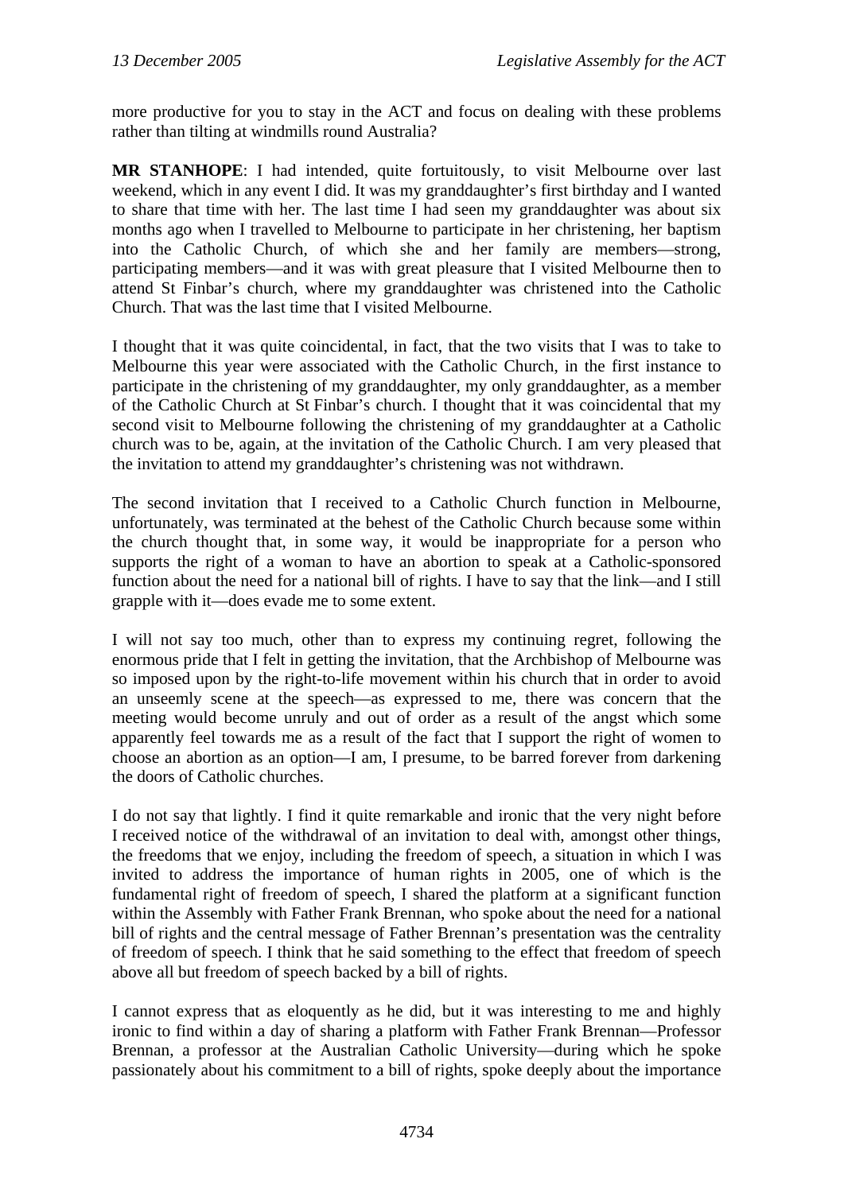more productive for you to stay in the ACT and focus on dealing with these problems rather than tilting at windmills round Australia?

**MR STANHOPE**: I had intended, quite fortuitously, to visit Melbourne over last weekend, which in any event I did. It was my granddaughter's first birthday and I wanted to share that time with her. The last time I had seen my granddaughter was about six months ago when I travelled to Melbourne to participate in her christening, her baptism into the Catholic Church, of which she and her family are members—strong, participating members—and it was with great pleasure that I visited Melbourne then to attend St Finbar's church, where my granddaughter was christened into the Catholic Church. That was the last time that I visited Melbourne.

I thought that it was quite coincidental, in fact, that the two visits that I was to take to Melbourne this year were associated with the Catholic Church, in the first instance to participate in the christening of my granddaughter, my only granddaughter, as a member of the Catholic Church at St Finbar's church. I thought that it was coincidental that my second visit to Melbourne following the christening of my granddaughter at a Catholic church was to be, again, at the invitation of the Catholic Church. I am very pleased that the invitation to attend my granddaughter's christening was not withdrawn.

The second invitation that I received to a Catholic Church function in Melbourne, unfortunately, was terminated at the behest of the Catholic Church because some within the church thought that, in some way, it would be inappropriate for a person who supports the right of a woman to have an abortion to speak at a Catholic-sponsored function about the need for a national bill of rights. I have to say that the link—and I still grapple with it—does evade me to some extent.

I will not say too much, other than to express my continuing regret, following the enormous pride that I felt in getting the invitation, that the Archbishop of Melbourne was so imposed upon by the right-to-life movement within his church that in order to avoid an unseemly scene at the speech—as expressed to me, there was concern that the meeting would become unruly and out of order as a result of the angst which some apparently feel towards me as a result of the fact that I support the right of women to choose an abortion as an option—I am, I presume, to be barred forever from darkening the doors of Catholic churches.

I do not say that lightly. I find it quite remarkable and ironic that the very night before I received notice of the withdrawal of an invitation to deal with, amongst other things, the freedoms that we enjoy, including the freedom of speech, a situation in which I was invited to address the importance of human rights in 2005, one of which is the fundamental right of freedom of speech, I shared the platform at a significant function within the Assembly with Father Frank Brennan, who spoke about the need for a national bill of rights and the central message of Father Brennan's presentation was the centrality of freedom of speech. I think that he said something to the effect that freedom of speech above all but freedom of speech backed by a bill of rights.

I cannot express that as eloquently as he did, but it was interesting to me and highly ironic to find within a day of sharing a platform with Father Frank Brennan—Professor Brennan, a professor at the Australian Catholic University—during which he spoke passionately about his commitment to a bill of rights, spoke deeply about the importance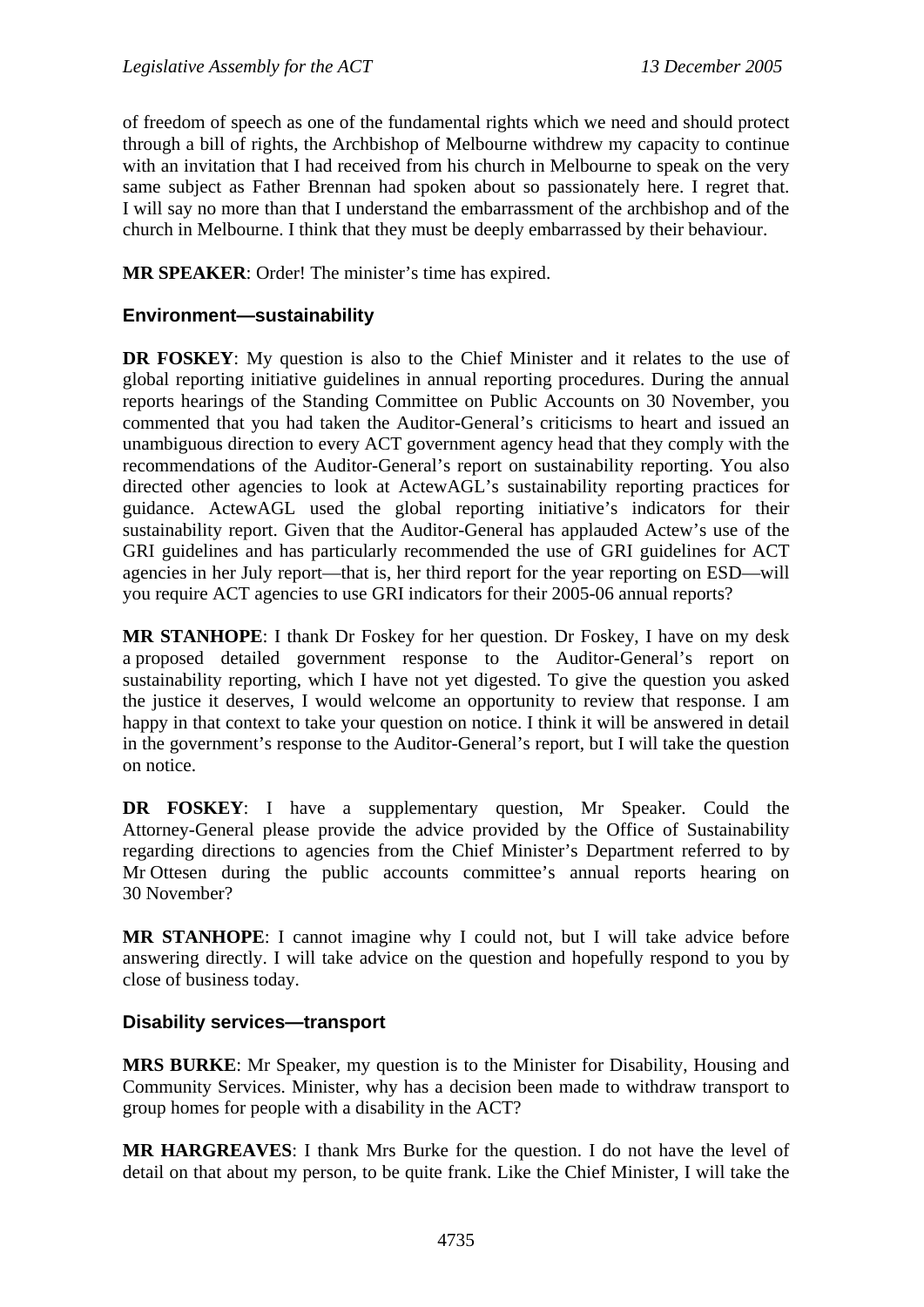of freedom of speech as one of the fundamental rights which we need and should protect through a bill of rights, the Archbishop of Melbourne withdrew my capacity to continue with an invitation that I had received from his church in Melbourne to speak on the very same subject as Father Brennan had spoken about so passionately here. I regret that. I will say no more than that I understand the embarrassment of the archbishop and of the church in Melbourne. I think that they must be deeply embarrassed by their behaviour.

**MR SPEAKER**: Order! The minister's time has expired.

### Environment—sustainability

**DR FOSKEY**: My question is also to the Chief Minister and it relates to the use of global reporting initiative guidelines in annual reporting procedures. During the annual reports hearings of the Standing Committee on Public Accounts on 30 November, you commented that you had taken the Auditor-General's criticisms to heart and issued an unambiguous direction to every ACT government agency head that they comply with the recommendations of the Auditor-General's report on sustainability reporting. You also directed other agencies to look at ActewAGL's sustainability reporting practices for guidance. ActewAGL used the global reporting initiative's indicators for their sustainability report. Given that the Auditor-General has applauded Actew's use of the GRI guidelines and has particularly recommended the use of GRI guidelines for ACT agencies in her July report—that is, her third report for the year reporting on ESD—will you require ACT agencies to use GRI indicators for their 2005-06 annual reports?

**MR STANHOPE**: I thank Dr Foskey for her question. Dr Foskey, I have on my desk a proposed detailed government response to the Auditor-General's report on sustainability reporting, which I have not yet digested. To give the question you asked the justice it deserves, I would welcome an opportunity to review that response. I am happy in that context to take your question on notice. I think it will be answered in detail in the government's response to the Auditor-General's report, but I will take the question on notice.

**DR FOSKEY**: I have a supplementary question, Mr Speaker. Could the Attorney-General please provide the advice provided by the Office of Sustainability regarding directions to agencies from the Chief Minister's Department referred to by Mr Ottesen during the public accounts committee's annual reports hearing on 30 November?

**MR STANHOPE**: I cannot imagine why I could not, but I will take advice before answering directly. I will take advice on the question and hopefully respond to you by close of business today.

### Disability services—transport

**MRS BURKE**: Mr Speaker, my question is to the Minister for Disability, Housing and Community Services. Minister, why has a decision been made to withdraw transport to group homes for people with a disability in the ACT?

**MR HARGREAVES**: I thank Mrs Burke for the question. I do not have the level of detail on that about my person, to be quite frank. Like the Chief Minister, I will take the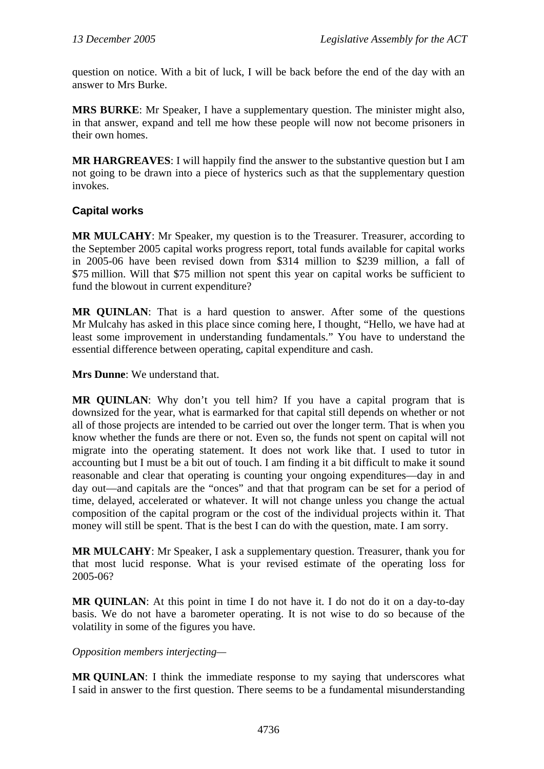question on notice. With a bit of luck, I will be back before the end of the day with an answer to Mrs Burke.

**MRS BURKE**: Mr Speaker, I have a supplementary question. The minister might also, in that answer, expand and tell me how these people will now not become prisoners in their own homes.

**MR HARGREAVES**: I will happily find the answer to the substantive question but I am not going to be drawn into a piece of hysterics such as that the supplementary question invokes.

### Capital works

**MR MULCAHY**: Mr Speaker, my question is to the Treasurer. Treasurer, according to the September 2005 capital works progress report, total funds available for capital works in 2005-06 have been revised down from $314 million to $239 million, a fall of $75 million. Will that $75 million not spent this year on capital works be sufficient to fund the blowout in current expenditure?

**MR QUINLAN**: That is a hard question to answer. After some of the questions Mr Mulcahy has asked in this place since coming here, I thought, "Hello, we have had at least some improvement in understanding fundamentals." You have to understand the essential difference between operating, capital expenditure and cash.

**Mrs Dunne**: We understand that.

**MR QUINLAN**: Why don't you tell him? If you have a capital program that is downsized for the year, what is earmarked for that capital still depends on whether or not all of those projects are intended to be carried out over the longer term. That is when you know whether the funds are there or not. Even so, the funds not spent on capital will not migrate into the operating statement. It does not work like that. I used to tutor in accounting but I must be a bit out of touch. I am finding it a bit difficult to make it sound reasonable and clear that operating is counting your ongoing expenditures—day in and day out—and capitals are the "onces" and that that program can be set for a period of time, delayed, accelerated or whatever. It will not change unless you change the actual composition of the capital program or the cost of the individual projects within it. That money will still be spent. That is the best I can do with the question, mate. I am sorry.

**MR MULCAHY**: Mr Speaker, I ask a supplementary question. Treasurer, thank you for that most lucid response. What is your revised estimate of the operating loss for 2005-06?

**MR QUINLAN**: At this point in time I do not have it. I do not do it on a day-to-day basis. We do not have a barometer operating. It is not wise to do so because of the volatility in some of the figures you have.

*Opposition members interjecting*—

**MR QUINLAN**: I think the immediate response to my saying that underscores what I said in answer to the first question. There seems to be a fundamental misunderstanding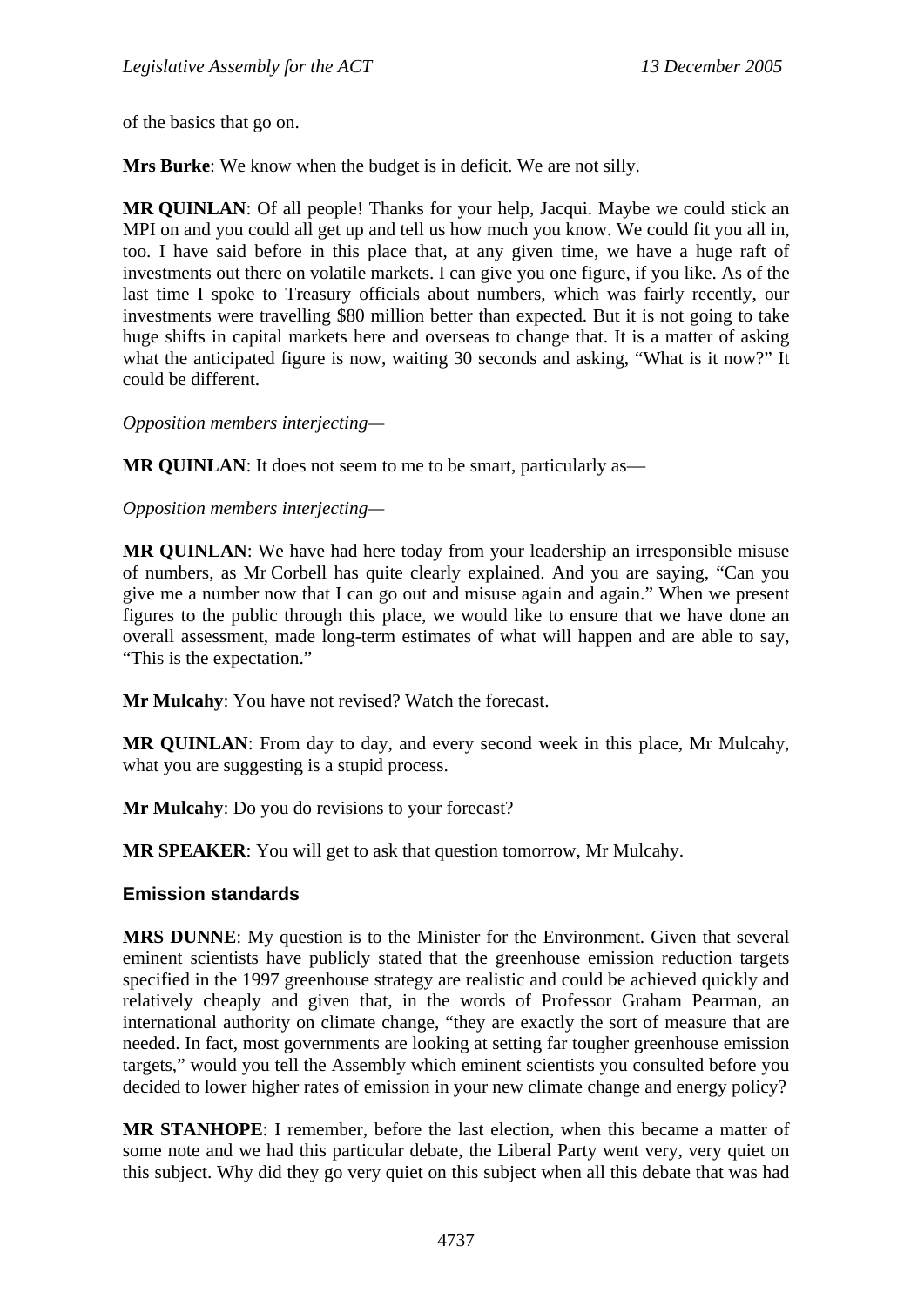of the basics that go on.

**Mrs Burke**: We know when the budget is in deficit. We are not silly.

**MR QUINLAN**: Of all people! Thanks for your help, Jacqui. Maybe we could stick an MPI on and you could all get up and tell us how much you know. We could fit you all in, too. I have said before in this place that, at any given time, we have a huge raft of investments out there on volatile markets. I can give you one figure, if you like. As of the last time I spoke to Treasury officials about numbers, which was fairly recently, our investments were travelling $80 million better than expected. But it is not going to take huge shifts in capital markets here and overseas to change that. It is a matter of asking what the anticipated figure is now, waiting 30 seconds and asking, "What is it now?" It could be different.

*Opposition members interjecting*—

**MR QUINLAN**: It does not seem to me to be smart, particularly as—

*Opposition members interjecting*—

**MR QUINLAN**: We have had here today from your leadership an irresponsible misuse of numbers, as Mr Corbell has quite clearly explained. And you are saying, "Can you give me a number now that I can go out and misuse again and again." When we present figures to the public through this place, we would like to ensure that we have done an overall assessment, made long-term estimates of what will happen and are able to say, "This is the expectation."

**Mr Mulcahy**: You have not revised? Watch the forecast.

**MR QUINLAN**: From day to day, and every second week in this place, Mr Mulcahy, what you are suggesting is a stupid process.

**Mr Mulcahy**: Do you do revisions to your forecast?

**MR SPEAKER**: You will get to ask that question tomorrow, Mr Mulcahy.

### Emission standards

**MRS DUNNE**: My question is to the Minister for the Environment. Given that several eminent scientists have publicly stated that the greenhouse emission reduction targets specified in the 1997 greenhouse strategy are realistic and could be achieved quickly and relatively cheaply and given that, in the words of Professor Graham Pearman, an international authority on climate change, "they are exactly the sort of measure that are needed. In fact, most governments are looking at setting far tougher greenhouse emission targets," would you tell the Assembly which eminent scientists you consulted before you decided to lower higher rates of emission in your new climate change and energy policy?

**MR STANHOPE**: I remember, before the last election, when this became a matter of some note and we had this particular debate, the Liberal Party went very, very quiet on this subject. Why did they go very quiet on this subject when all this debate that was had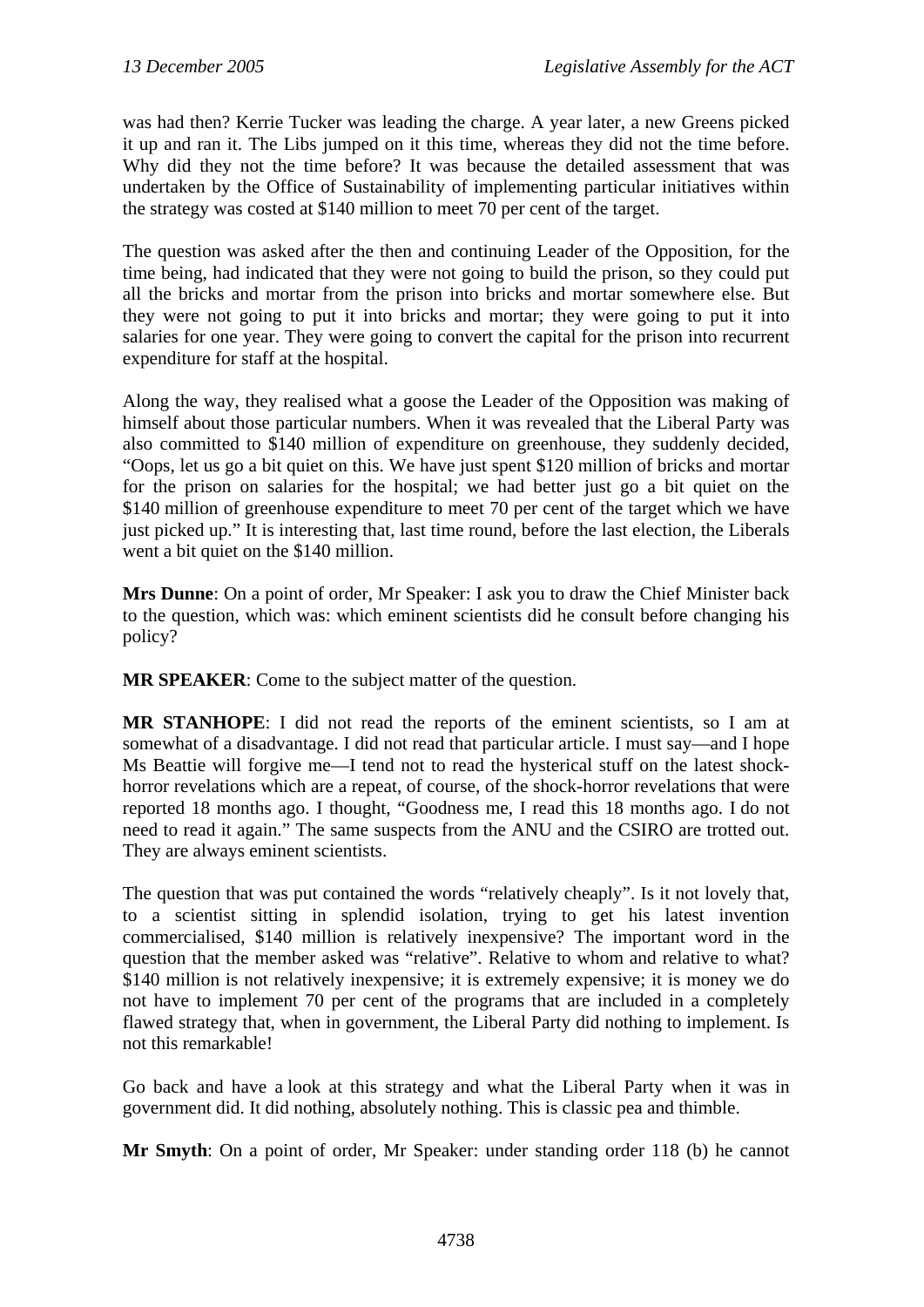was had then? Kerrie Tucker was leading the charge. A year later, a new Greens picked it up and ran it. The Libs jumped on it this time, whereas they did not the time before. Why did they not the time before? It was because the detailed assessment that was undertaken by the Office of Sustainability of implementing particular initiatives within the strategy was costed at $140 million to meet 70 per cent of the target.

The question was asked after the then and continuing Leader of the Opposition, for the time being, had indicated that they were not going to build the prison, so they could put all the bricks and mortar from the prison into bricks and mortar somewhere else. But they were not going to put it into bricks and mortar; they were going to put it into salaries for one year. They were going to convert the capital for the prison into recurrent expenditure for staff at the hospital.

Along the way, they realised what a goose the Leader of the Opposition was making of himself about those particular numbers. When it was revealed that the Liberal Party was also committed to $140 million of expenditure on greenhouse, they suddenly decided, "Oops, let us go a bit quiet on this. We have just spent $120 million of bricks and mortar for the prison on salaries for the hospital; we had better just go a bit quiet on the $140 million of greenhouse expenditure to meet 70 per cent of the target which we have just picked up." It is interesting that, last time round, before the last election, the Liberals went a bit quiet on the $140 million.

**Mrs Dunne**: On a point of order, Mr Speaker: I ask you to draw the Chief Minister back to the question, which was: which eminent scientists did he consult before changing his policy?

**MR SPEAKER**: Come to the subject matter of the question.

**MR STANHOPE**: I did not read the reports of the eminent scientists, so I am at somewhat of a disadvantage. I did not read that particular article. I must say—and I hope Ms Beattie will forgive me—I tend not to read the hysterical stuff on the latest shock-horror revelations which are a repeat, of course, of the shock-horror revelations that were reported 18 months ago. I thought, "Goodness me, I read this 18 months ago. I do not need to read it again." The same suspects from the ANU and the CSIRO are trotted out. They are always eminent scientists.

The question that was put contained the words "relatively cheaply". Is it not lovely that, to a scientist sitting in splendid isolation, trying to get his latest invention commercialised, $140 million is relatively inexpensive? The important word in the question that the member asked was "relative". Relative to whom and relative to what? $140 million is not relatively inexpensive; it is extremely expensive; it is money we do not have to implement 70 per cent of the programs that are included in a completely flawed strategy that, when in government, the Liberal Party did nothing to implement. Is not this remarkable!

Go back and have a look at this strategy and what the Liberal Party when it was in government did. It did nothing, absolutely nothing. This is classic pea and thimble.

**Mr Smyth**: On a point of order, Mr Speaker: under standing order 118 (b) he cannot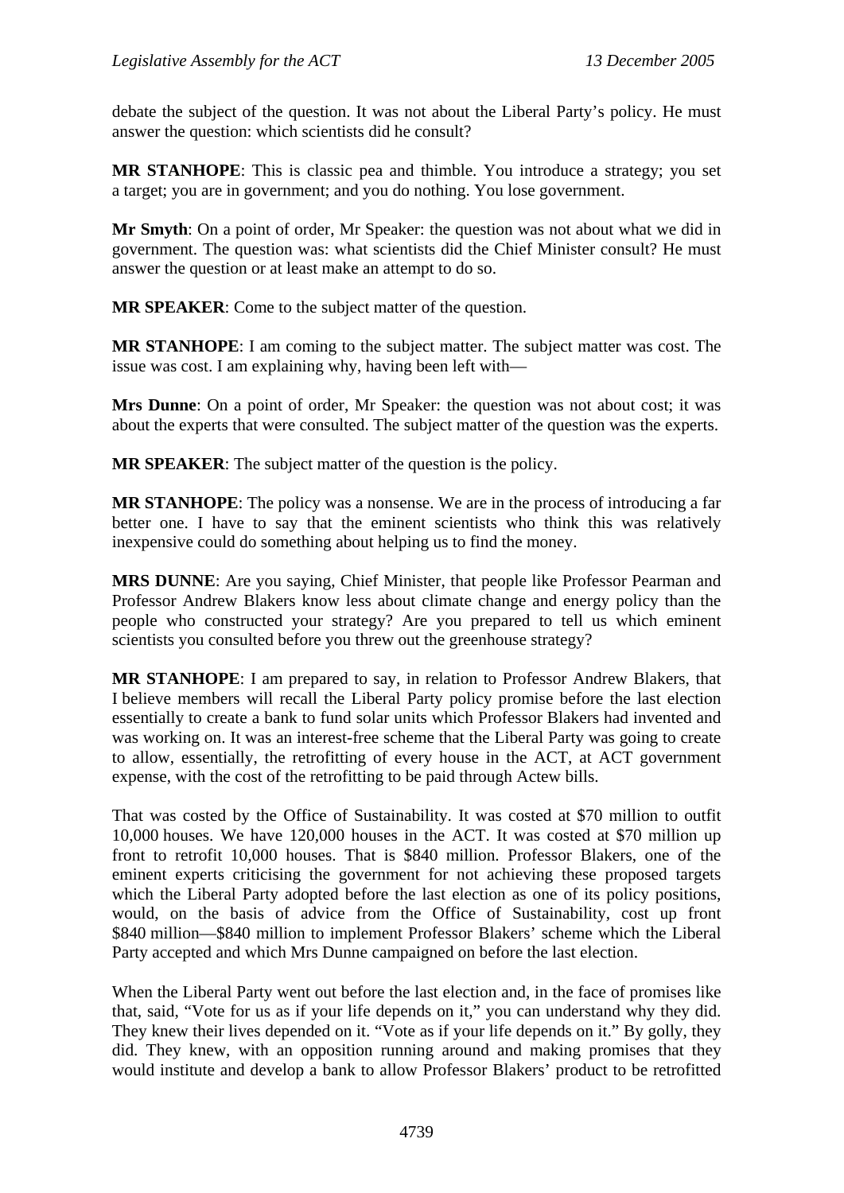debate the subject of the question. It was not about the Liberal Party's policy. He must answer the question: which scientists did he consult?

**MR STANHOPE**: This is classic pea and thimble. You introduce a strategy; you set a target; you are in government; and you do nothing. You lose government.

**Mr Smyth**: On a point of order, Mr Speaker: the question was not about what we did in government. The question was: what scientists did the Chief Minister consult? He must answer the question or at least make an attempt to do so.

**MR SPEAKER**: Come to the subject matter of the question.

**MR STANHOPE**: I am coming to the subject matter. The subject matter was cost. The issue was cost. I am explaining why, having been left with—

**Mrs Dunne**: On a point of order, Mr Speaker: the question was not about cost; it was about the experts that were consulted. The subject matter of the question was the experts.

**MR SPEAKER**: The subject matter of the question is the policy.

**MR STANHOPE**: The policy was a nonsense. We are in the process of introducing a far better one. I have to say that the eminent scientists who think this was relatively inexpensive could do something about helping us to find the money.

**MRS DUNNE**: Are you saying, Chief Minister, that people like Professor Pearman and Professor Andrew Blakers know less about climate change and energy policy than the people who constructed your strategy? Are you prepared to tell us which eminent scientists you consulted before you threw out the greenhouse strategy?

**MR STANHOPE**: I am prepared to say, in relation to Professor Andrew Blakers, that I believe members will recall the Liberal Party policy promise before the last election essentially to create a bank to fund solar units which Professor Blakers had invented and was working on. It was an interest-free scheme that the Liberal Party was going to create to allow, essentially, the retrofitting of every house in the ACT, at ACT government expense, with the cost of the retrofitting to be paid through Actew bills.

That was costed by the Office of Sustainability. It was costed at $70 million to outfit 10,000 houses. We have 120,000 houses in the ACT. It was costed at $70 million up front to retrofit 10,000 houses. That is $840 million. Professor Blakers, one of the eminent experts criticising the government for not achieving these proposed targets which the Liberal Party adopted before the last election as one of its policy positions, would, on the basis of advice from the Office of Sustainability, cost up front $840 million—$840 million to implement Professor Blakers' scheme which the Liberal Party accepted and which Mrs Dunne campaigned on before the last election.

When the Liberal Party went out before the last election and, in the face of promises like that, said, "Vote for us as if your life depends on it," you can understand why they did. They knew their lives depended on it. "Vote as if your life depends on it." By golly, they did. They knew, with an opposition running around and making promises that they would institute and develop a bank to allow Professor Blakers' product to be retrofitted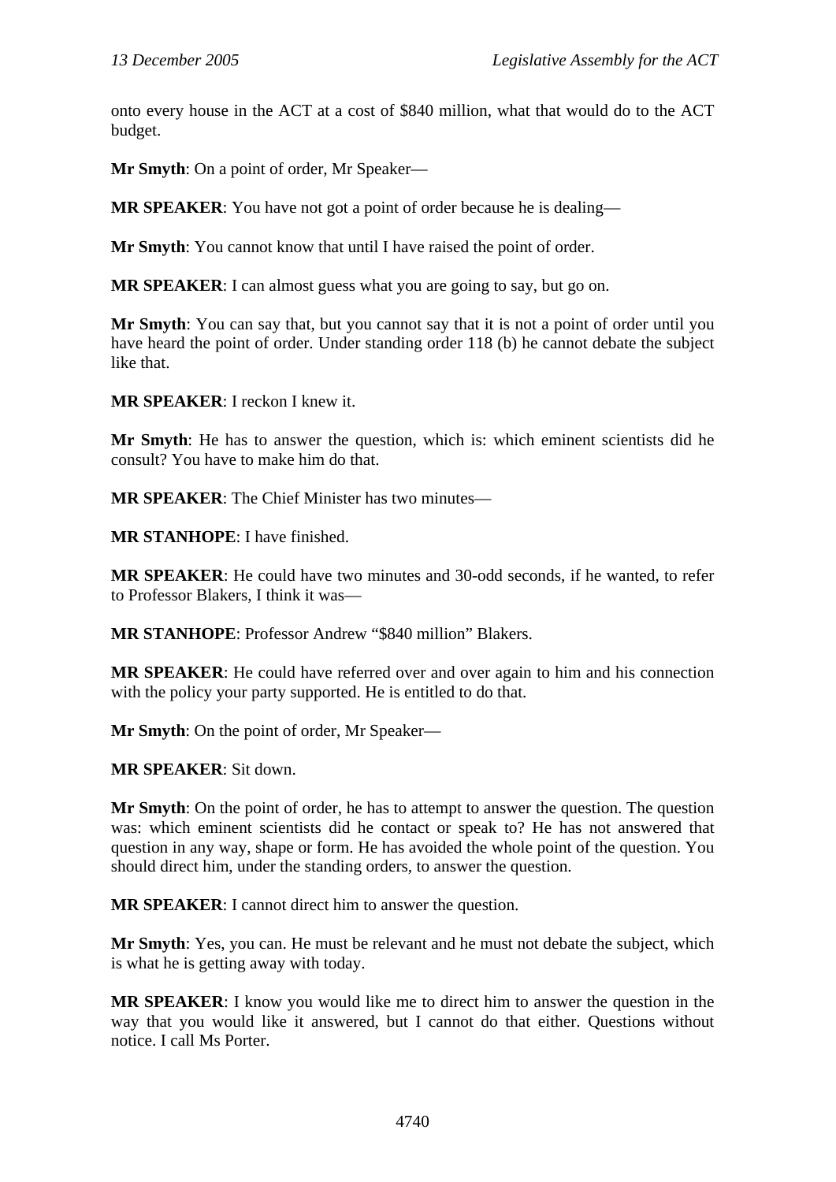onto every house in the ACT at a cost of $840 million, what that would do to the ACT budget.

**Mr Smyth**: On a point of order, Mr Speaker—

**MR SPEAKER**: You have not got a point of order because he is dealing—

**Mr Smyth**: You cannot know that until I have raised the point of order.

**MR SPEAKER**: I can almost guess what you are going to say, but go on.

**Mr Smyth**: You can say that, but you cannot say that it is not a point of order until you have heard the point of order. Under standing order 118 (b) he cannot debate the subject like that.

**MR SPEAKER**: I reckon I knew it.

**Mr Smyth**: He has to answer the question, which is: which eminent scientists did he consult? You have to make him do that.

**MR SPEAKER**: The Chief Minister has two minutes—

**MR STANHOPE**: I have finished.

**MR SPEAKER**: He could have two minutes and 30-odd seconds, if he wanted, to refer to Professor Blakers, I think it was—

**MR STANHOPE**: Professor Andrew "$840 million" Blakers.

**MR SPEAKER**: He could have referred over and over again to him and his connection with the policy your party supported. He is entitled to do that.

**Mr Smyth**: On the point of order, Mr Speaker—

**MR SPEAKER**: Sit down.

**Mr Smyth**: On the point of order, he has to attempt to answer the question. The question was: which eminent scientists did he contact or speak to? He has not answered that question in any way, shape or form. He has avoided the whole point of the question. You should direct him, under the standing orders, to answer the question.

**MR SPEAKER**: I cannot direct him to answer the question.

**Mr Smyth**: Yes, you can. He must be relevant and he must not debate the subject, which is what he is getting away with today.

**MR SPEAKER**: I know you would like me to direct him to answer the question in the way that you would like it answered, but I cannot do that either. Questions without notice. I call Ms Porter.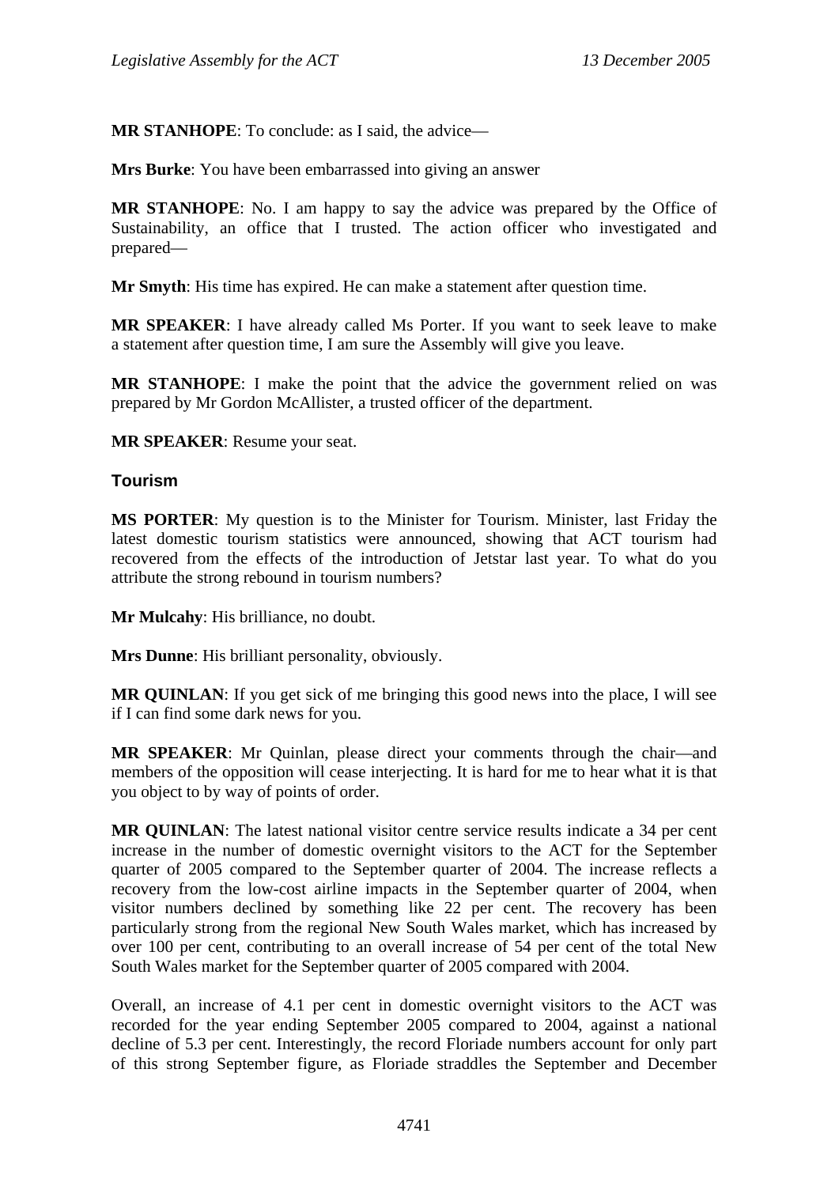**MR STANHOPE**: To conclude: as I said, the advice—

**Mrs Burke**: You have been embarrassed into giving an answer

**MR STANHOPE**: No. I am happy to say the advice was prepared by the Office of Sustainability, an office that I trusted. The action officer who investigated and prepared—

**Mr Smyth**: His time has expired. He can make a statement after question time.

**MR SPEAKER**: I have already called Ms Porter. If you want to seek leave to make a statement after question time, I am sure the Assembly will give you leave.

**MR STANHOPE**: I make the point that the advice the government relied on was prepared by Mr Gordon McAllister, a trusted officer of the department.

**MR SPEAKER**: Resume your seat.

## Tourism

**MS PORTER**: My question is to the Minister for Tourism. Minister, last Friday the latest domestic tourism statistics were announced, showing that ACT tourism had recovered from the effects of the introduction of Jetstar last year. To what do you attribute the strong rebound in tourism numbers?

**Mr Mulcahy**: His brilliance, no doubt.

**Mrs Dunne**: His brilliant personality, obviously.

**MR QUINLAN**: If you get sick of me bringing this good news into the place, I will see if I can find some dark news for you.

**MR SPEAKER**: Mr Quinlan, please direct your comments through the chair—and members of the opposition will cease interjecting. It is hard for me to hear what it is that you object to by way of points of order.

**MR QUINLAN**: The latest national visitor centre service results indicate a 34 per cent increase in the number of domestic overnight visitors to the ACT for the September quarter of 2005 compared to the September quarter of 2004. The increase reflects a recovery from the low-cost airline impacts in the September quarter of 2004, when visitor numbers declined by something like 22 per cent. The recovery has been particularly strong from the regional New South Wales market, which has increased by over 100 per cent, contributing to an overall increase of 54 per cent of the total New South Wales market for the September quarter of 2005 compared with 2004.

Overall, an increase of 4.1 per cent in domestic overnight visitors to the ACT was recorded for the year ending September 2005 compared to 2004, against a national decline of 5.3 per cent. Interestingly, the record Floriade numbers account for only part of this strong September figure, as Floriade straddles the September and December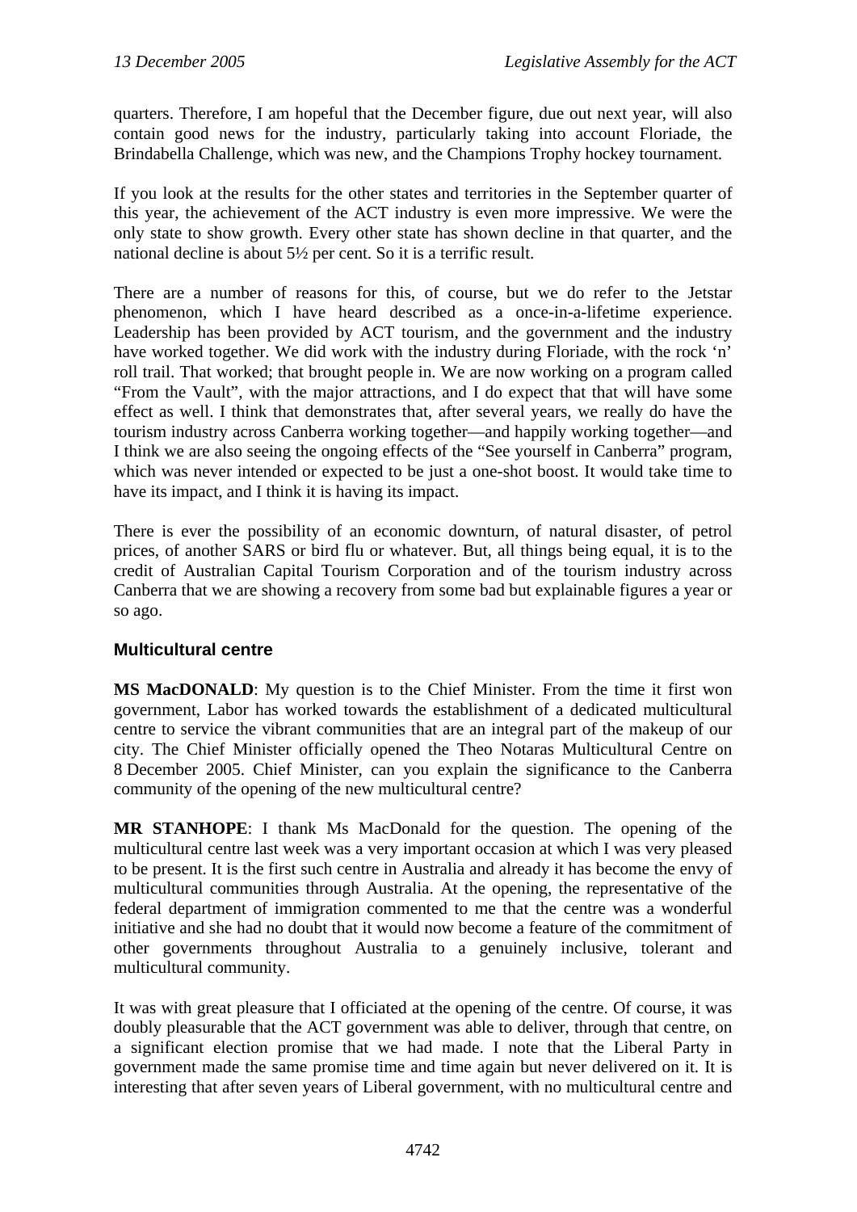quarters. Therefore, I am hopeful that the December figure, due out next year, will also contain good news for the industry, particularly taking into account Floriade, the Brindabella Challenge, which was new, and the Champions Trophy hockey tournament.

If you look at the results for the other states and territories in the September quarter of this year, the achievement of the ACT industry is even more impressive. We were the only state to show growth. Every other state has shown decline in that quarter, and the national decline is about 5½ per cent. So it is a terrific result.

There are a number of reasons for this, of course, but we do refer to the Jetstar phenomenon, which I have heard described as a once-in-a-lifetime experience. Leadership has been provided by ACT tourism, and the government and the industry have worked together. We did work with the industry during Floriade, with the rock 'n' roll trail. That worked; that brought people in. We are now working on a program called "From the Vault", with the major attractions, and I do expect that that will have some effect as well. I think that demonstrates that, after several years, we really do have the tourism industry across Canberra working together—and happily working together—and I think we are also seeing the ongoing effects of the "See yourself in Canberra" program, which was never intended or expected to be just a one-shot boost. It would take time to have its impact, and I think it is having its impact.

There is ever the possibility of an economic downturn, of natural disaster, of petrol prices, of another SARS or bird flu or whatever. But, all things being equal, it is to the credit of Australian Capital Tourism Corporation and of the tourism industry across Canberra that we are showing a recovery from some bad but explainable figures a year or so ago.

### Multicultural centre

**MS MacDONALD**: My question is to the Chief Minister. From the time it first won government, Labor has worked towards the establishment of a dedicated multicultural centre to service the vibrant communities that are an integral part of the makeup of our city. The Chief Minister officially opened the Theo Notaras Multicultural Centre on 8 December 2005. Chief Minister, can you explain the significance to the Canberra community of the opening of the new multicultural centre?

**MR STANHOPE**: I thank Ms MacDonald for the question. The opening of the multicultural centre last week was a very important occasion at which I was very pleased to be present. It is the first such centre in Australia and already it has become the envy of multicultural communities through Australia. At the opening, the representative of the federal department of immigration commented to me that the centre was a wonderful initiative and she had no doubt that it would now become a feature of the commitment of other governments throughout Australia to a genuinely inclusive, tolerant and multicultural community.

It was with great pleasure that I officiated at the opening of the centre. Of course, it was doubly pleasurable that the ACT government was able to deliver, through that centre, on a significant election promise that we had made. I note that the Liberal Party in government made the same promise time and time again but never delivered on it. It is interesting that after seven years of Liberal government, with no multicultural centre and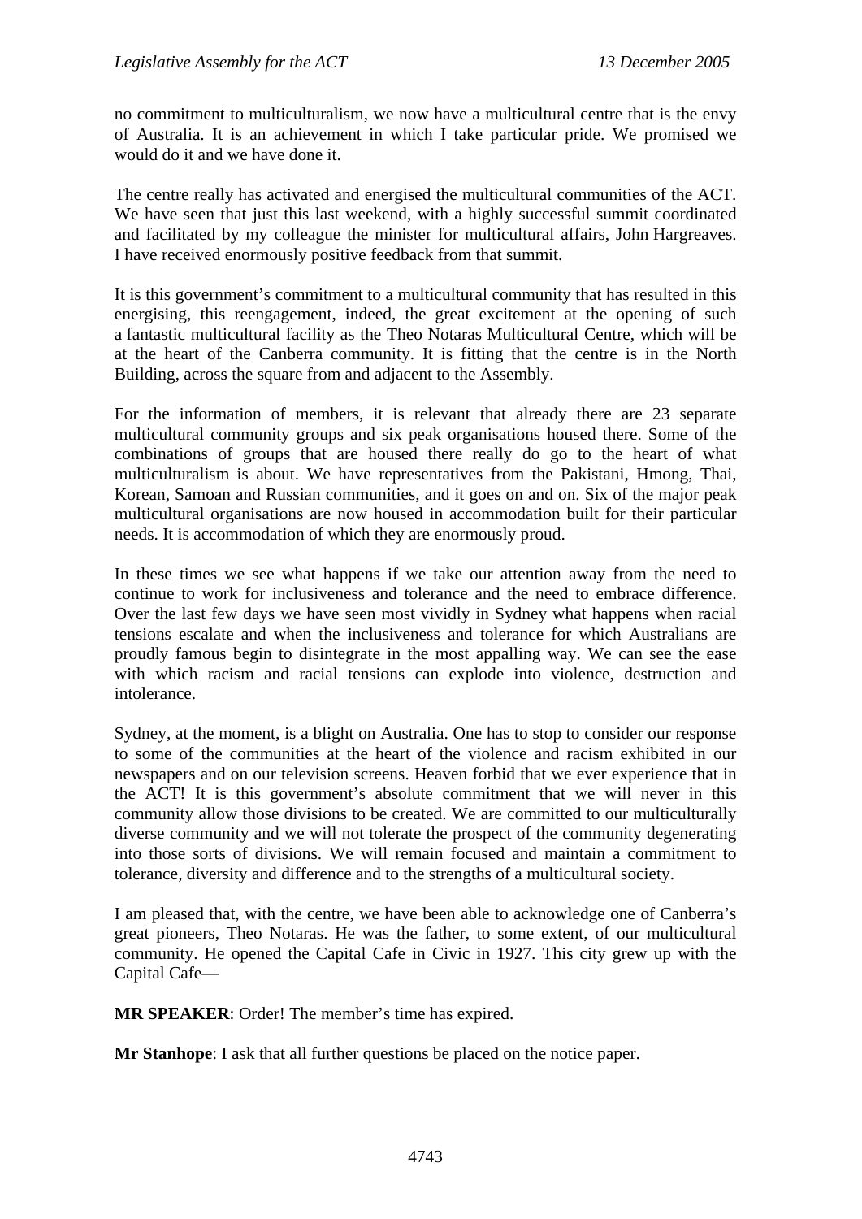no commitment to multiculturalism, we now have a multicultural centre that is the envy of Australia. It is an achievement in which I take particular pride. We promised we would do it and we have done it.

The centre really has activated and energised the multicultural communities of the ACT. We have seen that just this last weekend, with a highly successful summit coordinated and facilitated by my colleague the minister for multicultural affairs, John Hargreaves. I have received enormously positive feedback from that summit.

It is this government's commitment to a multicultural community that has resulted in this energising, this reengagement, indeed, the great excitement at the opening of such a fantastic multicultural facility as the Theo Notaras Multicultural Centre, which will be at the heart of the Canberra community. It is fitting that the centre is in the North Building, across the square from and adjacent to the Assembly.

For the information of members, it is relevant that already there are 23 separate multicultural community groups and six peak organisations housed there. Some of the combinations of groups that are housed there really do go to the heart of what multiculturalism is about. We have representatives from the Pakistani, Hmong, Thai, Korean, Samoan and Russian communities, and it goes on and on. Six of the major peak multicultural organisations are now housed in accommodation built for their particular needs. It is accommodation of which they are enormously proud.

In these times we see what happens if we take our attention away from the need to continue to work for inclusiveness and tolerance and the need to embrace difference. Over the last few days we have seen most vividly in Sydney what happens when racial tensions escalate and when the inclusiveness and tolerance for which Australians are proudly famous begin to disintegrate in the most appalling way. We can see the ease with which racism and racial tensions can explode into violence, destruction and intolerance.

Sydney, at the moment, is a blight on Australia. One has to stop to consider our response to some of the communities at the heart of the violence and racism exhibited in our newspapers and on our television screens. Heaven forbid that we ever experience that in the ACT! It is this government's absolute commitment that we will never in this community allow those divisions to be created. We are committed to our multiculturally diverse community and we will not tolerate the prospect of the community degenerating into those sorts of divisions. We will remain focused and maintain a commitment to tolerance, diversity and difference and to the strengths of a multicultural society.

I am pleased that, with the centre, we have been able to acknowledge one of Canberra's great pioneers, Theo Notaras. He was the father, to some extent, of our multicultural community. He opened the Capital Cafe in Civic in 1927. This city grew up with the Capital Cafe—

**MR SPEAKER**: Order! The member's time has expired.

**Mr Stanhope**: I ask that all further questions be placed on the notice paper.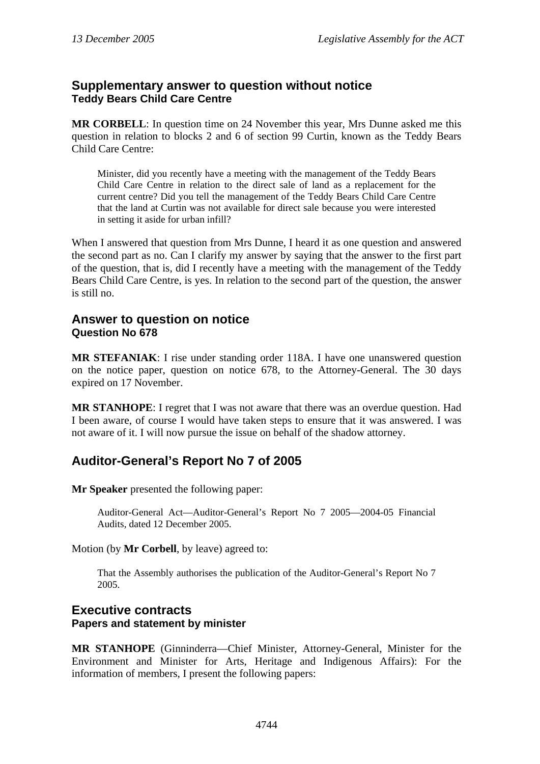## Supplementary answer to question without notice
### Teddy Bears Child Care Centre

**MR CORBELL**: In question time on 24 November this year, Mrs Dunne asked me this question in relation to blocks 2 and 6 of section 99 Curtin, known as the Teddy Bears Child Care Centre:

> Minister, did you recently have a meeting with the management of the Teddy Bears Child Care Centre in relation to the direct sale of land as a replacement for the current centre? Did you tell the management of the Teddy Bears Child Care Centre that the land at Curtin was not available for direct sale because you were interested in setting it aside for urban infill?

When I answered that question from Mrs Dunne, I heard it as one question and answered the second part as no. Can I clarify my answer by saying that the answer to the first part of the question, that is, did I recently have a meeting with the management of the Teddy Bears Child Care Centre, is yes. In relation to the second part of the question, the answer is still no.

## Answer to question on notice
### Question No 678

**MR STEFANIAK**: I rise under standing order 118A. I have one unanswered question on the notice paper, question on notice 678, to the Attorney-General. The 30 days expired on 17 November.

**MR STANHOPE**: I regret that I was not aware that there was an overdue question. Had I been aware, of course I would have taken steps to ensure that it was answered. I was not aware of it. I will now pursue the issue on behalf of the shadow attorney.

# Auditor-General's Report No 7 of 2005

**Mr Speaker** presented the following paper:

> Auditor-General Act—Auditor-General's Report No 7 2005—2004-05 Financial Audits, dated 12 December 2005.

Motion (by **Mr Corbell**, by leave) agreed to:

> That the Assembly authorises the publication of the Auditor-General's Report No 7 2005.

## Executive contracts
### Papers and statement by minister

**MR STANHOPE** (Ginninderra—Chief Minister, Attorney-General, Minister for the Environment and Minister for Arts, Heritage and Indigenous Affairs): For the information of members, I present the following papers: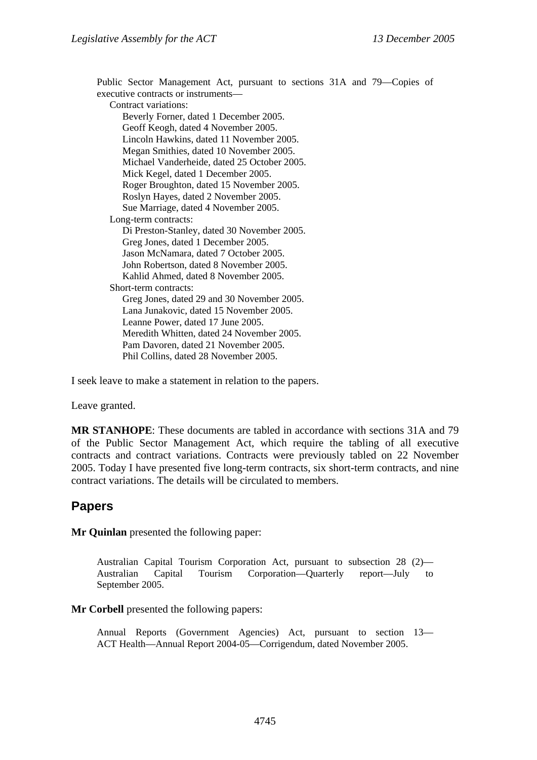Public Sector Management Act, pursuant to sections 31A and 79—Copies of executive contracts or instruments—

Contract variations:

- Beverly Forner, dated 1 December 2005.
- Geoff Keogh, dated 4 November 2005.
- Lincoln Hawkins, dated 11 November 2005.
- Megan Smithies, dated 10 November 2005.
- Michael Vanderheide, dated 25 October 2005.
- Mick Kegel, dated 1 December 2005.
- Roger Broughton, dated 15 November 2005.
- Roslyn Hayes, dated 2 November 2005.
- Sue Marriage, dated 4 November 2005.

Long-term contracts:

- Di Preston-Stanley, dated 30 November 2005.
- Greg Jones, dated 1 December 2005.
- Jason McNamara, dated 7 October 2005.
- John Robertson, dated 8 November 2005.
- Kahlid Ahmed, dated 8 November 2005.

Short-term contracts:

- Greg Jones, dated 29 and 30 November 2005.
- Lana Junakovic, dated 15 November 2005.
- Leanne Power, dated 17 June 2005.
- Meredith Whitten, dated 24 November 2005.
- Pam Davoren, dated 21 November 2005.
- Phil Collins, dated 28 November 2005.

I seek leave to make a statement in relation to the papers.

Leave granted.

**MR STANHOPE**: These documents are tabled in accordance with sections 31A and 79 of the Public Sector Management Act, which require the tabling of all executive contracts and contract variations. Contracts were previously tabled on 22 November 2005. Today I have presented five long-term contracts, six short-term contracts, and nine contract variations. The details will be circulated to members.

## Papers

**Mr Quinlan** presented the following paper:

Australian Capital Tourism Corporation Act, pursuant to subsection 28 (2)—Australian Capital Tourism Corporation—Quarterly report—July to September 2005.

**Mr Corbell** presented the following papers:

Annual Reports (Government Agencies) Act, pursuant to section 13—ACT Health—Annual Report 2004-05—Corrigendum, dated November 2005.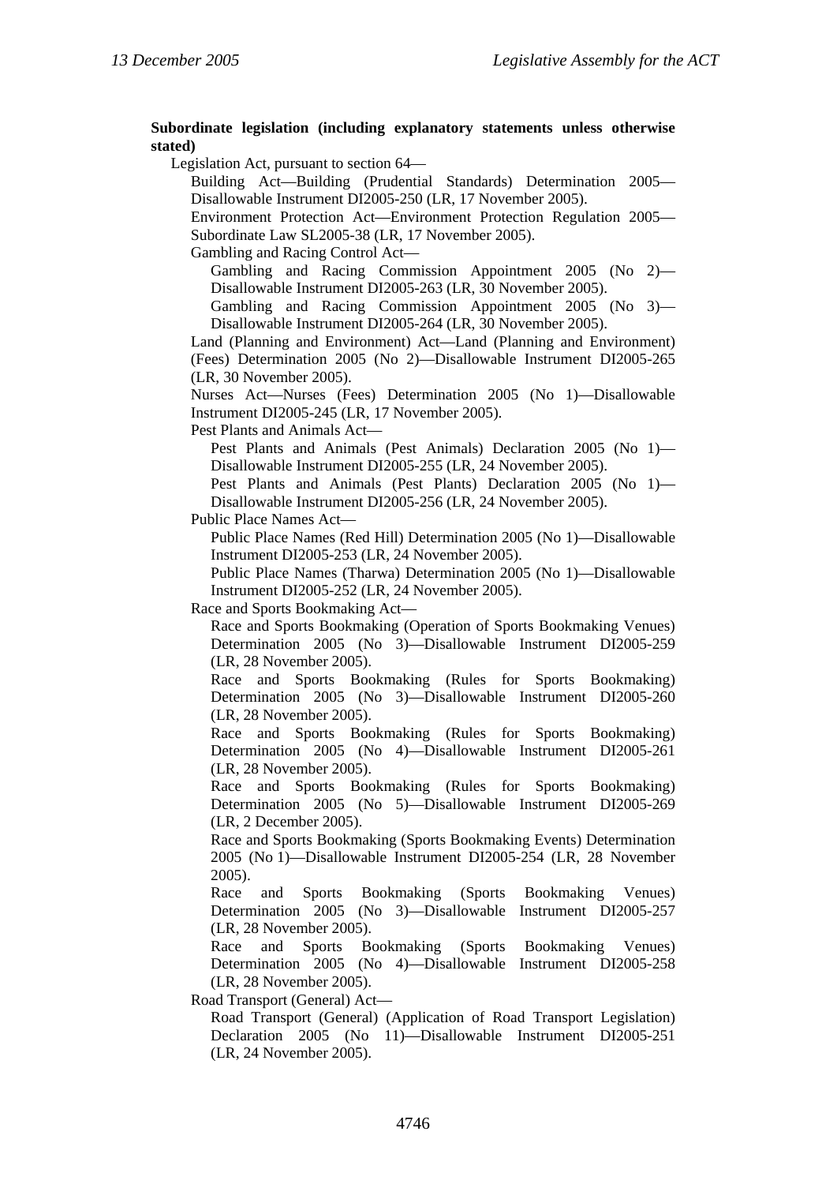**Subordinate legislation (including explanatory statements unless otherwise stated)**

Legislation Act, pursuant to section 64—

Building Act—Building (Prudential Standards) Determination 2005—Disallowable Instrument DI2005-250 (LR, 17 November 2005).

Environment Protection Act—Environment Protection Regulation 2005—Subordinate Law SL2005-38 (LR, 17 November 2005).

Gambling and Racing Control Act—

Gambling and Racing Commission Appointment 2005 (No 2)—Disallowable Instrument DI2005-263 (LR, 30 November 2005).

Gambling and Racing Commission Appointment 2005 (No 3)—Disallowable Instrument DI2005-264 (LR, 30 November 2005).

Land (Planning and Environment) Act—Land (Planning and Environment) (Fees) Determination 2005 (No 2)—Disallowable Instrument DI2005-265 (LR, 30 November 2005).

Nurses Act—Nurses (Fees) Determination 2005 (No 1)—Disallowable Instrument DI2005-245 (LR, 17 November 2005).

Pest Plants and Animals Act—

Pest Plants and Animals (Pest Animals) Declaration 2005 (No 1)—Disallowable Instrument DI2005-255 (LR, 24 November 2005).

Pest Plants and Animals (Pest Plants) Declaration 2005 (No 1)—Disallowable Instrument DI2005-256 (LR, 24 November 2005).

Public Place Names Act—

Public Place Names (Red Hill) Determination 2005 (No 1)—Disallowable Instrument DI2005-253 (LR, 24 November 2005).

Public Place Names (Tharwa) Determination 2005 (No 1)—Disallowable Instrument DI2005-252 (LR, 24 November 2005).

Race and Sports Bookmaking Act—

Race and Sports Bookmaking (Operation of Sports Bookmaking Venues) Determination 2005 (No 3)—Disallowable Instrument DI2005-259 (LR, 28 November 2005).

Race and Sports Bookmaking (Rules for Sports Bookmaking) Determination 2005 (No 3)—Disallowable Instrument DI2005-260 (LR, 28 November 2005).

Race and Sports Bookmaking (Rules for Sports Bookmaking) Determination 2005 (No 4)—Disallowable Instrument DI2005-261 (LR, 28 November 2005).

Race and Sports Bookmaking (Rules for Sports Bookmaking) Determination 2005 (No 5)—Disallowable Instrument DI2005-269 (LR, 2 December 2005).

Race and Sports Bookmaking (Sports Bookmaking Events) Determination 2005 (No 1)—Disallowable Instrument DI2005-254 (LR, 28 November 2005).

Race and Sports Bookmaking (Sports Bookmaking Venues) Determination 2005 (No 3)—Disallowable Instrument DI2005-257 (LR, 28 November 2005).

Race and Sports Bookmaking (Sports Bookmaking Venues) Determination 2005 (No 4)—Disallowable Instrument DI2005-258 (LR, 28 November 2005).

Road Transport (General) Act—

Road Transport (General) (Application of Road Transport Legislation) Declaration 2005 (No 11)—Disallowable Instrument DI2005-251 (LR, 24 November 2005).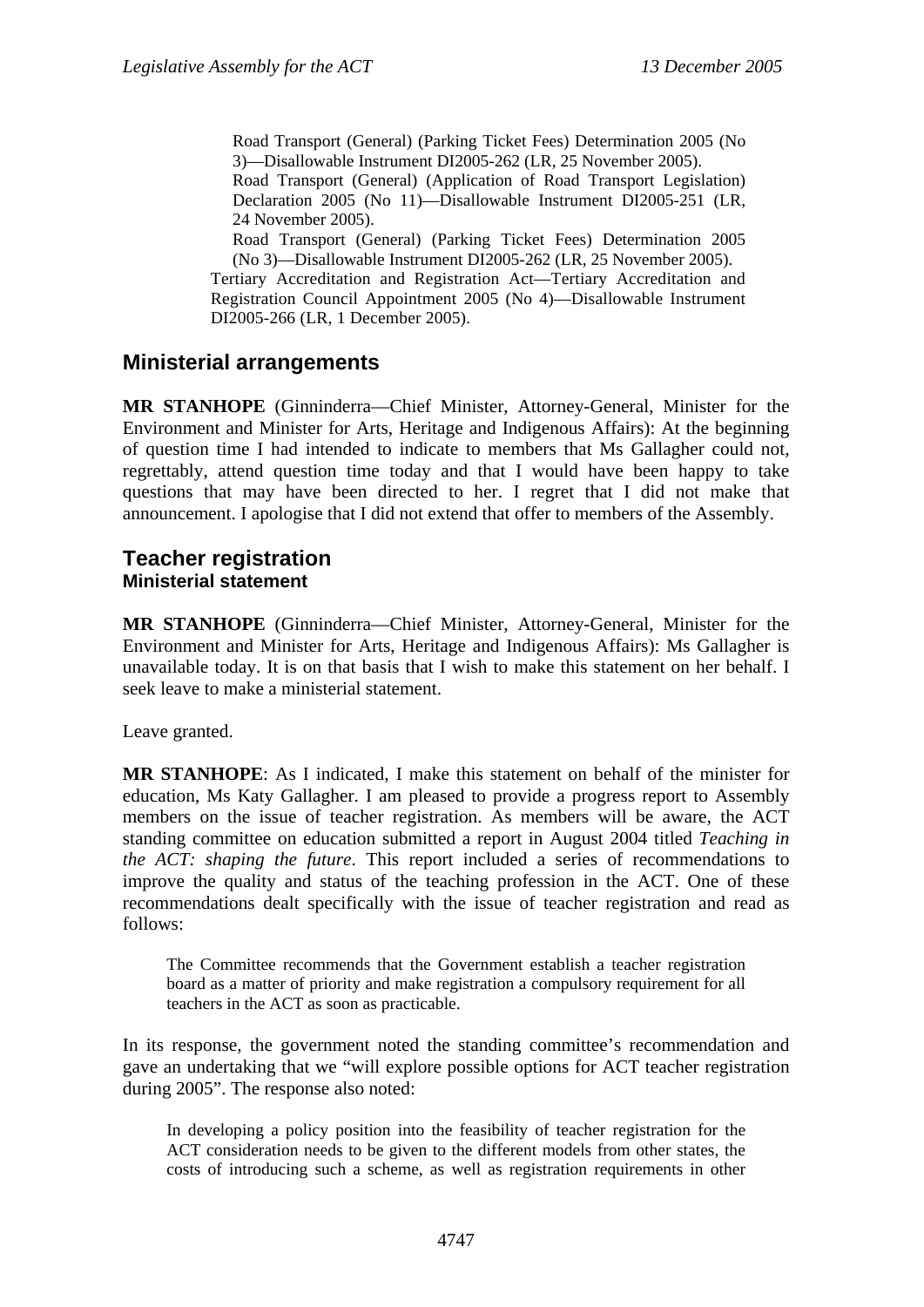Road Transport (General) (Parking Ticket Fees) Determination 2005 (No 3)—Disallowable Instrument DI2005-262 (LR, 25 November 2005).

Road Transport (General) (Application of Road Transport Legislation) Declaration 2005 (No 11)—Disallowable Instrument DI2005-251 (LR, 24 November 2005).

Road Transport (General) (Parking Ticket Fees) Determination 2005 (No 3)—Disallowable Instrument DI2005-262 (LR, 25 November 2005).

Tertiary Accreditation and Registration Act—Tertiary Accreditation and Registration Council Appointment 2005 (No 4)—Disallowable Instrument DI2005-266 (LR, 1 December 2005).

## Ministerial arrangements

**MR STANHOPE** (Ginninderra—Chief Minister, Attorney-General, Minister for the Environment and Minister for Arts, Heritage and Indigenous Affairs): At the beginning of question time I had intended to indicate to members that Ms Gallagher could not, regrettably, attend question time today and that I would have been happy to take questions that may have been directed to her. I regret that I did not make that announcement. I apologise that I did not extend that offer to members of the Assembly.

## Teacher registration
### Ministerial statement

**MR STANHOPE** (Ginninderra—Chief Minister, Attorney-General, Minister for the Environment and Minister for Arts, Heritage and Indigenous Affairs): Ms Gallagher is unavailable today. It is on that basis that I wish to make this statement on her behalf. I seek leave to make a ministerial statement.

Leave granted.

**MR STANHOPE**: As I indicated, I make this statement on behalf of the minister for education, Ms Katy Gallagher. I am pleased to provide a progress report to Assembly members on the issue of teacher registration. As members will be aware, the ACT standing committee on education submitted a report in August 2004 titled *Teaching in the ACT: shaping the future*. This report included a series of recommendations to improve the quality and status of the teaching profession in the ACT. One of these recommendations dealt specifically with the issue of teacher registration and read as follows:

> The Committee recommends that the Government establish a teacher registration board as a matter of priority and make registration a compulsory requirement for all teachers in the ACT as soon as practicable.

In its response, the government noted the standing committee's recommendation and gave an undertaking that we "will explore possible options for ACT teacher registration during 2005". The response also noted:

> In developing a policy position into the feasibility of teacher registration for the ACT consideration needs to be given to the different models from other states, the costs of introducing such a scheme, as well as registration requirements in other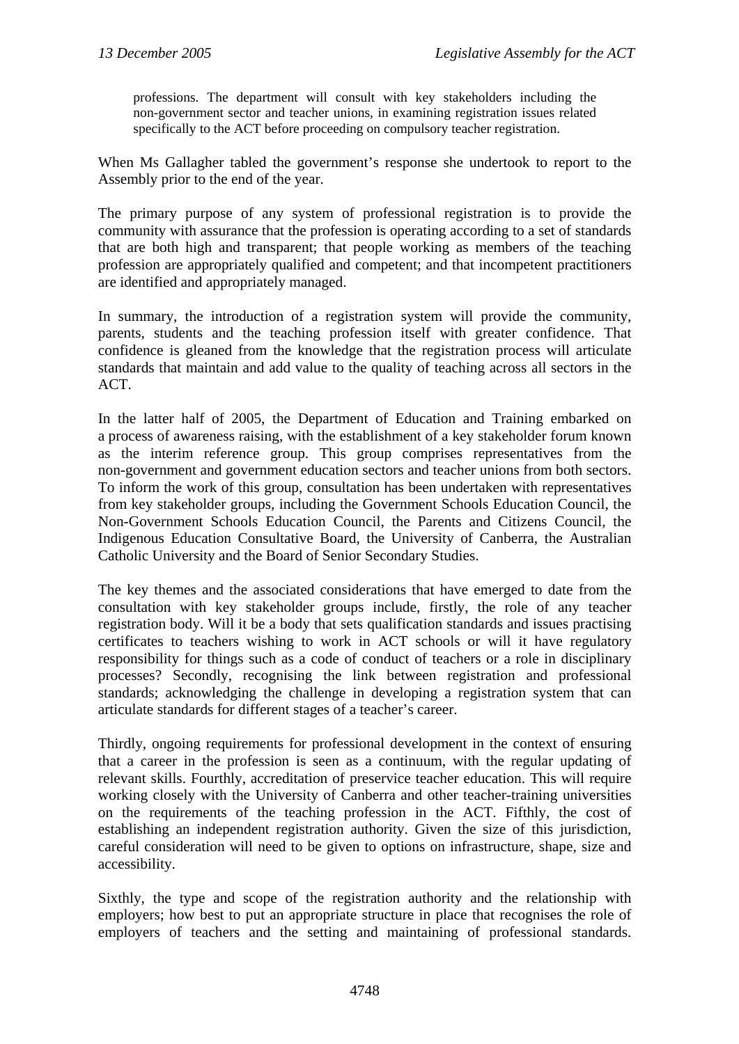> professions. The department will consult with key stakeholders including the non-government sector and teacher unions, in examining registration issues related specifically to the ACT before proceeding on compulsory teacher registration.

When Ms Gallagher tabled the government's response she undertook to report to the Assembly prior to the end of the year.

The primary purpose of any system of professional registration is to provide the community with assurance that the profession is operating according to a set of standards that are both high and transparent; that people working as members of the teaching profession are appropriately qualified and competent; and that incompetent practitioners are identified and appropriately managed.

In summary, the introduction of a registration system will provide the community, parents, students and the teaching profession itself with greater confidence. That confidence is gleaned from the knowledge that the registration process will articulate standards that maintain and add value to the quality of teaching across all sectors in the ACT.

In the latter half of 2005, the Department of Education and Training embarked on a process of awareness raising, with the establishment of a key stakeholder forum known as the interim reference group. This group comprises representatives from the non-government and government education sectors and teacher unions from both sectors. To inform the work of this group, consultation has been undertaken with representatives from key stakeholder groups, including the Government Schools Education Council, the Non-Government Schools Education Council, the Parents and Citizens Council, the Indigenous Education Consultative Board, the University of Canberra, the Australian Catholic University and the Board of Senior Secondary Studies.

The key themes and the associated considerations that have emerged to date from the consultation with key stakeholder groups include, firstly, the role of any teacher registration body. Will it be a body that sets qualification standards and issues practising certificates to teachers wishing to work in ACT schools or will it have regulatory responsibility for things such as a code of conduct of teachers or a role in disciplinary processes? Secondly, recognising the link between registration and professional standards; acknowledging the challenge in developing a registration system that can articulate standards for different stages of a teacher's career.

Thirdly, ongoing requirements for professional development in the context of ensuring that a career in the profession is seen as a continuum, with the regular updating of relevant skills. Fourthly, accreditation of preservice teacher education. This will require working closely with the University of Canberra and other teacher-training universities on the requirements of the teaching profession in the ACT. Fifthly, the cost of establishing an independent registration authority. Given the size of this jurisdiction, careful consideration will need to be given to options on infrastructure, shape, size and accessibility.

Sixthly, the type and scope of the registration authority and the relationship with employers; how best to put an appropriate structure in place that recognises the role of employers of teachers and the setting and maintaining of professional standards.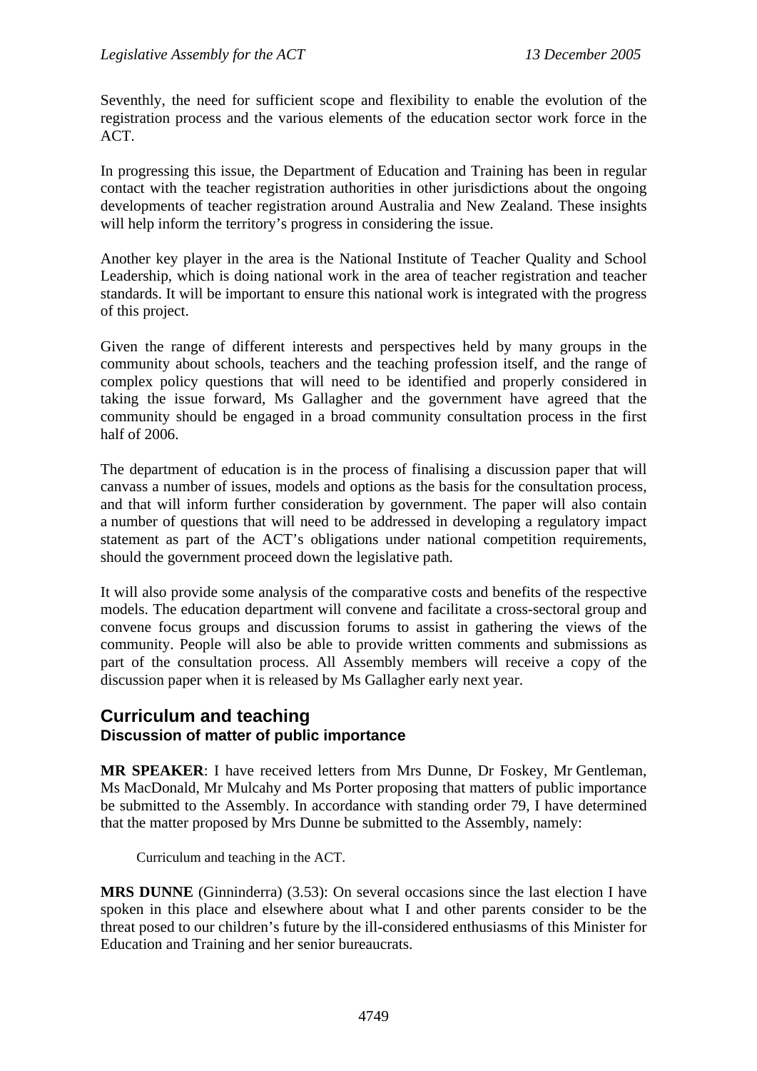Seventhly, the need for sufficient scope and flexibility to enable the evolution of the registration process and the various elements of the education sector work force in the ACT.

In progressing this issue, the Department of Education and Training has been in regular contact with the teacher registration authorities in other jurisdictions about the ongoing developments of teacher registration around Australia and New Zealand. These insights will help inform the territory's progress in considering the issue.

Another key player in the area is the National Institute of Teacher Quality and School Leadership, which is doing national work in the area of teacher registration and teacher standards. It will be important to ensure this national work is integrated with the progress of this project.

Given the range of different interests and perspectives held by many groups in the community about schools, teachers and the teaching profession itself, and the range of complex policy questions that will need to be identified and properly considered in taking the issue forward, Ms Gallagher and the government have agreed that the community should be engaged in a broad community consultation process in the first half of 2006.

The department of education is in the process of finalising a discussion paper that will canvass a number of issues, models and options as the basis for the consultation process, and that will inform further consideration by government. The paper will also contain a number of questions that will need to be addressed in developing a regulatory impact statement as part of the ACT's obligations under national competition requirements, should the government proceed down the legislative path.

It will also provide some analysis of the comparative costs and benefits of the respective models. The education department will convene and facilitate a cross-sectoral group and convene focus groups and discussion forums to assist in gathering the views of the community. People will also be able to provide written comments and submissions as part of the consultation process. All Assembly members will receive a copy of the discussion paper when it is released by Ms Gallagher early next year.

## Curriculum and teaching
### Discussion of matter of public importance

**MR SPEAKER**: I have received letters from Mrs Dunne, Dr Foskey, Mr Gentleman, Ms MacDonald, Mr Mulcahy and Ms Porter proposing that matters of public importance be submitted to the Assembly. In accordance with standing order 79, I have determined that the matter proposed by Mrs Dunne be submitted to the Assembly, namely:

> Curriculum and teaching in the ACT.

**MRS DUNNE** (Ginninderra) (3.53): On several occasions since the last election I have spoken in this place and elsewhere about what I and other parents consider to be the threat posed to our children's future by the ill-considered enthusiasms of this Minister for Education and Training and her senior bureaucrats.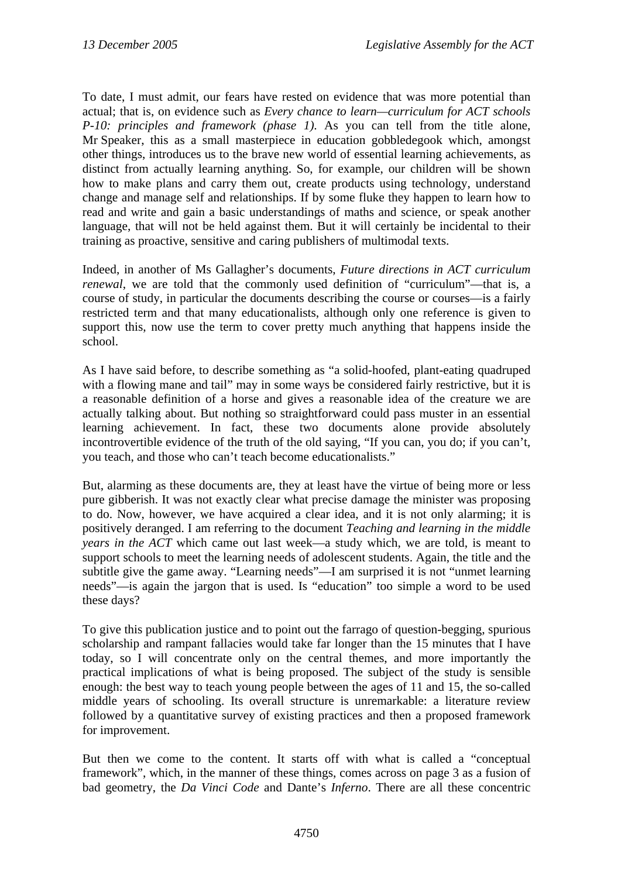To date, I must admit, our fears have rested on evidence that was more potential than actual; that is, on evidence such as *Every chance to learn—curriculum for ACT schools P-10: principles and framework (phase 1)*. As you can tell from the title alone, Mr Speaker, this as a small masterpiece in education gobbledegook which, amongst other things, introduces us to the brave new world of essential learning achievements, as distinct from actually learning anything. So, for example, our children will be shown how to make plans and carry them out, create products using technology, understand change and manage self and relationships. If by some fluke they happen to learn how to read and write and gain a basic understandings of maths and science, or speak another language, that will not be held against them. But it will certainly be incidental to their training as proactive, sensitive and caring publishers of multimodal texts.

Indeed, in another of Ms Gallagher's documents, *Future directions in ACT curriculum renewal*, we are told that the commonly used definition of "curriculum"—that is, a course of study, in particular the documents describing the course or courses—is a fairly restricted term and that many educationalists, although only one reference is given to support this, now use the term to cover pretty much anything that happens inside the school.

As I have said before, to describe something as "a solid-hoofed, plant-eating quadruped with a flowing mane and tail" may in some ways be considered fairly restrictive, but it is a reasonable definition of a horse and gives a reasonable idea of the creature we are actually talking about. But nothing so straightforward could pass muster in an essential learning achievement. In fact, these two documents alone provide absolutely incontrovertible evidence of the truth of the old saying, "If you can, you do; if you can't, you teach, and those who can't teach become educationalists."

But, alarming as these documents are, they at least have the virtue of being more or less pure gibberish. It was not exactly clear what precise damage the minister was proposing to do. Now, however, we have acquired a clear idea, and it is not only alarming; it is positively deranged. I am referring to the document *Teaching and learning in the middle years in the ACT* which came out last week—a study which, we are told, is meant to support schools to meet the learning needs of adolescent students. Again, the title and the subtitle give the game away. "Learning needs"—I am surprised it is not "unmet learning needs"—is again the jargon that is used. Is "education" too simple a word to be used these days?

To give this publication justice and to point out the farrago of question-begging, spurious scholarship and rampant fallacies would take far longer than the 15 minutes that I have today, so I will concentrate only on the central themes, and more importantly the practical implications of what is being proposed. The subject of the study is sensible enough: the best way to teach young people between the ages of 11 and 15, the so-called middle years of schooling. Its overall structure is unremarkable: a literature review followed by a quantitative survey of existing practices and then a proposed framework for improvement.

But then we come to the content. It starts off with what is called a "conceptual framework", which, in the manner of these things, comes across on page 3 as a fusion of bad geometry, the *Da Vinci Code* and Dante's *Inferno*. There are all these concentric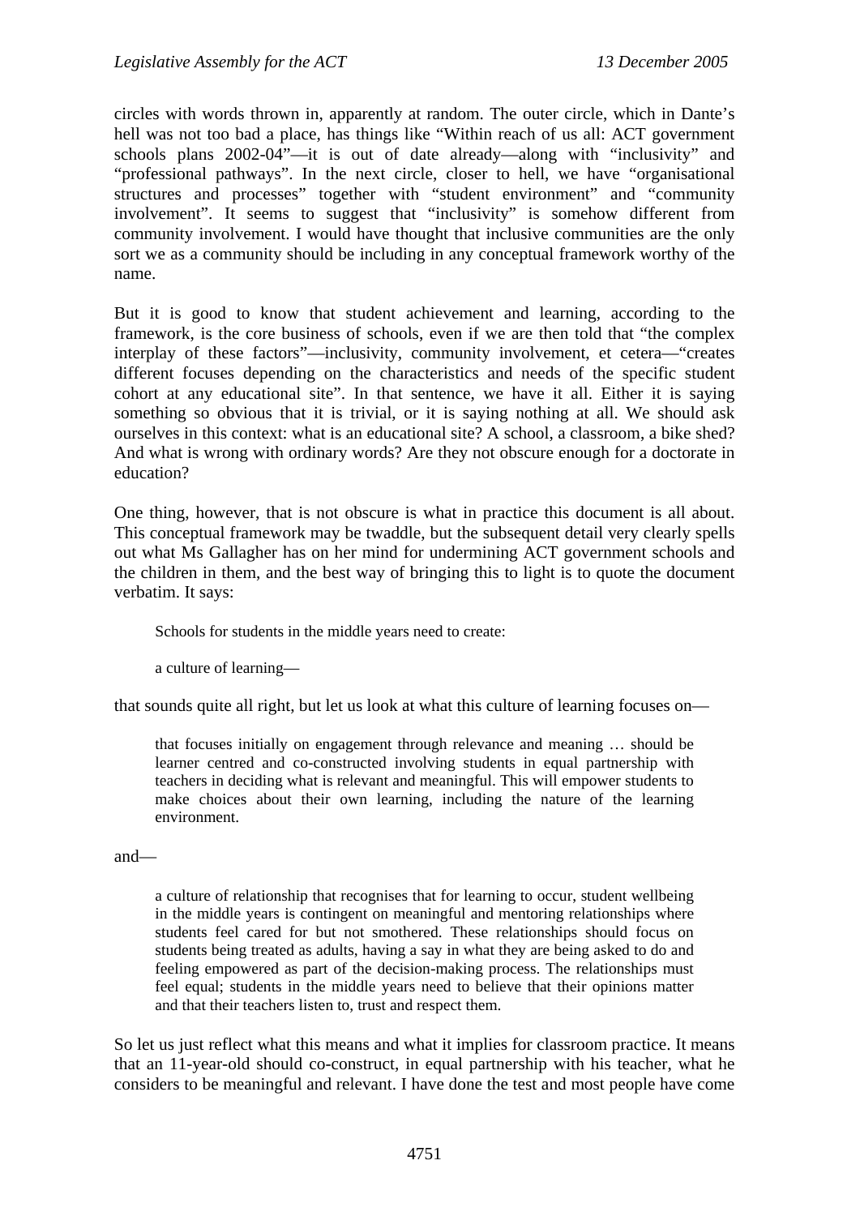circles with words thrown in, apparently at random. The outer circle, which in Dante's hell was not too bad a place, has things like "Within reach of us all: ACT government schools plans 2002-04"—it is out of date already—along with "inclusivity" and "professional pathways". In the next circle, closer to hell, we have "organisational structures and processes" together with "student environment" and "community involvement". It seems to suggest that "inclusivity" is somehow different from community involvement. I would have thought that inclusive communities are the only sort we as a community should be including in any conceptual framework worthy of the name.

But it is good to know that student achievement and learning, according to the framework, is the core business of schools, even if we are then told that "the complex interplay of these factors"—inclusivity, community involvement, et cetera—"creates different focuses depending on the characteristics and needs of the specific student cohort at any educational site". In that sentence, we have it all. Either it is saying something so obvious that it is trivial, or it is saying nothing at all. We should ask ourselves in this context: what is an educational site? A school, a classroom, a bike shed? And what is wrong with ordinary words? Are they not obscure enough for a doctorate in education?

One thing, however, that is not obscure is what in practice this document is all about. This conceptual framework may be twaddle, but the subsequent detail very clearly spells out what Ms Gallagher has on her mind for undermining ACT government schools and the children in them, and the best way of bringing this to light is to quote the document verbatim. It says:

> Schools for students in the middle years need to create:
>
> a culture of learning—

that sounds quite all right, but let us look at what this culture of learning focuses on—

> that focuses initially on engagement through relevance and meaning … should be learner centred and co-constructed involving students in equal partnership with teachers in deciding what is relevant and meaningful. This will empower students to make choices about their own learning, including the nature of the learning environment.

and—

> a culture of relationship that recognises that for learning to occur, student wellbeing in the middle years is contingent on meaningful and mentoring relationships where students feel cared for but not smothered. These relationships should focus on students being treated as adults, having a say in what they are being asked to do and feeling empowered as part of the decision-making process. The relationships must feel equal; students in the middle years need to believe that their opinions matter and that their teachers listen to, trust and respect them.

So let us just reflect what this means and what it implies for classroom practice. It means that an 11-year-old should co-construct, in equal partnership with his teacher, what he considers to be meaningful and relevant. I have done the test and most people have come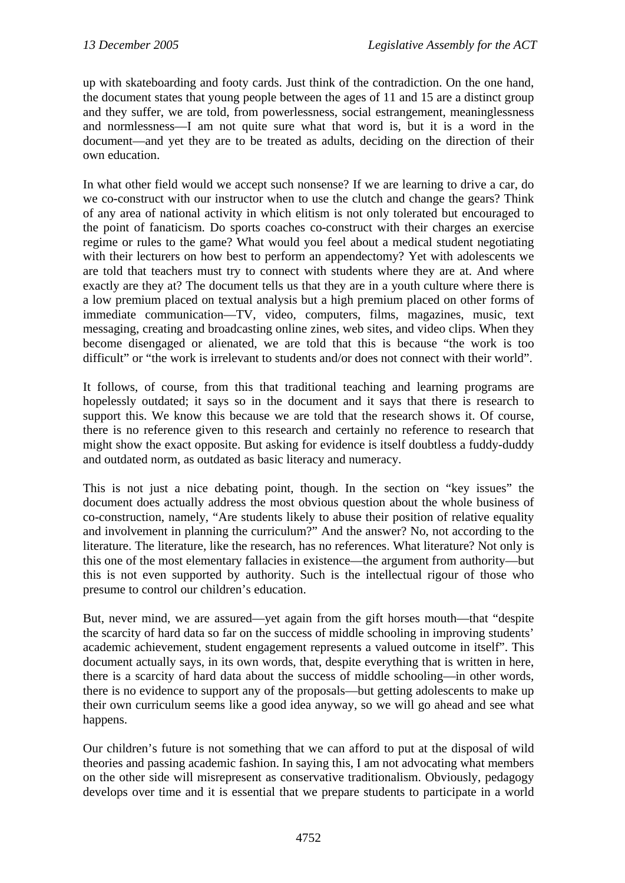up with skateboarding and footy cards. Just think of the contradiction. On the one hand, the document states that young people between the ages of 11 and 15 are a distinct group and they suffer, we are told, from powerlessness, social estrangement, meaninglessness and normlessness—I am not quite sure what that word is, but it is a word in the document—and yet they are to be treated as adults, deciding on the direction of their own education.

In what other field would we accept such nonsense? If we are learning to drive a car, do we co-construct with our instructor when to use the clutch and change the gears? Think of any area of national activity in which elitism is not only tolerated but encouraged to the point of fanaticism. Do sports coaches co-construct with their charges an exercise regime or rules to the game? What would you feel about a medical student negotiating with their lecturers on how best to perform an appendectomy? Yet with adolescents we are told that teachers must try to connect with students where they are at. And where exactly are they at? The document tells us that they are in a youth culture where there is a low premium placed on textual analysis but a high premium placed on other forms of immediate communication—TV, video, computers, films, magazines, music, text messaging, creating and broadcasting online zines, web sites, and video clips. When they become disengaged or alienated, we are told that this is because "the work is too difficult" or "the work is irrelevant to students and/or does not connect with their world".

It follows, of course, from this that traditional teaching and learning programs are hopelessly outdated; it says so in the document and it says that there is research to support this. We know this because we are told that the research shows it. Of course, there is no reference given to this research and certainly no reference to research that might show the exact opposite. But asking for evidence is itself doubtless a fuddy-duddy and outdated norm, as outdated as basic literacy and numeracy.

This is not just a nice debating point, though. In the section on "key issues" the document does actually address the most obvious question about the whole business of co-construction, namely, "Are students likely to abuse their position of relative equality and involvement in planning the curriculum?" And the answer? No, not according to the literature. The literature, like the research, has no references. What literature? Not only is this one of the most elementary fallacies in existence—the argument from authority—but this is not even supported by authority. Such is the intellectual rigour of those who presume to control our children's education.

But, never mind, we are assured—yet again from the gift horses mouth—that "despite the scarcity of hard data so far on the success of middle schooling in improving students' academic achievement, student engagement represents a valued outcome in itself". This document actually says, in its own words, that, despite everything that is written in here, there is a scarcity of hard data about the success of middle schooling—in other words, there is no evidence to support any of the proposals—but getting adolescents to make up their own curriculum seems like a good idea anyway, so we will go ahead and see what happens.

Our children's future is not something that we can afford to put at the disposal of wild theories and passing academic fashion. In saying this, I am not advocating what members on the other side will misrepresent as conservative traditionalism. Obviously, pedagogy develops over time and it is essential that we prepare students to participate in a world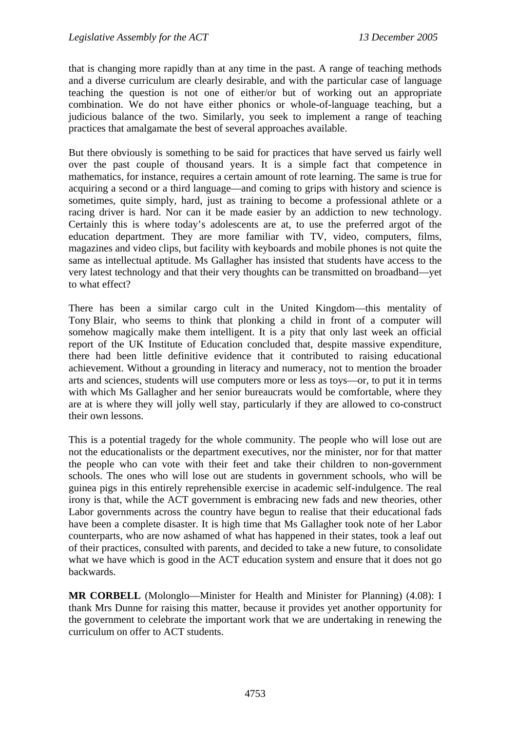that is changing more rapidly than at any time in the past. A range of teaching methods and a diverse curriculum are clearly desirable, and with the particular case of language teaching the question is not one of either/or but of working out an appropriate combination. We do not have either phonics or whole-of-language teaching, but a judicious balance of the two. Similarly, you seek to implement a range of teaching practices that amalgamate the best of several approaches available.

But there obviously is something to be said for practices that have served us fairly well over the past couple of thousand years. It is a simple fact that competence in mathematics, for instance, requires a certain amount of rote learning. The same is true for acquiring a second or a third language—and coming to grips with history and science is sometimes, quite simply, hard, just as training to become a professional athlete or a racing driver is hard. Nor can it be made easier by an addiction to new technology. Certainly this is where today's adolescents are at, to use the preferred argot of the education department. They are more familiar with TV, video, computers, films, magazines and video clips, but facility with keyboards and mobile phones is not quite the same as intellectual aptitude. Ms Gallagher has insisted that students have access to the very latest technology and that their very thoughts can be transmitted on broadband—yet to what effect?

There has been a similar cargo cult in the United Kingdom—this mentality of Tony Blair, who seems to think that plonking a child in front of a computer will somehow magically make them intelligent. It is a pity that only last week an official report of the UK Institute of Education concluded that, despite massive expenditure, there had been little definitive evidence that it contributed to raising educational achievement. Without a grounding in literacy and numeracy, not to mention the broader arts and sciences, students will use computers more or less as toys—or, to put it in terms with which Ms Gallagher and her senior bureaucrats would be comfortable, where they are at is where they will jolly well stay, particularly if they are allowed to co-construct their own lessons.

This is a potential tragedy for the whole community. The people who will lose out are not the educationalists or the department executives, nor the minister, nor for that matter the people who can vote with their feet and take their children to non-government schools. The ones who will lose out are students in government schools, who will be guinea pigs in this entirely reprehensible exercise in academic self-indulgence. The real irony is that, while the ACT government is embracing new fads and new theories, other Labor governments across the country have begun to realise that their educational fads have been a complete disaster. It is high time that Ms Gallagher took note of her Labor counterparts, who are now ashamed of what has happened in their states, took a leaf out of their practices, consulted with parents, and decided to take a new future, to consolidate what we have which is good in the ACT education system and ensure that it does not go backwards.

**MR CORBELL** (Molonglo—Minister for Health and Minister for Planning) (4.08): I thank Mrs Dunne for raising this matter, because it provides yet another opportunity for the government to celebrate the important work that we are undertaking in renewing the curriculum on offer to ACT students.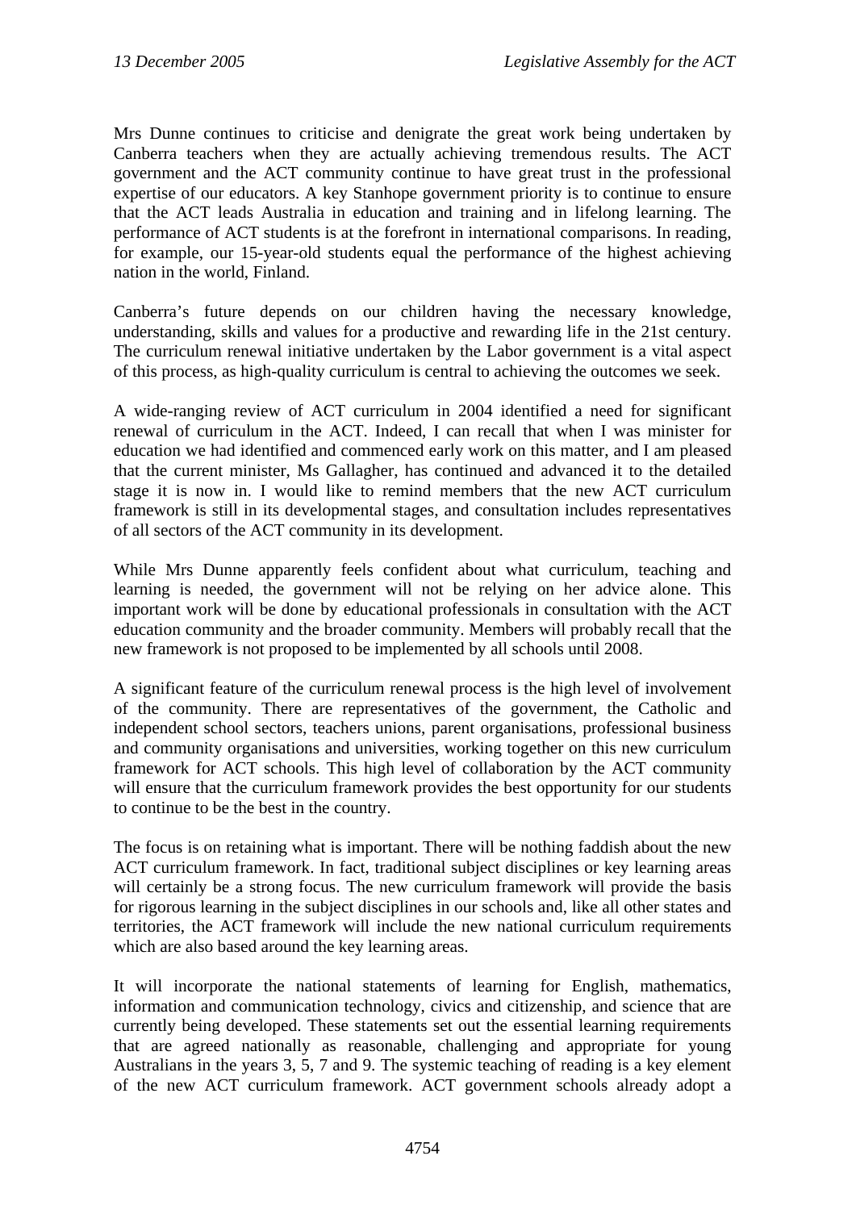Mrs Dunne continues to criticise and denigrate the great work being undertaken by Canberra teachers when they are actually achieving tremendous results. The ACT government and the ACT community continue to have great trust in the professional expertise of our educators. A key Stanhope government priority is to continue to ensure that the ACT leads Australia in education and training and in lifelong learning. The performance of ACT students is at the forefront in international comparisons. In reading, for example, our 15-year-old students equal the performance of the highest achieving nation in the world, Finland.

Canberra's future depends on our children having the necessary knowledge, understanding, skills and values for a productive and rewarding life in the 21st century. The curriculum renewal initiative undertaken by the Labor government is a vital aspect of this process, as high-quality curriculum is central to achieving the outcomes we seek.

A wide-ranging review of ACT curriculum in 2004 identified a need for significant renewal of curriculum in the ACT. Indeed, I can recall that when I was minister for education we had identified and commenced early work on this matter, and I am pleased that the current minister, Ms Gallagher, has continued and advanced it to the detailed stage it is now in. I would like to remind members that the new ACT curriculum framework is still in its developmental stages, and consultation includes representatives of all sectors of the ACT community in its development.

While Mrs Dunne apparently feels confident about what curriculum, teaching and learning is needed, the government will not be relying on her advice alone. This important work will be done by educational professionals in consultation with the ACT education community and the broader community. Members will probably recall that the new framework is not proposed to be implemented by all schools until 2008.

A significant feature of the curriculum renewal process is the high level of involvement of the community. There are representatives of the government, the Catholic and independent school sectors, teachers unions, parent organisations, professional business and community organisations and universities, working together on this new curriculum framework for ACT schools. This high level of collaboration by the ACT community will ensure that the curriculum framework provides the best opportunity for our students to continue to be the best in the country.

The focus is on retaining what is important. There will be nothing faddish about the new ACT curriculum framework. In fact, traditional subject disciplines or key learning areas will certainly be a strong focus. The new curriculum framework will provide the basis for rigorous learning in the subject disciplines in our schools and, like all other states and territories, the ACT framework will include the new national curriculum requirements which are also based around the key learning areas.

It will incorporate the national statements of learning for English, mathematics, information and communication technology, civics and citizenship, and science that are currently being developed. These statements set out the essential learning requirements that are agreed nationally as reasonable, challenging and appropriate for young Australians in the years 3, 5, 7 and 9. The systemic teaching of reading is a key element of the new ACT curriculum framework. ACT government schools already adopt a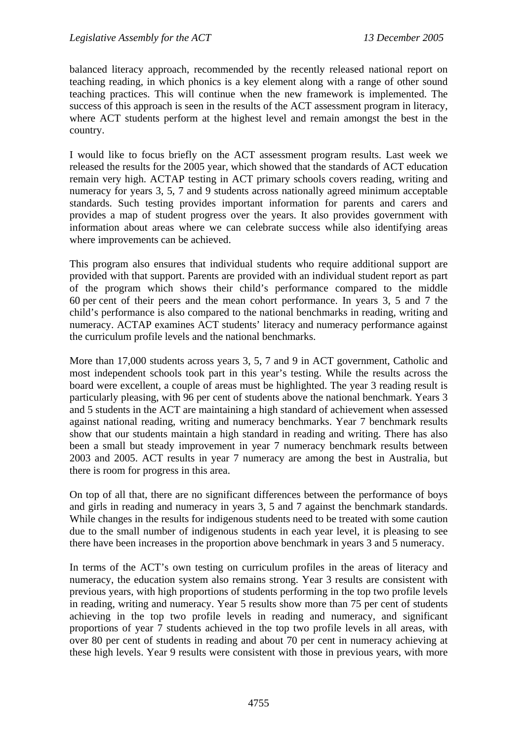balanced literacy approach, recommended by the recently released national report on teaching reading, in which phonics is a key element along with a range of other sound teaching practices. This will continue when the new framework is implemented. The success of this approach is seen in the results of the ACT assessment program in literacy, where ACT students perform at the highest level and remain amongst the best in the country.

I would like to focus briefly on the ACT assessment program results. Last week we released the results for the 2005 year, which showed that the standards of ACT education remain very high. ACTAP testing in ACT primary schools covers reading, writing and numeracy for years 3, 5, 7 and 9 students across nationally agreed minimum acceptable standards. Such testing provides important information for parents and carers and provides a map of student progress over the years. It also provides government with information about areas where we can celebrate success while also identifying areas where improvements can be achieved.

This program also ensures that individual students who require additional support are provided with that support. Parents are provided with an individual student report as part of the program which shows their child's performance compared to the middle 60 per cent of their peers and the mean cohort performance. In years 3, 5 and 7 the child's performance is also compared to the national benchmarks in reading, writing and numeracy. ACTAP examines ACT students' literacy and numeracy performance against the curriculum profile levels and the national benchmarks.

More than 17,000 students across years 3, 5, 7 and 9 in ACT government, Catholic and most independent schools took part in this year's testing. While the results across the board were excellent, a couple of areas must be highlighted. The year 3 reading result is particularly pleasing, with 96 per cent of students above the national benchmark. Years 3 and 5 students in the ACT are maintaining a high standard of achievement when assessed against national reading, writing and numeracy benchmarks. Year 7 benchmark results show that our students maintain a high standard in reading and writing. There has also been a small but steady improvement in year 7 numeracy benchmark results between 2003 and 2005. ACT results in year 7 numeracy are among the best in Australia, but there is room for progress in this area.

On top of all that, there are no significant differences between the performance of boys and girls in reading and numeracy in years 3, 5 and 7 against the benchmark standards. While changes in the results for indigenous students need to be treated with some caution due to the small number of indigenous students in each year level, it is pleasing to see there have been increases in the proportion above benchmark in years 3 and 5 numeracy.

In terms of the ACT's own testing on curriculum profiles in the areas of literacy and numeracy, the education system also remains strong. Year 3 results are consistent with previous years, with high proportions of students performing in the top two profile levels in reading, writing and numeracy. Year 5 results show more than 75 per cent of students achieving in the top two profile levels in reading and numeracy, and significant proportions of year 7 students achieved in the top two profile levels in all areas, with over 80 per cent of students in reading and about 70 per cent in numeracy achieving at these high levels. Year 9 results were consistent with those in previous years, with more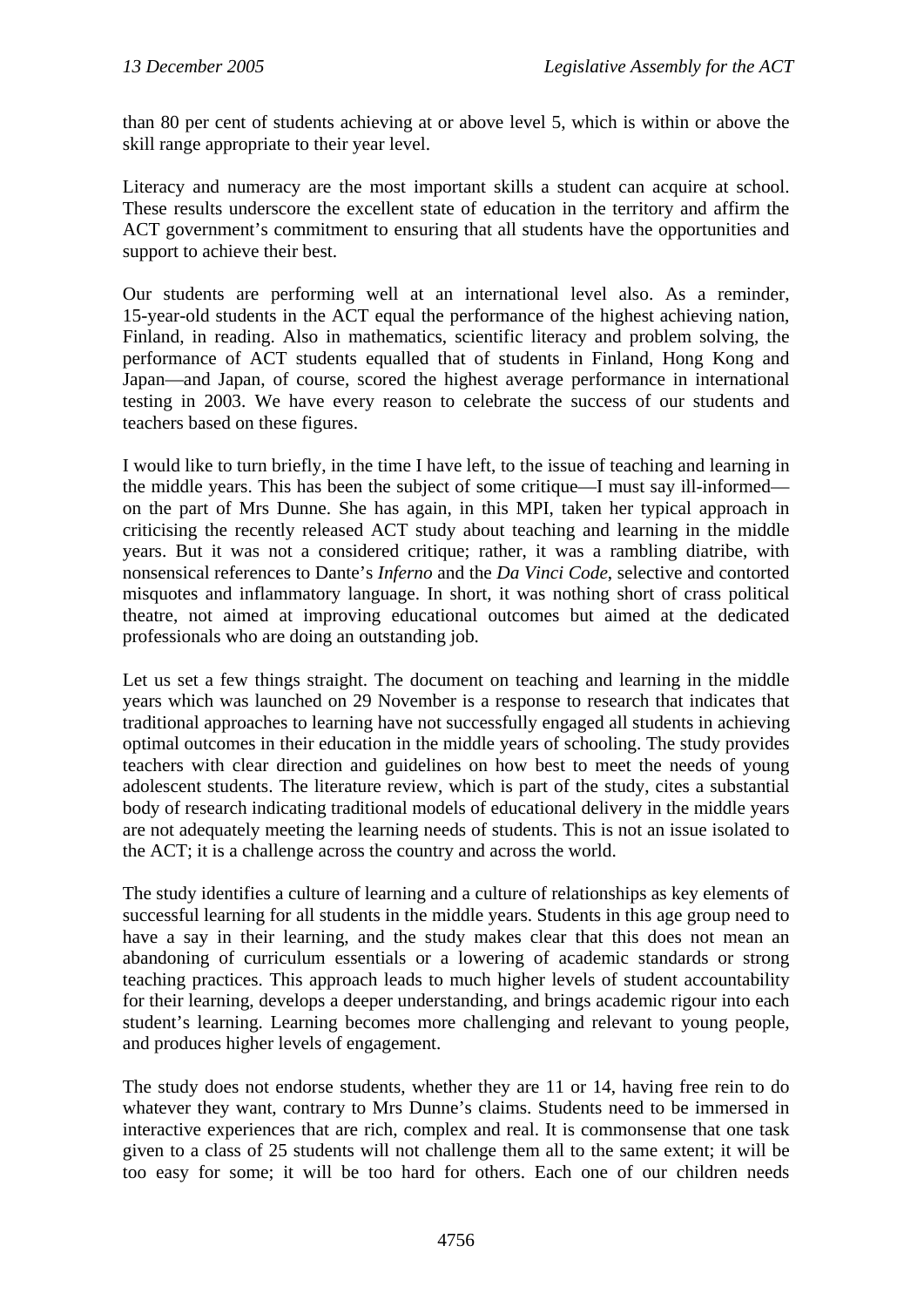than 80 per cent of students achieving at or above level 5, which is within or above the skill range appropriate to their year level.

Literacy and numeracy are the most important skills a student can acquire at school. These results underscore the excellent state of education in the territory and affirm the ACT government's commitment to ensuring that all students have the opportunities and support to achieve their best.

Our students are performing well at an international level also. As a reminder, 15-year-old students in the ACT equal the performance of the highest achieving nation, Finland, in reading. Also in mathematics, scientific literacy and problem solving, the performance of ACT students equalled that of students in Finland, Hong Kong and Japan—and Japan, of course, scored the highest average performance in international testing in 2003. We have every reason to celebrate the success of our students and teachers based on these figures.

I would like to turn briefly, in the time I have left, to the issue of teaching and learning in the middle years. This has been the subject of some critique—I must say ill-informed—on the part of Mrs Dunne. She has again, in this MPI, taken her typical approach in criticising the recently released ACT study about teaching and learning in the middle years. But it was not a considered critique; rather, it was a rambling diatribe, with nonsensical references to Dante's *Inferno* and the *Da Vinci Code*, selective and contorted misquotes and inflammatory language. In short, it was nothing short of crass political theatre, not aimed at improving educational outcomes but aimed at the dedicated professionals who are doing an outstanding job.

Let us set a few things straight. The document on teaching and learning in the middle years which was launched on 29 November is a response to research that indicates that traditional approaches to learning have not successfully engaged all students in achieving optimal outcomes in their education in the middle years of schooling. The study provides teachers with clear direction and guidelines on how best to meet the needs of young adolescent students. The literature review, which is part of the study, cites a substantial body of research indicating traditional models of educational delivery in the middle years are not adequately meeting the learning needs of students. This is not an issue isolated to the ACT; it is a challenge across the country and across the world.

The study identifies a culture of learning and a culture of relationships as key elements of successful learning for all students in the middle years. Students in this age group need to have a say in their learning, and the study makes clear that this does not mean an abandoning of curriculum essentials or a lowering of academic standards or strong teaching practices. This approach leads to much higher levels of student accountability for their learning, develops a deeper understanding, and brings academic rigour into each student's learning. Learning becomes more challenging and relevant to young people, and produces higher levels of engagement.

The study does not endorse students, whether they are 11 or 14, having free rein to do whatever they want, contrary to Mrs Dunne's claims. Students need to be immersed in interactive experiences that are rich, complex and real. It is commonsense that one task given to a class of 25 students will not challenge them all to the same extent; it will be too easy for some; it will be too hard for others. Each one of our children needs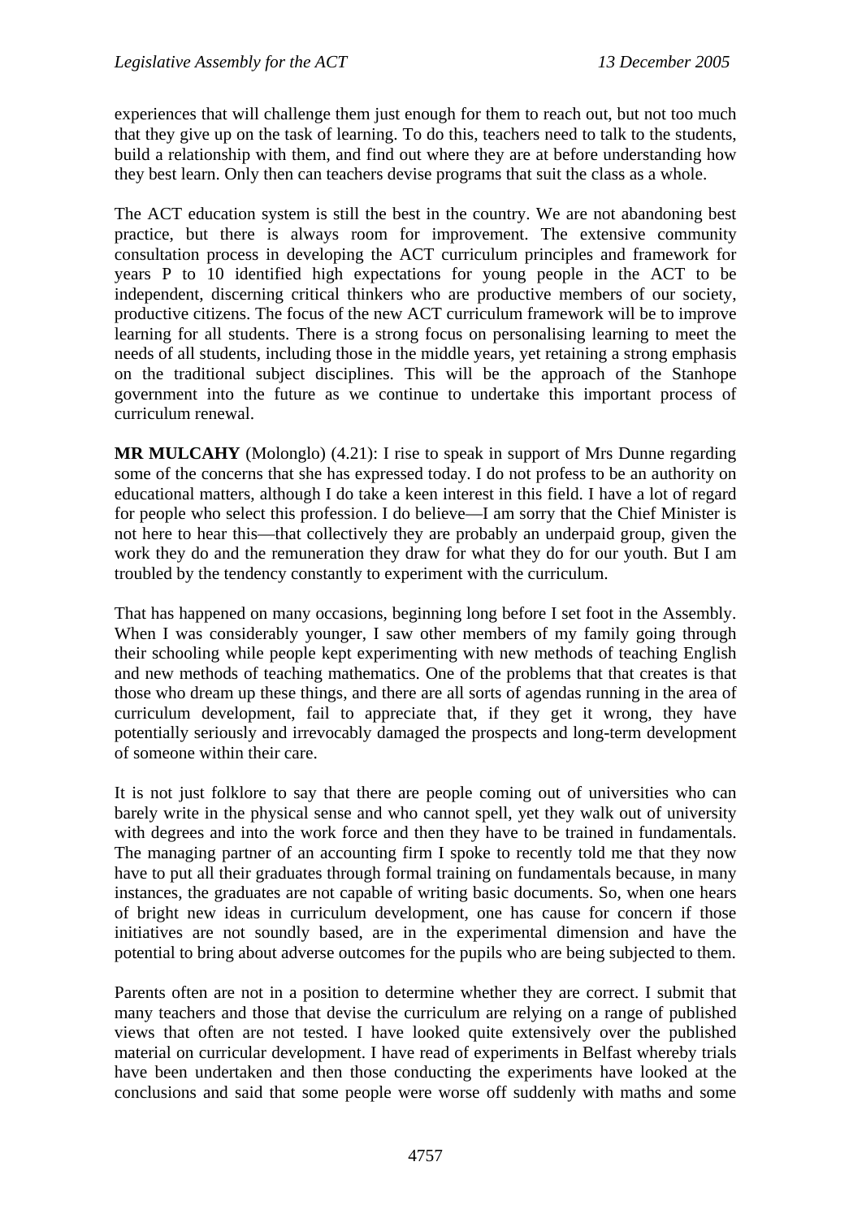experiences that will challenge them just enough for them to reach out, but not too much that they give up on the task of learning. To do this, teachers need to talk to the students, build a relationship with them, and find out where they are at before understanding how they best learn. Only then can teachers devise programs that suit the class as a whole.

The ACT education system is still the best in the country. We are not abandoning best practice, but there is always room for improvement. The extensive community consultation process in developing the ACT curriculum principles and framework for years P to 10 identified high expectations for young people in the ACT to be independent, discerning critical thinkers who are productive members of our society, productive citizens. The focus of the new ACT curriculum framework will be to improve learning for all students. There is a strong focus on personalising learning to meet the needs of all students, including those in the middle years, yet retaining a strong emphasis on the traditional subject disciplines. This will be the approach of the Stanhope government into the future as we continue to undertake this important process of curriculum renewal.

**MR MULCAHY** (Molonglo) (4.21): I rise to speak in support of Mrs Dunne regarding some of the concerns that she has expressed today. I do not profess to be an authority on educational matters, although I do take a keen interest in this field. I have a lot of regard for people who select this profession. I do believe—I am sorry that the Chief Minister is not here to hear this—that collectively they are probably an underpaid group, given the work they do and the remuneration they draw for what they do for our youth. But I am troubled by the tendency constantly to experiment with the curriculum.

That has happened on many occasions, beginning long before I set foot in the Assembly. When I was considerably younger, I saw other members of my family going through their schooling while people kept experimenting with new methods of teaching English and new methods of teaching mathematics. One of the problems that that creates is that those who dream up these things, and there are all sorts of agendas running in the area of curriculum development, fail to appreciate that, if they get it wrong, they have potentially seriously and irrevocably damaged the prospects and long-term development of someone within their care.

It is not just folklore to say that there are people coming out of universities who can barely write in the physical sense and who cannot spell, yet they walk out of university with degrees and into the work force and then they have to be trained in fundamentals. The managing partner of an accounting firm I spoke to recently told me that they now have to put all their graduates through formal training on fundamentals because, in many instances, the graduates are not capable of writing basic documents. So, when one hears of bright new ideas in curriculum development, one has cause for concern if those initiatives are not soundly based, are in the experimental dimension and have the potential to bring about adverse outcomes for the pupils who are being subjected to them.

Parents often are not in a position to determine whether they are correct. I submit that many teachers and those that devise the curriculum are relying on a range of published views that often are not tested. I have looked quite extensively over the published material on curricular development. I have read of experiments in Belfast whereby trials have been undertaken and then those conducting the experiments have looked at the conclusions and said that some people were worse off suddenly with maths and some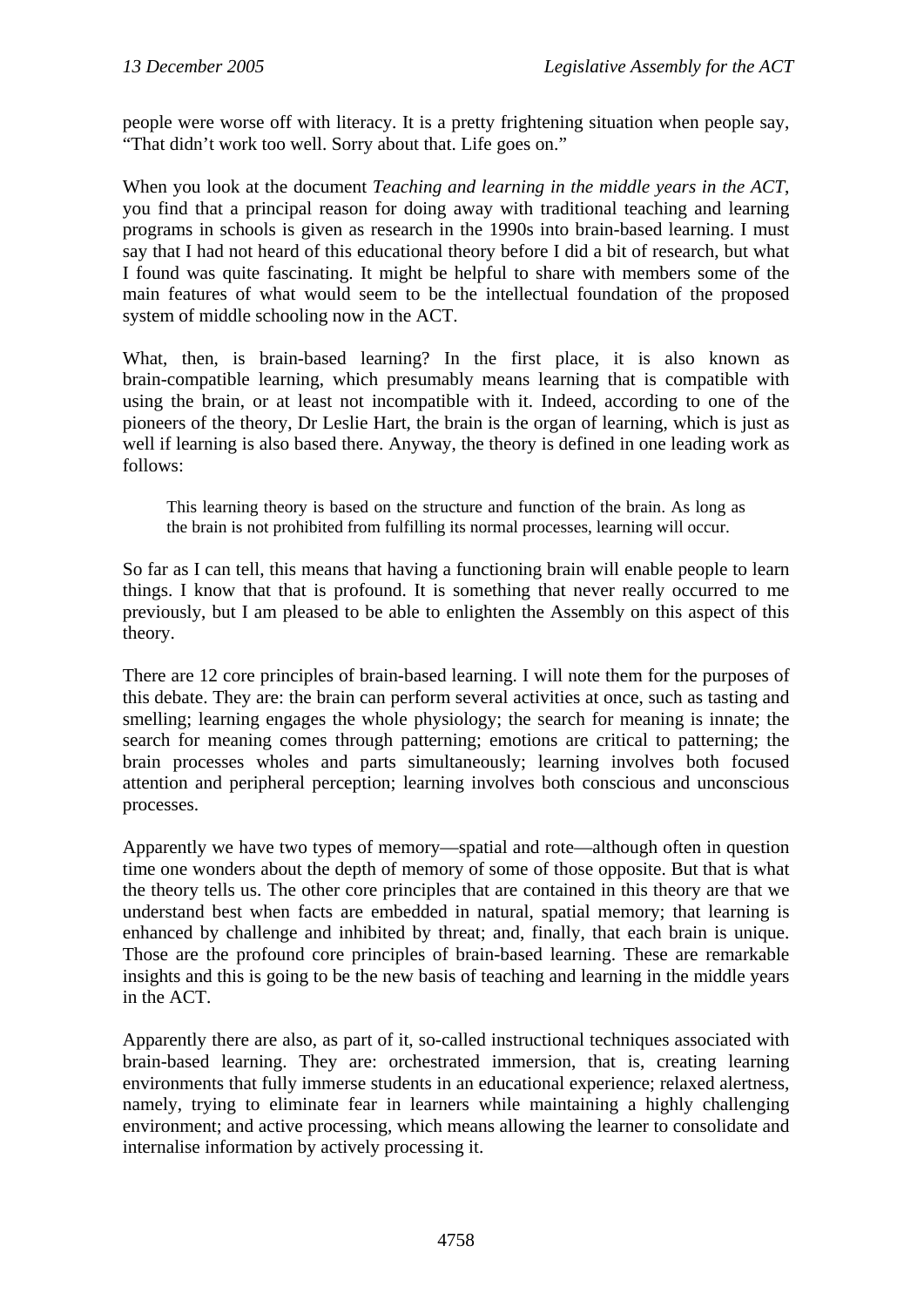people were worse off with literacy. It is a pretty frightening situation when people say, "That didn't work too well. Sorry about that. Life goes on."

When you look at the document *Teaching and learning in the middle years in the ACT*, you find that a principal reason for doing away with traditional teaching and learning programs in schools is given as research in the 1990s into brain-based learning. I must say that I had not heard of this educational theory before I did a bit of research, but what I found was quite fascinating. It might be helpful to share with members some of the main features of what would seem to be the intellectual foundation of the proposed system of middle schooling now in the ACT.

What, then, is brain-based learning? In the first place, it is also known as brain-compatible learning, which presumably means learning that is compatible with using the brain, or at least not incompatible with it. Indeed, according to one of the pioneers of the theory, Dr Leslie Hart, the brain is the organ of learning, which is just as well if learning is also based there. Anyway, the theory is defined in one leading work as follows:

> This learning theory is based on the structure and function of the brain. As long as the brain is not prohibited from fulfilling its normal processes, learning will occur.

So far as I can tell, this means that having a functioning brain will enable people to learn things. I know that that is profound. It is something that never really occurred to me previously, but I am pleased to be able to enlighten the Assembly on this aspect of this theory.

There are 12 core principles of brain-based learning. I will note them for the purposes of this debate. They are: the brain can perform several activities at once, such as tasting and smelling; learning engages the whole physiology; the search for meaning is innate; the search for meaning comes through patterning; emotions are critical to patterning; the brain processes wholes and parts simultaneously; learning involves both focused attention and peripheral perception; learning involves both conscious and unconscious processes.

Apparently we have two types of memory—spatial and rote—although often in question time one wonders about the depth of memory of some of those opposite. But that is what the theory tells us. The other core principles that are contained in this theory are that we understand best when facts are embedded in natural, spatial memory; that learning is enhanced by challenge and inhibited by threat; and, finally, that each brain is unique. Those are the profound core principles of brain-based learning. These are remarkable insights and this is going to be the new basis of teaching and learning in the middle years in the ACT.

Apparently there are also, as part of it, so-called instructional techniques associated with brain-based learning. They are: orchestrated immersion, that is, creating learning environments that fully immerse students in an educational experience; relaxed alertness, namely, trying to eliminate fear in learners while maintaining a highly challenging environment; and active processing, which means allowing the learner to consolidate and internalise information by actively processing it.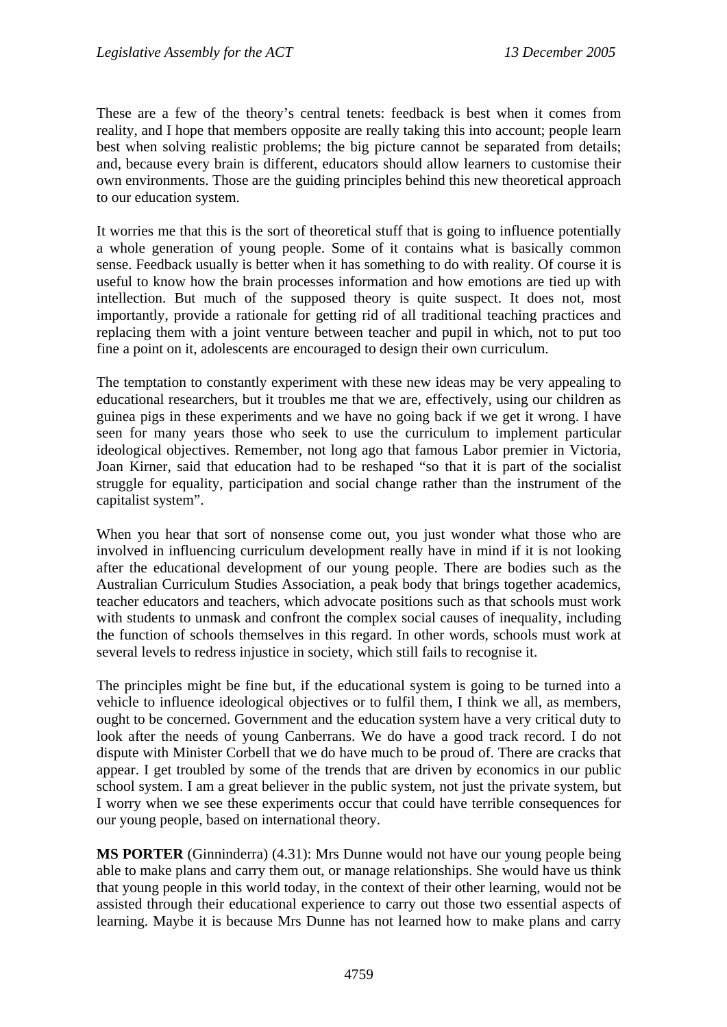These are a few of the theory's central tenets: feedback is best when it comes from reality, and I hope that members opposite are really taking this into account; people learn best when solving realistic problems; the big picture cannot be separated from details; and, because every brain is different, educators should allow learners to customise their own environments. Those are the guiding principles behind this new theoretical approach to our education system.

It worries me that this is the sort of theoretical stuff that is going to influence potentially a whole generation of young people. Some of it contains what is basically common sense. Feedback usually is better when it has something to do with reality. Of course it is useful to know how the brain processes information and how emotions are tied up with intellection. But much of the supposed theory is quite suspect. It does not, most importantly, provide a rationale for getting rid of all traditional teaching practices and replacing them with a joint venture between teacher and pupil in which, not to put too fine a point on it, adolescents are encouraged to design their own curriculum.

The temptation to constantly experiment with these new ideas may be very appealing to educational researchers, but it troubles me that we are, effectively, using our children as guinea pigs in these experiments and we have no going back if we get it wrong. I have seen for many years those who seek to use the curriculum to implement particular ideological objectives. Remember, not long ago that famous Labor premier in Victoria, Joan Kirner, said that education had to be reshaped "so that it is part of the socialist struggle for equality, participation and social change rather than the instrument of the capitalist system".

When you hear that sort of nonsense come out, you just wonder what those who are involved in influencing curriculum development really have in mind if it is not looking after the educational development of our young people. There are bodies such as the Australian Curriculum Studies Association, a peak body that brings together academics, teacher educators and teachers, which advocate positions such as that schools must work with students to unmask and confront the complex social causes of inequality, including the function of schools themselves in this regard. In other words, schools must work at several levels to redress injustice in society, which still fails to recognise it.

The principles might be fine but, if the educational system is going to be turned into a vehicle to influence ideological objectives or to fulfil them, I think we all, as members, ought to be concerned. Government and the education system have a very critical duty to look after the needs of young Canberrans. We do have a good track record. I do not dispute with Minister Corbell that we do have much to be proud of. There are cracks that appear. I get troubled by some of the trends that are driven by economics in our public school system. I am a great believer in the public system, not just the private system, but I worry when we see these experiments occur that could have terrible consequences for our young people, based on international theory.

**MS PORTER** (Ginninderra) (4.31): Mrs Dunne would not have our young people being able to make plans and carry them out, or manage relationships. She would have us think that young people in this world today, in the context of their other learning, would not be assisted through their educational experience to carry out those two essential aspects of learning. Maybe it is because Mrs Dunne has not learned how to make plans and carry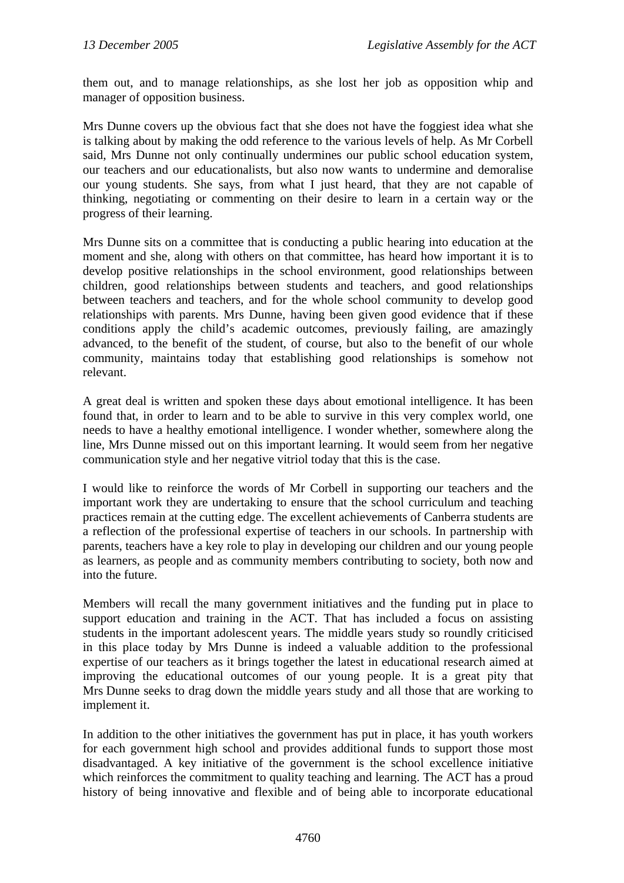them out, and to manage relationships, as she lost her job as opposition whip and manager of opposition business.

Mrs Dunne covers up the obvious fact that she does not have the foggiest idea what she is talking about by making the odd reference to the various levels of help. As Mr Corbell said, Mrs Dunne not only continually undermines our public school education system, our teachers and our educationalists, but also now wants to undermine and demoralise our young students. She says, from what I just heard, that they are not capable of thinking, negotiating or commenting on their desire to learn in a certain way or the progress of their learning.

Mrs Dunne sits on a committee that is conducting a public hearing into education at the moment and she, along with others on that committee, has heard how important it is to develop positive relationships in the school environment, good relationships between children, good relationships between students and teachers, and good relationships between teachers and teachers, and for the whole school community to develop good relationships with parents. Mrs Dunne, having been given good evidence that if these conditions apply the child's academic outcomes, previously failing, are amazingly advanced, to the benefit of the student, of course, but also to the benefit of our whole community, maintains today that establishing good relationships is somehow not relevant.

A great deal is written and spoken these days about emotional intelligence. It has been found that, in order to learn and to be able to survive in this very complex world, one needs to have a healthy emotional intelligence. I wonder whether, somewhere along the line, Mrs Dunne missed out on this important learning. It would seem from her negative communication style and her negative vitriol today that this is the case.

I would like to reinforce the words of Mr Corbell in supporting our teachers and the important work they are undertaking to ensure that the school curriculum and teaching practices remain at the cutting edge. The excellent achievements of Canberra students are a reflection of the professional expertise of teachers in our schools. In partnership with parents, teachers have a key role to play in developing our children and our young people as learners, as people and as community members contributing to society, both now and into the future.

Members will recall the many government initiatives and the funding put in place to support education and training in the ACT. That has included a focus on assisting students in the important adolescent years. The middle years study so roundly criticised in this place today by Mrs Dunne is indeed a valuable addition to the professional expertise of our teachers as it brings together the latest in educational research aimed at improving the educational outcomes of our young people. It is a great pity that Mrs Dunne seeks to drag down the middle years study and all those that are working to implement it.

In addition to the other initiatives the government has put in place, it has youth workers for each government high school and provides additional funds to support those most disadvantaged. A key initiative of the government is the school excellence initiative which reinforces the commitment to quality teaching and learning. The ACT has a proud history of being innovative and flexible and of being able to incorporate educational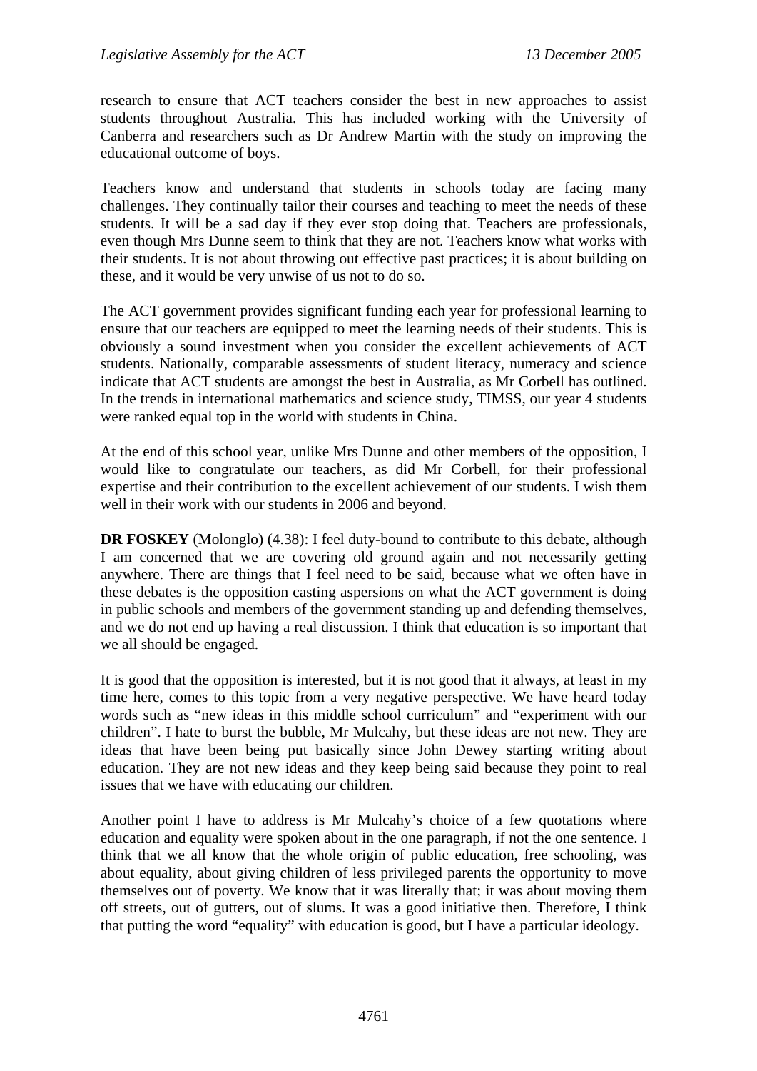research to ensure that ACT teachers consider the best in new approaches to assist students throughout Australia. This has included working with the University of Canberra and researchers such as Dr Andrew Martin with the study on improving the educational outcome of boys.

Teachers know and understand that students in schools today are facing many challenges. They continually tailor their courses and teaching to meet the needs of these students. It will be a sad day if they ever stop doing that. Teachers are professionals, even though Mrs Dunne seem to think that they are not. Teachers know what works with their students. It is not about throwing out effective past practices; it is about building on these, and it would be very unwise of us not to do so.

The ACT government provides significant funding each year for professional learning to ensure that our teachers are equipped to meet the learning needs of their students. This is obviously a sound investment when you consider the excellent achievements of ACT students. Nationally, comparable assessments of student literacy, numeracy and science indicate that ACT students are amongst the best in Australia, as Mr Corbell has outlined. In the trends in international mathematics and science study, TIMSS, our year 4 students were ranked equal top in the world with students in China.

At the end of this school year, unlike Mrs Dunne and other members of the opposition, I would like to congratulate our teachers, as did Mr Corbell, for their professional expertise and their contribution to the excellent achievement of our students. I wish them well in their work with our students in 2006 and beyond.

**DR FOSKEY** (Molonglo) (4.38): I feel duty-bound to contribute to this debate, although I am concerned that we are covering old ground again and not necessarily getting anywhere. There are things that I feel need to be said, because what we often have in these debates is the opposition casting aspersions on what the ACT government is doing in public schools and members of the government standing up and defending themselves, and we do not end up having a real discussion. I think that education is so important that we all should be engaged.

It is good that the opposition is interested, but it is not good that it always, at least in my time here, comes to this topic from a very negative perspective. We have heard today words such as "new ideas in this middle school curriculum" and "experiment with our children". I hate to burst the bubble, Mr Mulcahy, but these ideas are not new. They are ideas that have been being put basically since John Dewey starting writing about education. They are not new ideas and they keep being said because they point to real issues that we have with educating our children.

Another point I have to address is Mr Mulcahy's choice of a few quotations where education and equality were spoken about in the one paragraph, if not the one sentence. I think that we all know that the whole origin of public education, free schooling, was about equality, about giving children of less privileged parents the opportunity to move themselves out of poverty. We know that it was literally that; it was about moving them off streets, out of gutters, out of slums. It was a good initiative then. Therefore, I think that putting the word "equality" with education is good, but I have a particular ideology.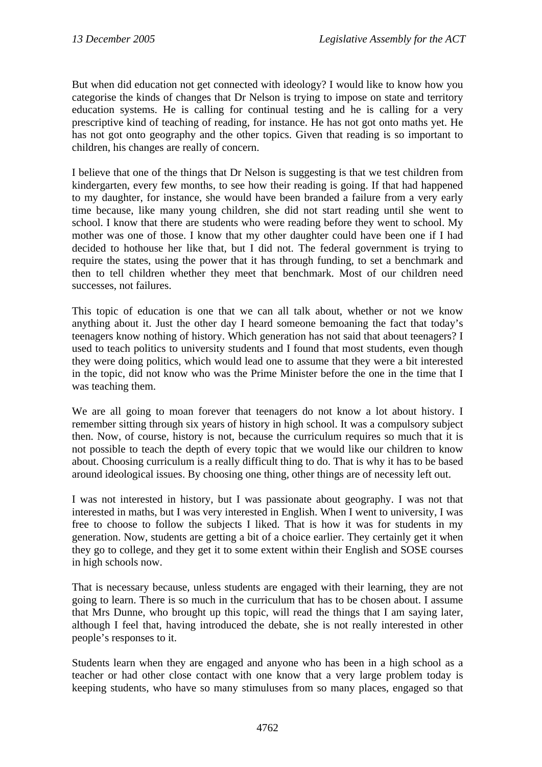But when did education not get connected with ideology? I would like to know how you categorise the kinds of changes that Dr Nelson is trying to impose on state and territory education systems. He is calling for continual testing and he is calling for a very prescriptive kind of teaching of reading, for instance. He has not got onto maths yet. He has not got onto geography and the other topics. Given that reading is so important to children, his changes are really of concern.

I believe that one of the things that Dr Nelson is suggesting is that we test children from kindergarten, every few months, to see how their reading is going. If that had happened to my daughter, for instance, she would have been branded a failure from a very early time because, like many young children, she did not start reading until she went to school. I know that there are students who were reading before they went to school. My mother was one of those. I know that my other daughter could have been one if I had decided to hothouse her like that, but I did not. The federal government is trying to require the states, using the power that it has through funding, to set a benchmark and then to tell children whether they meet that benchmark. Most of our children need successes, not failures.

This topic of education is one that we can all talk about, whether or not we know anything about it. Just the other day I heard someone bemoaning the fact that today's teenagers know nothing of history. Which generation has not said that about teenagers? I used to teach politics to university students and I found that most students, even though they were doing politics, which would lead one to assume that they were a bit interested in the topic, did not know who was the Prime Minister before the one in the time that I was teaching them.

We are all going to moan forever that teenagers do not know a lot about history. I remember sitting through six years of history in high school. It was a compulsory subject then. Now, of course, history is not, because the curriculum requires so much that it is not possible to teach the depth of every topic that we would like our children to know about. Choosing curriculum is a really difficult thing to do. That is why it has to be based around ideological issues. By choosing one thing, other things are of necessity left out.

I was not interested in history, but I was passionate about geography. I was not that interested in maths, but I was very interested in English. When I went to university, I was free to choose to follow the subjects I liked. That is how it was for students in my generation. Now, students are getting a bit of a choice earlier. They certainly get it when they go to college, and they get it to some extent within their English and SOSE courses in high schools now.

That is necessary because, unless students are engaged with their learning, they are not going to learn. There is so much in the curriculum that has to be chosen about. I assume that Mrs Dunne, who brought up this topic, will read the things that I am saying later, although I feel that, having introduced the debate, she is not really interested in other people's responses to it.

Students learn when they are engaged and anyone who has been in a high school as a teacher or had other close contact with one know that a very large problem today is keeping students, who have so many stimuluses from so many places, engaged so that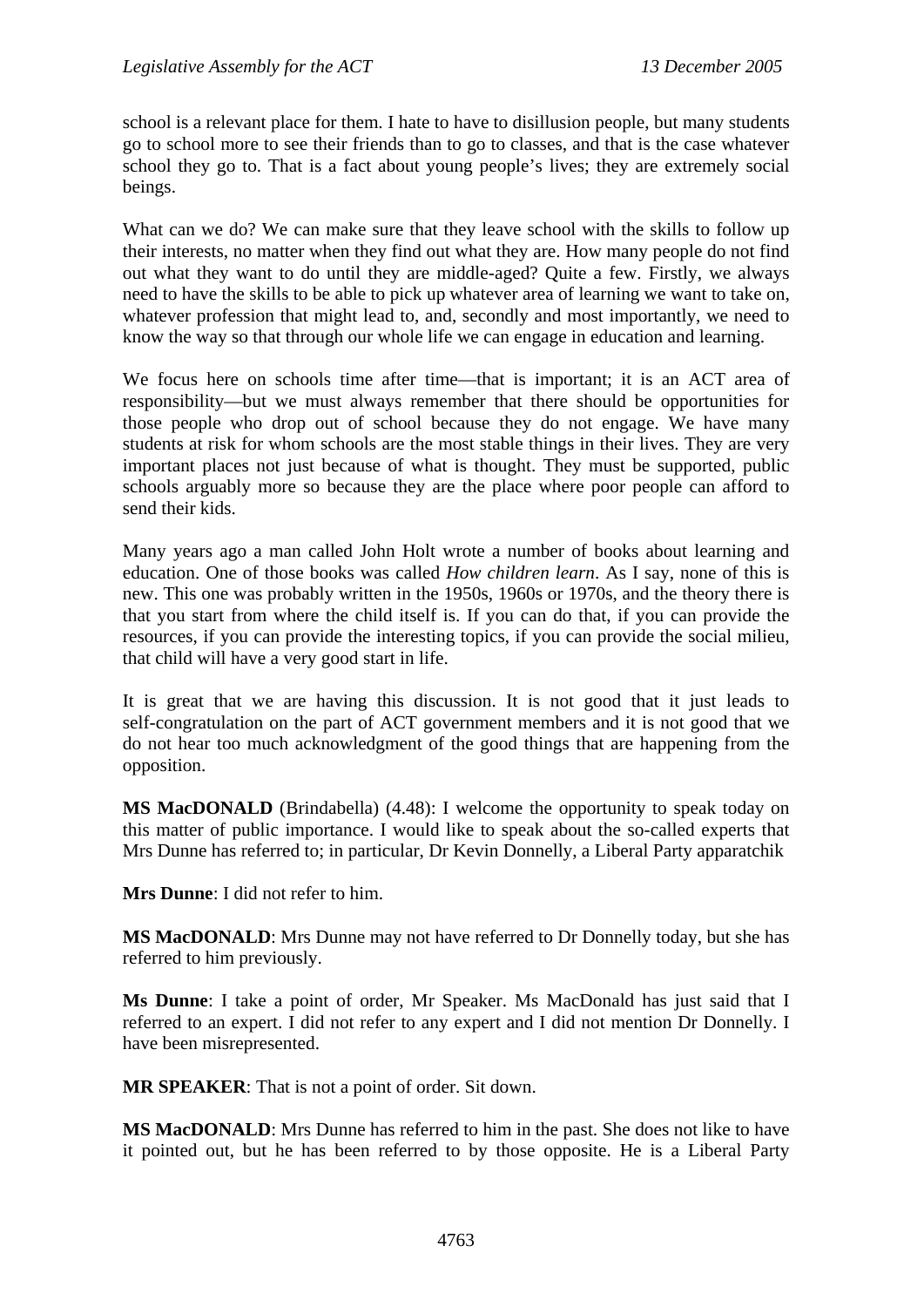school is a relevant place for them. I hate to have to disillusion people, but many students go to school more to see their friends than to go to classes, and that is the case whatever school they go to. That is a fact about young people's lives; they are extremely social beings.

What can we do? We can make sure that they leave school with the skills to follow up their interests, no matter when they find out what they are. How many people do not find out what they want to do until they are middle-aged? Quite a few. Firstly, we always need to have the skills to be able to pick up whatever area of learning we want to take on, whatever profession that might lead to, and, secondly and most importantly, we need to know the way so that through our whole life we can engage in education and learning.

We focus here on schools time after time—that is important; it is an ACT area of responsibility—but we must always remember that there should be opportunities for those people who drop out of school because they do not engage. We have many students at risk for whom schools are the most stable things in their lives. They are very important places not just because of what is thought. They must be supported, public schools arguably more so because they are the place where poor people can afford to send their kids.

Many years ago a man called John Holt wrote a number of books about learning and education. One of those books was called *How children learn*. As I say, none of this is new. This one was probably written in the 1950s, 1960s or 1970s, and the theory there is that you start from where the child itself is. If you can do that, if you can provide the resources, if you can provide the interesting topics, if you can provide the social milieu, that child will have a very good start in life.

It is great that we are having this discussion. It is not good that it just leads to self-congratulation on the part of ACT government members and it is not good that we do not hear too much acknowledgment of the good things that are happening from the opposition.

**MS MacDONALD** (Brindabella) (4.48): I welcome the opportunity to speak today on this matter of public importance. I would like to speak about the so-called experts that Mrs Dunne has referred to; in particular, Dr Kevin Donnelly, a Liberal Party apparatchik

**Mrs Dunne**: I did not refer to him.

**MS MacDONALD**: Mrs Dunne may not have referred to Dr Donnelly today, but she has referred to him previously.

**Ms Dunne**: I take a point of order, Mr Speaker. Ms MacDonald has just said that I referred to an expert. I did not refer to any expert and I did not mention Dr Donnelly. I have been misrepresented.

**MR SPEAKER**: That is not a point of order. Sit down.

**MS MacDONALD**: Mrs Dunne has referred to him in the past. She does not like to have it pointed out, but he has been referred to by those opposite. He is a Liberal Party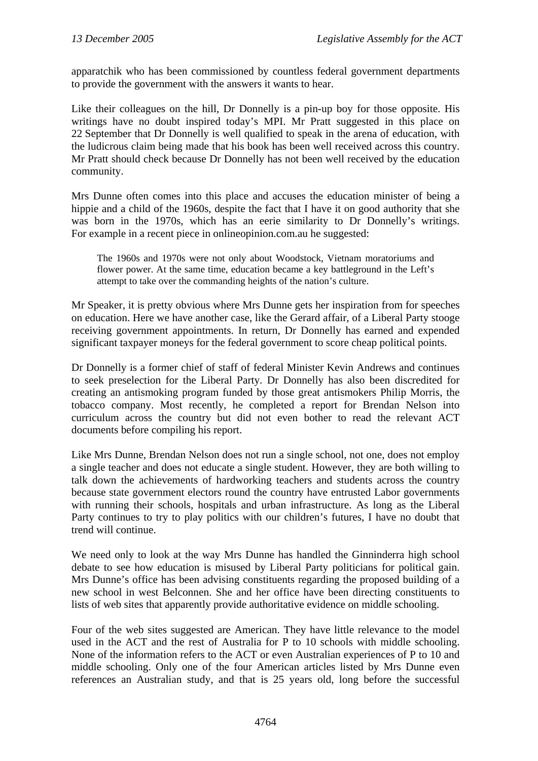apparatchik who has been commissioned by countless federal government departments to provide the government with the answers it wants to hear.

Like their colleagues on the hill, Dr Donnelly is a pin-up boy for those opposite. His writings have no doubt inspired today's MPI. Mr Pratt suggested in this place on 22 September that Dr Donnelly is well qualified to speak in the arena of education, with the ludicrous claim being made that his book has been well received across this country. Mr Pratt should check because Dr Donnelly has not been well received by the education community.

Mrs Dunne often comes into this place and accuses the education minister of being a hippie and a child of the 1960s, despite the fact that I have it on good authority that she was born in the 1970s, which has an eerie similarity to Dr Donnelly's writings. For example in a recent piece in onlineopinion.com.au he suggested:

> The 1960s and 1970s were not only about Woodstock, Vietnam moratoriums and flower power. At the same time, education became a key battleground in the Left's attempt to take over the commanding heights of the nation's culture.

Mr Speaker, it is pretty obvious where Mrs Dunne gets her inspiration from for speeches on education. Here we have another case, like the Gerard affair, of a Liberal Party stooge receiving government appointments. In return, Dr Donnelly has earned and expended significant taxpayer moneys for the federal government to score cheap political points.

Dr Donnelly is a former chief of staff of federal Minister Kevin Andrews and continues to seek preselection for the Liberal Party. Dr Donnelly has also been discredited for creating an antismoking program funded by those great antismokers Philip Morris, the tobacco company. Most recently, he completed a report for Brendan Nelson into curriculum across the country but did not even bother to read the relevant ACT documents before compiling his report.

Like Mrs Dunne, Brendan Nelson does not run a single school, not one, does not employ a single teacher and does not educate a single student. However, they are both willing to talk down the achievements of hardworking teachers and students across the country because state government electors round the country have entrusted Labor governments with running their schools, hospitals and urban infrastructure. As long as the Liberal Party continues to try to play politics with our children's futures, I have no doubt that trend will continue.

We need only to look at the way Mrs Dunne has handled the Ginninderra high school debate to see how education is misused by Liberal Party politicians for political gain. Mrs Dunne's office has been advising constituents regarding the proposed building of a new school in west Belconnen. She and her office have been directing constituents to lists of web sites that apparently provide authoritative evidence on middle schooling.

Four of the web sites suggested are American. They have little relevance to the model used in the ACT and the rest of Australia for P to 10 schools with middle schooling. None of the information refers to the ACT or even Australian experiences of P to 10 and middle schooling. Only one of the four American articles listed by Mrs Dunne even references an Australian study, and that is 25 years old, long before the successful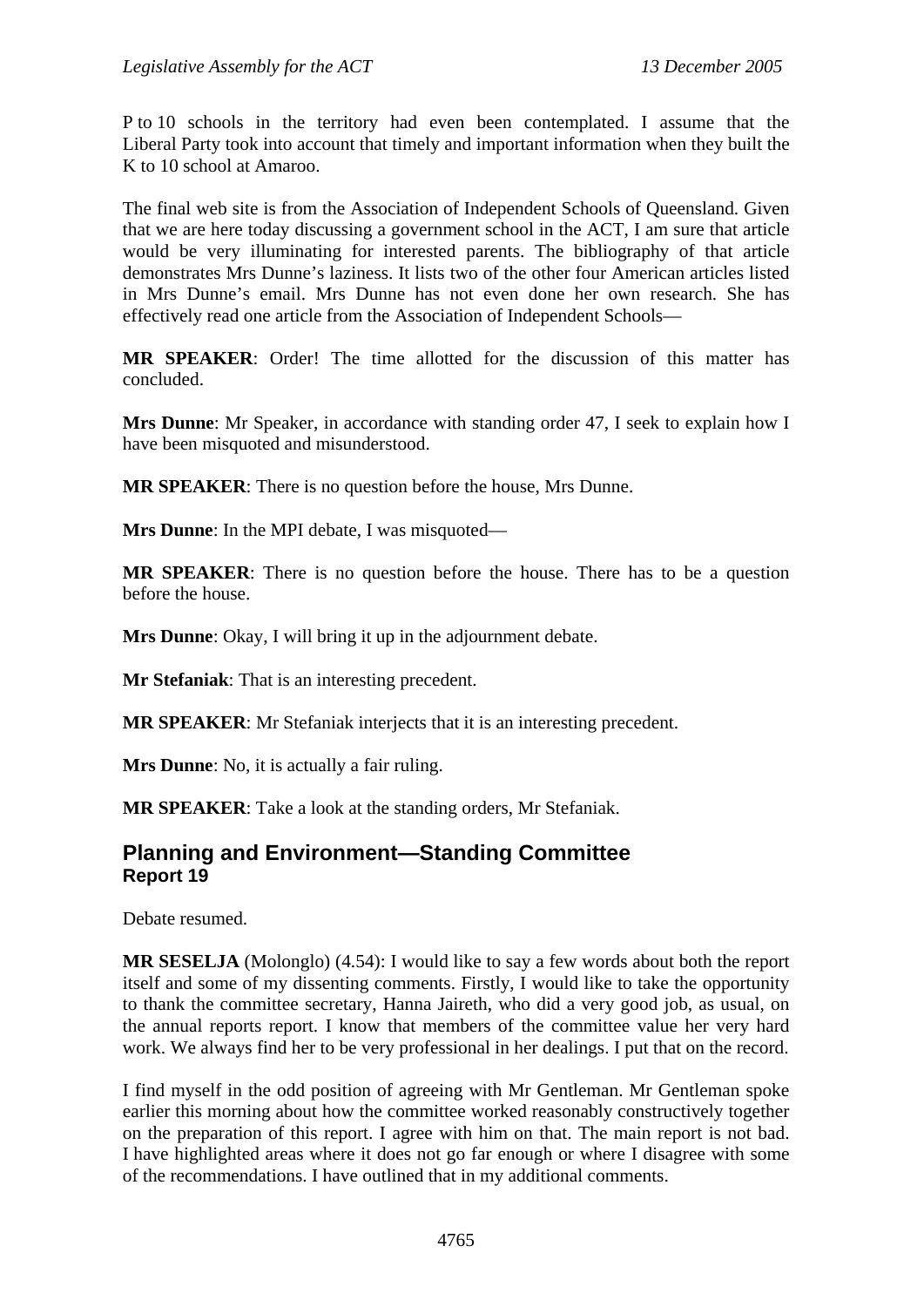P to 10 schools in the territory had even been contemplated. I assume that the Liberal Party took into account that timely and important information when they built the K to 10 school at Amaroo.

The final web site is from the Association of Independent Schools of Queensland. Given that we are here today discussing a government school in the ACT, I am sure that article would be very illuminating for interested parents. The bibliography of that article demonstrates Mrs Dunne's laziness. It lists two of the other four American articles listed in Mrs Dunne's email. Mrs Dunne has not even done her own research. She has effectively read one article from the Association of Independent Schools—

**MR SPEAKER**: Order! The time allotted for the discussion of this matter has concluded.

**Mrs Dunne**: Mr Speaker, in accordance with standing order 47, I seek to explain how I have been misquoted and misunderstood.

**MR SPEAKER**: There is no question before the house, Mrs Dunne.

**Mrs Dunne**: In the MPI debate, I was misquoted—

**MR SPEAKER**: There is no question before the house. There has to be a question before the house.

**Mrs Dunne**: Okay, I will bring it up in the adjournment debate.

**Mr Stefaniak**: That is an interesting precedent.

**MR SPEAKER**: Mr Stefaniak interjects that it is an interesting precedent.

**Mrs Dunne**: No, it is actually a fair ruling.

**MR SPEAKER**: Take a look at the standing orders, Mr Stefaniak.

## Planning and Environment—Standing Committee
### Report 19

Debate resumed.

**MR SESELJA** (Molonglo) (4.54): I would like to say a few words about both the report itself and some of my dissenting comments. Firstly, I would like to take the opportunity to thank the committee secretary, Hanna Jaireth, who did a very good job, as usual, on the annual reports report. I know that members of the committee value her very hard work. We always find her to be very professional in her dealings. I put that on the record.

I find myself in the odd position of agreeing with Mr Gentleman. Mr Gentleman spoke earlier this morning about how the committee worked reasonably constructively together on the preparation of this report. I agree with him on that. The main report is not bad. I have highlighted areas where it does not go far enough or where I disagree with some of the recommendations. I have outlined that in my additional comments.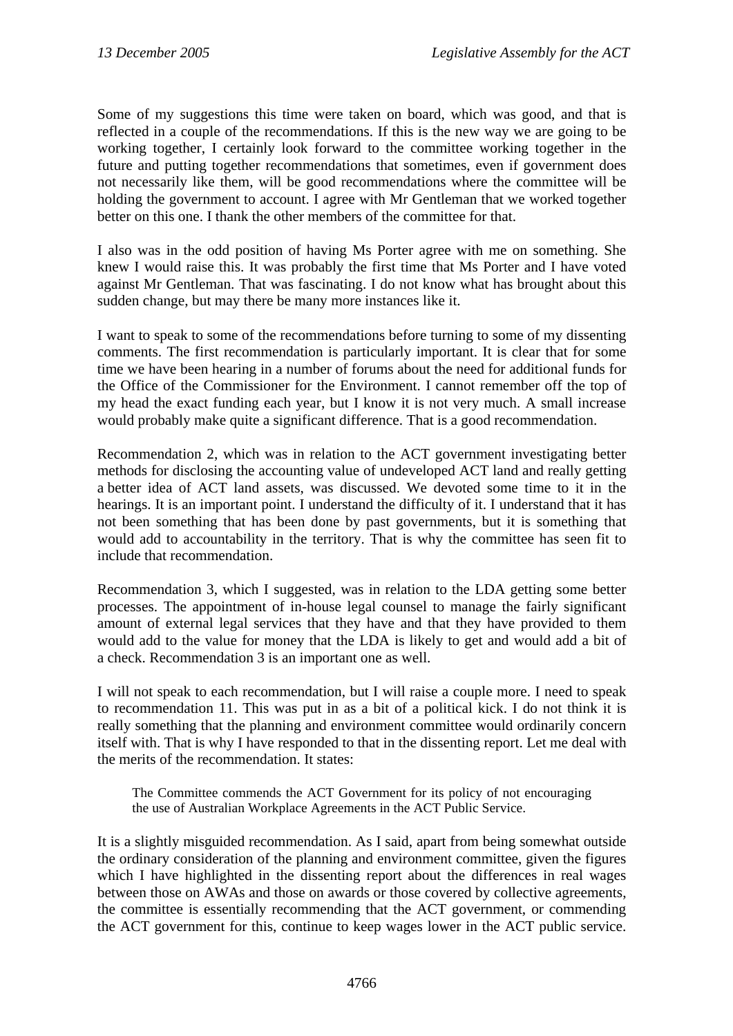Some of my suggestions this time were taken on board, which was good, and that is reflected in a couple of the recommendations. If this is the new way we are going to be working together, I certainly look forward to the committee working together in the future and putting together recommendations that sometimes, even if government does not necessarily like them, will be good recommendations where the committee will be holding the government to account. I agree with Mr Gentleman that we worked together better on this one. I thank the other members of the committee for that.

I also was in the odd position of having Ms Porter agree with me on something. She knew I would raise this. It was probably the first time that Ms Porter and I have voted against Mr Gentleman. That was fascinating. I do not know what has brought about this sudden change, but may there be many more instances like it.

I want to speak to some of the recommendations before turning to some of my dissenting comments. The first recommendation is particularly important. It is clear that for some time we have been hearing in a number of forums about the need for additional funds for the Office of the Commissioner for the Environment. I cannot remember off the top of my head the exact funding each year, but I know it is not very much. A small increase would probably make quite a significant difference. That is a good recommendation.

Recommendation 2, which was in relation to the ACT government investigating better methods for disclosing the accounting value of undeveloped ACT land and really getting a better idea of ACT land assets, was discussed. We devoted some time to it in the hearings. It is an important point. I understand the difficulty of it. I understand that it has not been something that has been done by past governments, but it is something that would add to accountability in the territory. That is why the committee has seen fit to include that recommendation.

Recommendation 3, which I suggested, was in relation to the LDA getting some better processes. The appointment of in-house legal counsel to manage the fairly significant amount of external legal services that they have and that they have provided to them would add to the value for money that the LDA is likely to get and would add a bit of a check. Recommendation 3 is an important one as well.

I will not speak to each recommendation, but I will raise a couple more. I need to speak to recommendation 11. This was put in as a bit of a political kick. I do not think it is really something that the planning and environment committee would ordinarily concern itself with. That is why I have responded to that in the dissenting report. Let me deal with the merits of the recommendation. It states:

> The Committee commends the ACT Government for its policy of not encouraging the use of Australian Workplace Agreements in the ACT Public Service.

It is a slightly misguided recommendation. As I said, apart from being somewhat outside the ordinary consideration of the planning and environment committee, given the figures which I have highlighted in the dissenting report about the differences in real wages between those on AWAs and those on awards or those covered by collective agreements, the committee is essentially recommending that the ACT government, or commending the ACT government for this, continue to keep wages lower in the ACT public service.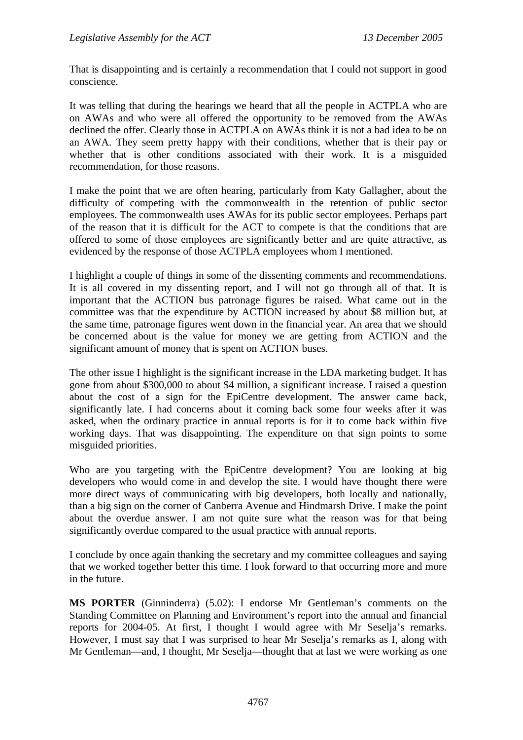That is disappointing and is certainly a recommendation that I could not support in good conscience.

It was telling that during the hearings we heard that all the people in ACTPLA who are on AWAs and who were all offered the opportunity to be removed from the AWAs declined the offer. Clearly those in ACTPLA on AWAs think it is not a bad idea to be on an AWA. They seem pretty happy with their conditions, whether that is their pay or whether that is other conditions associated with their work. It is a misguided recommendation, for those reasons.

I make the point that we are often hearing, particularly from Katy Gallagher, about the difficulty of competing with the commonwealth in the retention of public sector employees. The commonwealth uses AWAs for its public sector employees. Perhaps part of the reason that it is difficult for the ACT to compete is that the conditions that are offered to some of those employees are significantly better and are quite attractive, as evidenced by the response of those ACTPLA employees whom I mentioned.

I highlight a couple of things in some of the dissenting comments and recommendations. It is all covered in my dissenting report, and I will not go through all of that. It is important that the ACTION bus patronage figures be raised. What came out in the committee was that the expenditure by ACTION increased by about $8 million but, at the same time, patronage figures went down in the financial year. An area that we should be concerned about is the value for money we are getting from ACTION and the significant amount of money that is spent on ACTION buses.

The other issue I highlight is the significant increase in the LDA marketing budget. It has gone from about $300,000 to about $4 million, a significant increase. I raised a question about the cost of a sign for the EpiCentre development. The answer came back, significantly late. I had concerns about it coming back some four weeks after it was asked, when the ordinary practice in annual reports is for it to come back within five working days. That was disappointing. The expenditure on that sign points to some misguided priorities.

Who are you targeting with the EpiCentre development? You are looking at big developers who would come in and develop the site. I would have thought there were more direct ways of communicating with big developers, both locally and nationally, than a big sign on the corner of Canberra Avenue and Hindmarsh Drive. I make the point about the overdue answer. I am not quite sure what the reason was for that being significantly overdue compared to the usual practice with annual reports.

I conclude by once again thanking the secretary and my committee colleagues and saying that we worked together better this time. I look forward to that occurring more and more in the future.

**MS PORTER** (Ginninderra) (5.02): I endorse Mr Gentleman's comments on the Standing Committee on Planning and Environment's report into the annual and financial reports for 2004-05. At first, I thought I would agree with Mr Seselja's remarks. However, I must say that I was surprised to hear Mr Seselja's remarks as I, along with Mr Gentleman—and, I thought, Mr Seselja—thought that at last we were working as one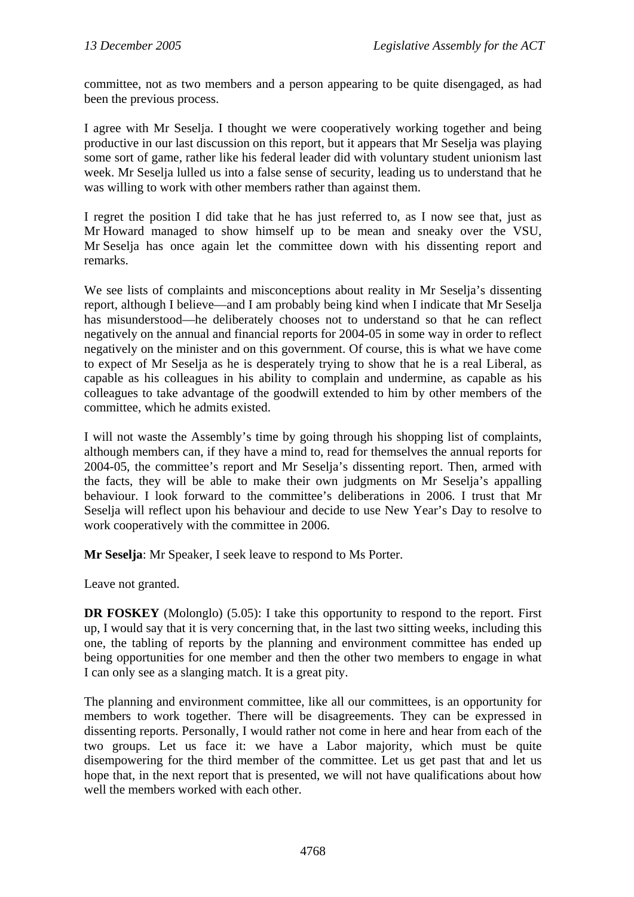committee, not as two members and a person appearing to be quite disengaged, as had been the previous process.

I agree with Mr Seselja. I thought we were cooperatively working together and being productive in our last discussion on this report, but it appears that Mr Seselja was playing some sort of game, rather like his federal leader did with voluntary student unionism last week. Mr Seselja lulled us into a false sense of security, leading us to understand that he was willing to work with other members rather than against them.

I regret the position I did take that he has just referred to, as I now see that, just as Mr Howard managed to show himself up to be mean and sneaky over the VSU, Mr Seselja has once again let the committee down with his dissenting report and remarks.

We see lists of complaints and misconceptions about reality in Mr Seselja's dissenting report, although I believe—and I am probably being kind when I indicate that Mr Seselja has misunderstood—he deliberately chooses not to understand so that he can reflect negatively on the annual and financial reports for 2004-05 in some way in order to reflect negatively on the minister and on this government. Of course, this is what we have come to expect of Mr Seselja as he is desperately trying to show that he is a real Liberal, as capable as his colleagues in his ability to complain and undermine, as capable as his colleagues to take advantage of the goodwill extended to him by other members of the committee, which he admits existed.

I will not waste the Assembly's time by going through his shopping list of complaints, although members can, if they have a mind to, read for themselves the annual reports for 2004-05, the committee's report and Mr Seselja's dissenting report. Then, armed with the facts, they will be able to make their own judgments on Mr Seselja's appalling behaviour. I look forward to the committee's deliberations in 2006. I trust that Mr Seselja will reflect upon his behaviour and decide to use New Year's Day to resolve to work cooperatively with the committee in 2006.

**Mr Seselja**: Mr Speaker, I seek leave to respond to Ms Porter.

Leave not granted.

**DR FOSKEY** (Molonglo) (5.05): I take this opportunity to respond to the report. First up, I would say that it is very concerning that, in the last two sitting weeks, including this one, the tabling of reports by the planning and environment committee has ended up being opportunities for one member and then the other two members to engage in what I can only see as a slanging match. It is a great pity.

The planning and environment committee, like all our committees, is an opportunity for members to work together. There will be disagreements. They can be expressed in dissenting reports. Personally, I would rather not come in here and hear from each of the two groups. Let us face it: we have a Labor majority, which must be quite disempowering for the third member of the committee. Let us get past that and let us hope that, in the next report that is presented, we will not have qualifications about how well the members worked with each other.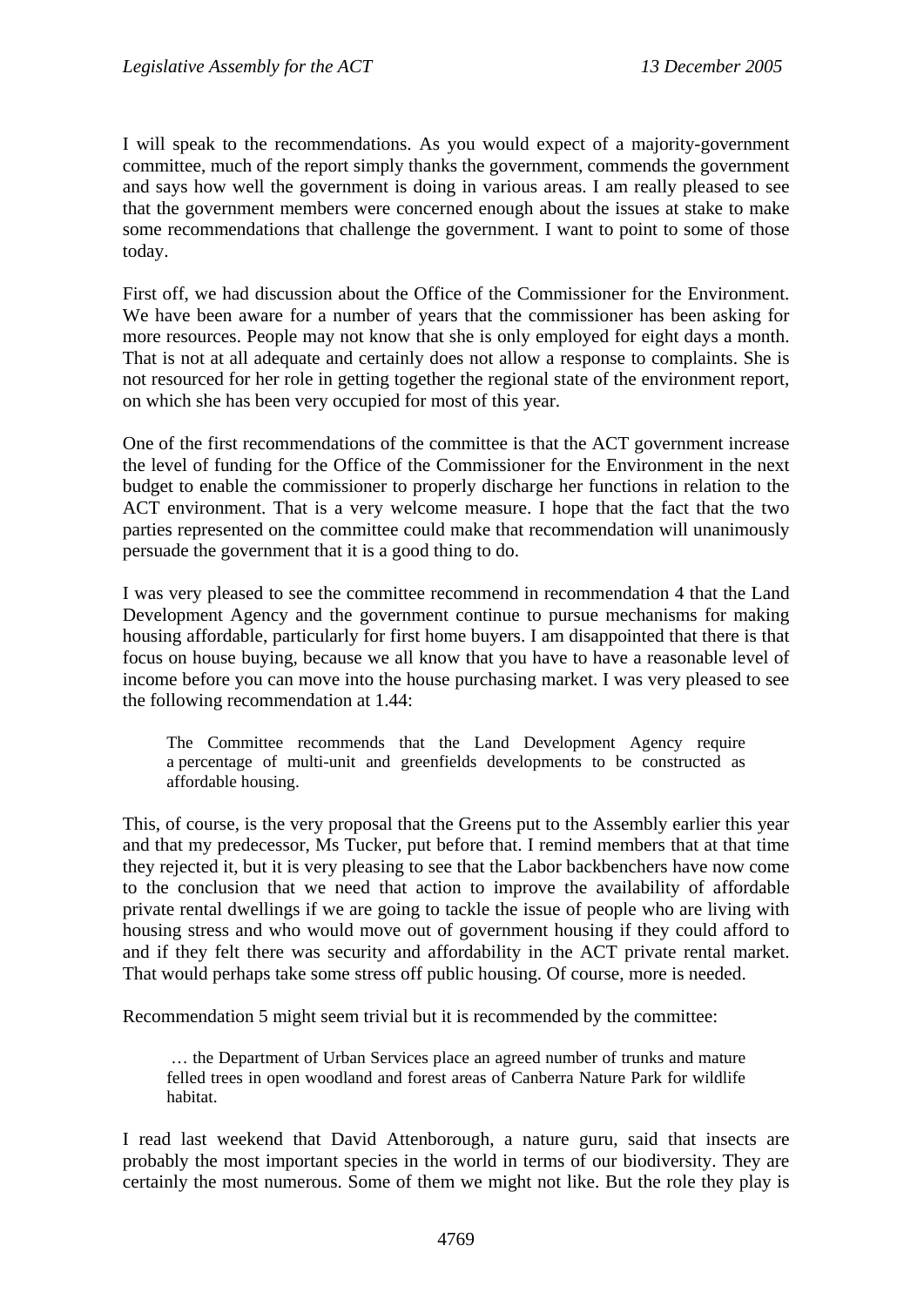I will speak to the recommendations. As you would expect of a majority-government committee, much of the report simply thanks the government, commends the government and says how well the government is doing in various areas. I am really pleased to see that the government members were concerned enough about the issues at stake to make some recommendations that challenge the government. I want to point to some of those today.

First off, we had discussion about the Office of the Commissioner for the Environment. We have been aware for a number of years that the commissioner has been asking for more resources. People may not know that she is only employed for eight days a month. That is not at all adequate and certainly does not allow a response to complaints. She is not resourced for her role in getting together the regional state of the environment report, on which she has been very occupied for most of this year.

One of the first recommendations of the committee is that the ACT government increase the level of funding for the Office of the Commissioner for the Environment in the next budget to enable the commissioner to properly discharge her functions in relation to the ACT environment. That is a very welcome measure. I hope that the fact that the two parties represented on the committee could make that recommendation will unanimously persuade the government that it is a good thing to do.

I was very pleased to see the committee recommend in recommendation 4 that the Land Development Agency and the government continue to pursue mechanisms for making housing affordable, particularly for first home buyers. I am disappointed that there is that focus on house buying, because we all know that you have to have a reasonable level of income before you can move into the house purchasing market. I was very pleased to see the following recommendation at 1.44:

> The Committee recommends that the Land Development Agency require a percentage of multi-unit and greenfields developments to be constructed as affordable housing.

This, of course, is the very proposal that the Greens put to the Assembly earlier this year and that my predecessor, Ms Tucker, put before that. I remind members that at that time they rejected it, but it is very pleasing to see that the Labor backbenchers have now come to the conclusion that we need that action to improve the availability of affordable private rental dwellings if we are going to tackle the issue of people who are living with housing stress and who would move out of government housing if they could afford to and if they felt there was security and affordability in the ACT private rental market. That would perhaps take some stress off public housing. Of course, more is needed.

Recommendation 5 might seem trivial but it is recommended by the committee:

> … the Department of Urban Services place an agreed number of trunks and mature felled trees in open woodland and forest areas of Canberra Nature Park for wildlife habitat.

I read last weekend that David Attenborough, a nature guru, said that insects are probably the most important species in the world in terms of our biodiversity. They are certainly the most numerous. Some of them we might not like. But the role they play is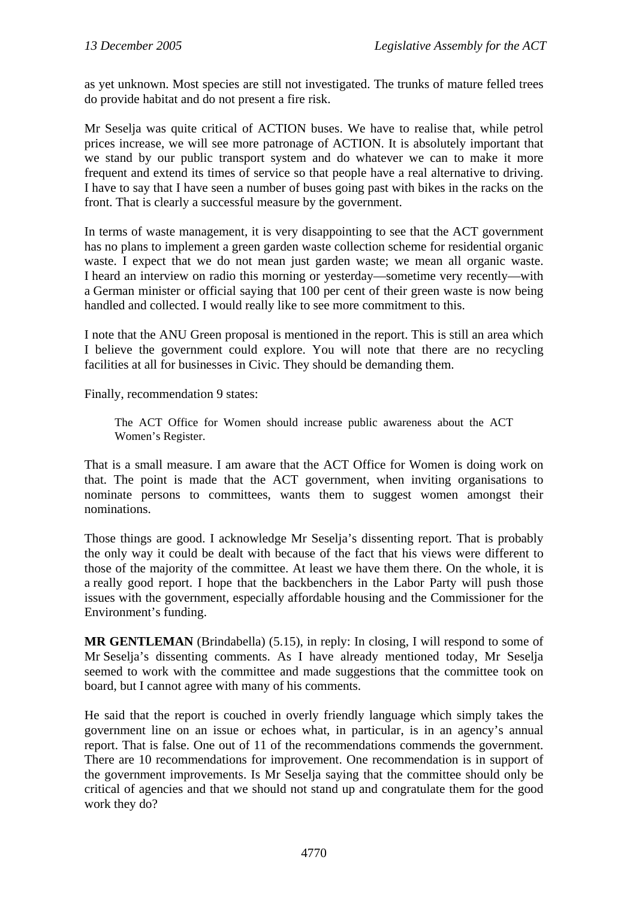as yet unknown. Most species are still not investigated. The trunks of mature felled trees do provide habitat and do not present a fire risk.

Mr Seselja was quite critical of ACTION buses. We have to realise that, while petrol prices increase, we will see more patronage of ACTION. It is absolutely important that we stand by our public transport system and do whatever we can to make it more frequent and extend its times of service so that people have a real alternative to driving. I have to say that I have seen a number of buses going past with bikes in the racks on the front. That is clearly a successful measure by the government.

In terms of waste management, it is very disappointing to see that the ACT government has no plans to implement a green garden waste collection scheme for residential organic waste. I expect that we do not mean just garden waste; we mean all organic waste. I heard an interview on radio this morning or yesterday—sometime very recently—with a German minister or official saying that 100 per cent of their green waste is now being handled and collected. I would really like to see more commitment to this.

I note that the ANU Green proposal is mentioned in the report. This is still an area which I believe the government could explore. You will note that there are no recycling facilities at all for businesses in Civic. They should be demanding them.

Finally, recommendation 9 states:

> The ACT Office for Women should increase public awareness about the ACT Women's Register.

That is a small measure. I am aware that the ACT Office for Women is doing work on that. The point is made that the ACT government, when inviting organisations to nominate persons to committees, wants them to suggest women amongst their nominations.

Those things are good. I acknowledge Mr Seselja's dissenting report. That is probably the only way it could be dealt with because of the fact that his views were different to those of the majority of the committee. At least we have them there. On the whole, it is a really good report. I hope that the backbenchers in the Labor Party will push those issues with the government, especially affordable housing and the Commissioner for the Environment's funding.

**MR GENTLEMAN** (Brindabella) (5.15), in reply: In closing, I will respond to some of Mr Seselja's dissenting comments. As I have already mentioned today, Mr Seselja seemed to work with the committee and made suggestions that the committee took on board, but I cannot agree with many of his comments.

He said that the report is couched in overly friendly language which simply takes the government line on an issue or echoes what, in particular, is in an agency's annual report. That is false. One out of 11 of the recommendations commends the government. There are 10 recommendations for improvement. One recommendation is in support of the government improvements. Is Mr Seselja saying that the committee should only be critical of agencies and that we should not stand up and congratulate them for the good work they do?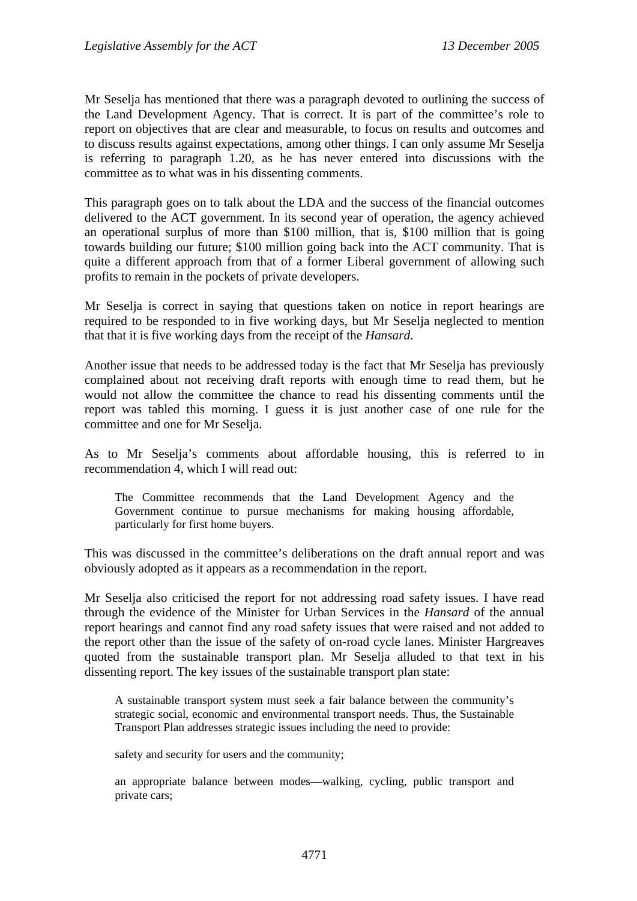Mr Seselja has mentioned that there was a paragraph devoted to outlining the success of the Land Development Agency. That is correct. It is part of the committee's role to report on objectives that are clear and measurable, to focus on results and outcomes and to discuss results against expectations, among other things. I can only assume Mr Seselja is referring to paragraph 1.20, as he has never entered into discussions with the committee as to what was in his dissenting comments.

This paragraph goes on to talk about the LDA and the success of the financial outcomes delivered to the ACT government. In its second year of operation, the agency achieved an operational surplus of more than $100 million, that is, $100 million that is going towards building our future; $100 million going back into the ACT community. That is quite a different approach from that of a former Liberal government of allowing such profits to remain in the pockets of private developers.

Mr Seselja is correct in saying that questions taken on notice in report hearings are required to be responded to in five working days, but Mr Seselja neglected to mention that that it is five working days from the receipt of the *Hansard*.

Another issue that needs to be addressed today is the fact that Mr Seselja has previously complained about not receiving draft reports with enough time to read them, but he would not allow the committee the chance to read his dissenting comments until the report was tabled this morning. I guess it is just another case of one rule for the committee and one for Mr Seselja.

As to Mr Seselja's comments about affordable housing, this is referred to in recommendation 4, which I will read out:

> The Committee recommends that the Land Development Agency and the Government continue to pursue mechanisms for making housing affordable, particularly for first home buyers.

This was discussed in the committee's deliberations on the draft annual report and was obviously adopted as it appears as a recommendation in the report.

Mr Seselja also criticised the report for not addressing road safety issues. I have read through the evidence of the Minister for Urban Services in the *Hansard* of the annual report hearings and cannot find any road safety issues that were raised and not added to the report other than the issue of the safety of on-road cycle lanes. Minister Hargreaves quoted from the sustainable transport plan. Mr Seselja alluded to that text in his dissenting report. The key issues of the sustainable transport plan state:

> A sustainable transport system must seek a fair balance between the community's strategic social, economic and environmental transport needs. Thus, the Sustainable Transport Plan addresses strategic issues including the need to provide:
>
> safety and security for users and the community;
>
> an appropriate balance between modes—walking, cycling, public transport and private cars;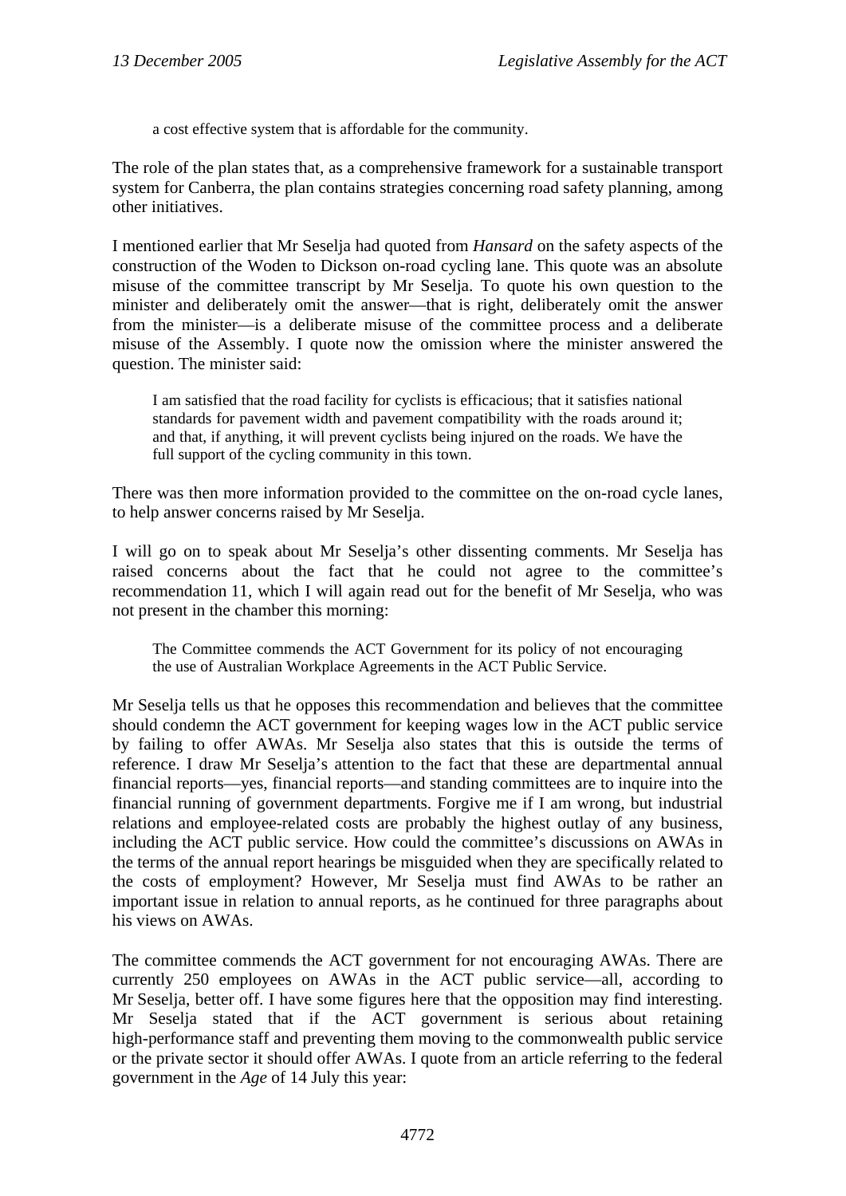> a cost effective system that is affordable for the community.

The role of the plan states that, as a comprehensive framework for a sustainable transport system for Canberra, the plan contains strategies concerning road safety planning, among other initiatives.

I mentioned earlier that Mr Seselja had quoted from *Hansard* on the safety aspects of the construction of the Woden to Dickson on-road cycling lane. This quote was an absolute misuse of the committee transcript by Mr Seselja. To quote his own question to the minister and deliberately omit the answer—that is right, deliberately omit the answer from the minister—is a deliberate misuse of the committee process and a deliberate misuse of the Assembly. I quote now the omission where the minister answered the question. The minister said:

> I am satisfied that the road facility for cyclists is efficacious; that it satisfies national standards for pavement width and pavement compatibility with the roads around it; and that, if anything, it will prevent cyclists being injured on the roads. We have the full support of the cycling community in this town.

There was then more information provided to the committee on the on-road cycle lanes, to help answer concerns raised by Mr Seselja.

I will go on to speak about Mr Seselja's other dissenting comments. Mr Seselja has raised concerns about the fact that he could not agree to the committee's recommendation 11, which I will again read out for the benefit of Mr Seselja, who was not present in the chamber this morning:

> The Committee commends the ACT Government for its policy of not encouraging the use of Australian Workplace Agreements in the ACT Public Service.

Mr Seselja tells us that he opposes this recommendation and believes that the committee should condemn the ACT government for keeping wages low in the ACT public service by failing to offer AWAs. Mr Seselja also states that this is outside the terms of reference. I draw Mr Seselja's attention to the fact that these are departmental annual financial reports—yes, financial reports—and standing committees are to inquire into the financial running of government departments. Forgive me if I am wrong, but industrial relations and employee-related costs are probably the highest outlay of any business, including the ACT public service. How could the committee's discussions on AWAs in the terms of the annual report hearings be misguided when they are specifically related to the costs of employment? However, Mr Seselja must find AWAs to be rather an important issue in relation to annual reports, as he continued for three paragraphs about his views on AWAs.

The committee commends the ACT government for not encouraging AWAs. There are currently 250 employees on AWAs in the ACT public service—all, according to Mr Seselja, better off. I have some figures here that the opposition may find interesting. Mr Seselja stated that if the ACT government is serious about retaining high-performance staff and preventing them moving to the commonwealth public service or the private sector it should offer AWAs. I quote from an article referring to the federal government in the *Age* of 14 July this year: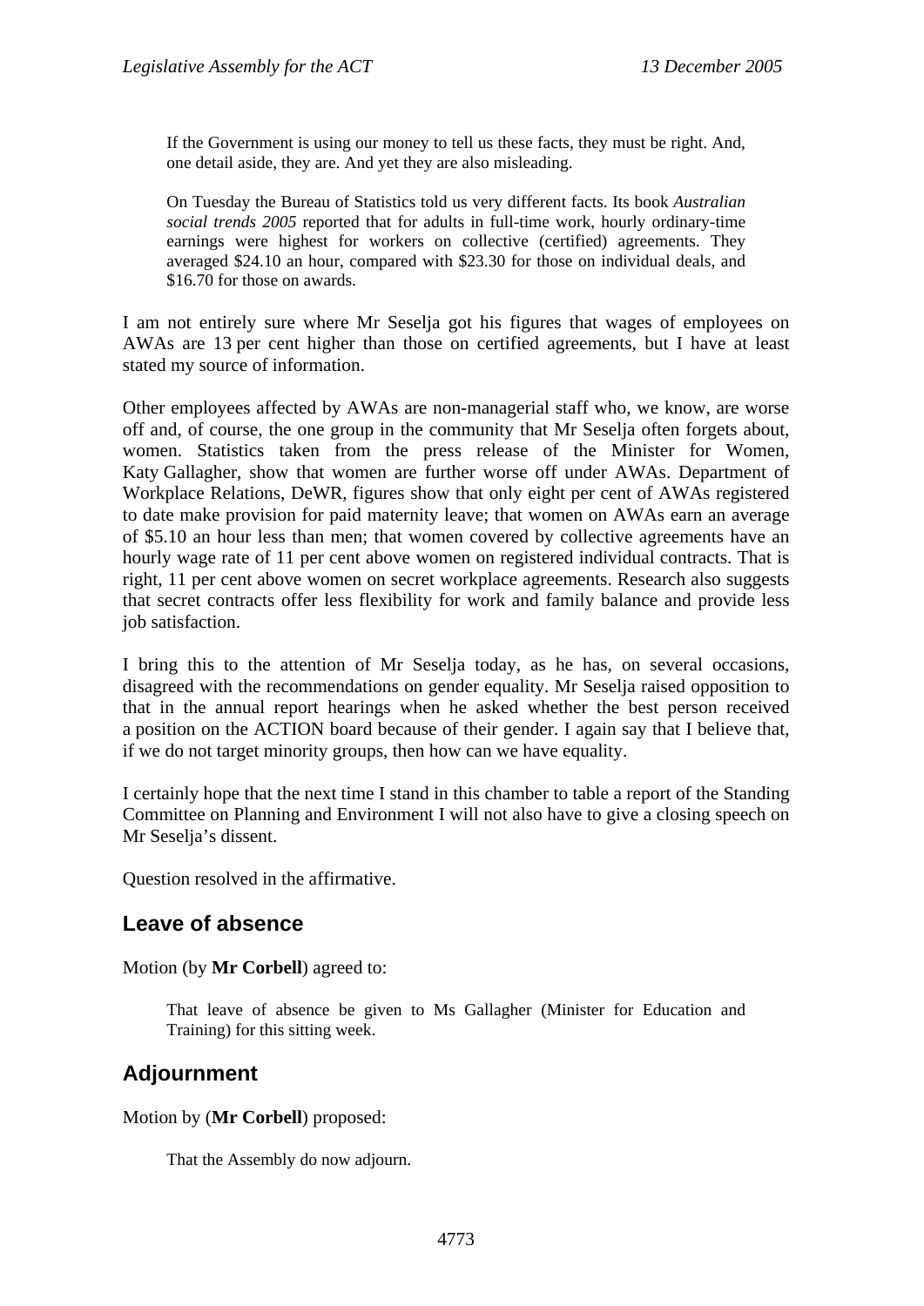> If the Government is using our money to tell us these facts, they must be right. And, one detail aside, they are. And yet they are also misleading.
>
> On Tuesday the Bureau of Statistics told us very different facts. Its book *Australian social trends 2005* reported that for adults in full-time work, hourly ordinary-time earnings were highest for workers on collective (certified) agreements. They averaged $24.10 an hour, compared with $23.30 for those on individual deals, and $16.70 for those on awards.

I am not entirely sure where Mr Seselja got his figures that wages of employees on AWAs are 13 per cent higher than those on certified agreements, but I have at least stated my source of information.

Other employees affected by AWAs are non-managerial staff who, we know, are worse off and, of course, the one group in the community that Mr Seselja often forgets about, women. Statistics taken from the press release of the Minister for Women, Katy Gallagher, show that women are further worse off under AWAs. Department of Workplace Relations, DeWR, figures show that only eight per cent of AWAs registered to date make provision for paid maternity leave; that women on AWAs earn an average of $5.10 an hour less than men; that women covered by collective agreements have an hourly wage rate of 11 per cent above women on registered individual contracts. That is right, 11 per cent above women on secret workplace agreements. Research also suggests that secret contracts offer less flexibility for work and family balance and provide less job satisfaction.

I bring this to the attention of Mr Seselja today, as he has, on several occasions, disagreed with the recommendations on gender equality. Mr Seselja raised opposition to that in the annual report hearings when he asked whether the best person received a position on the ACTION board because of their gender. I again say that I believe that, if we do not target minority groups, then how can we have equality.

I certainly hope that the next time I stand in this chamber to table a report of the Standing Committee on Planning and Environment I will not also have to give a closing speech on Mr Seselja's dissent.

Question resolved in the affirmative.

## Leave of absence

Motion (by **Mr Corbell**) agreed to:

> That leave of absence be given to Ms Gallagher (Minister for Education and Training) for this sitting week.

## Adjournment

Motion by (**Mr Corbell**) proposed:

> That the Assembly do now adjourn.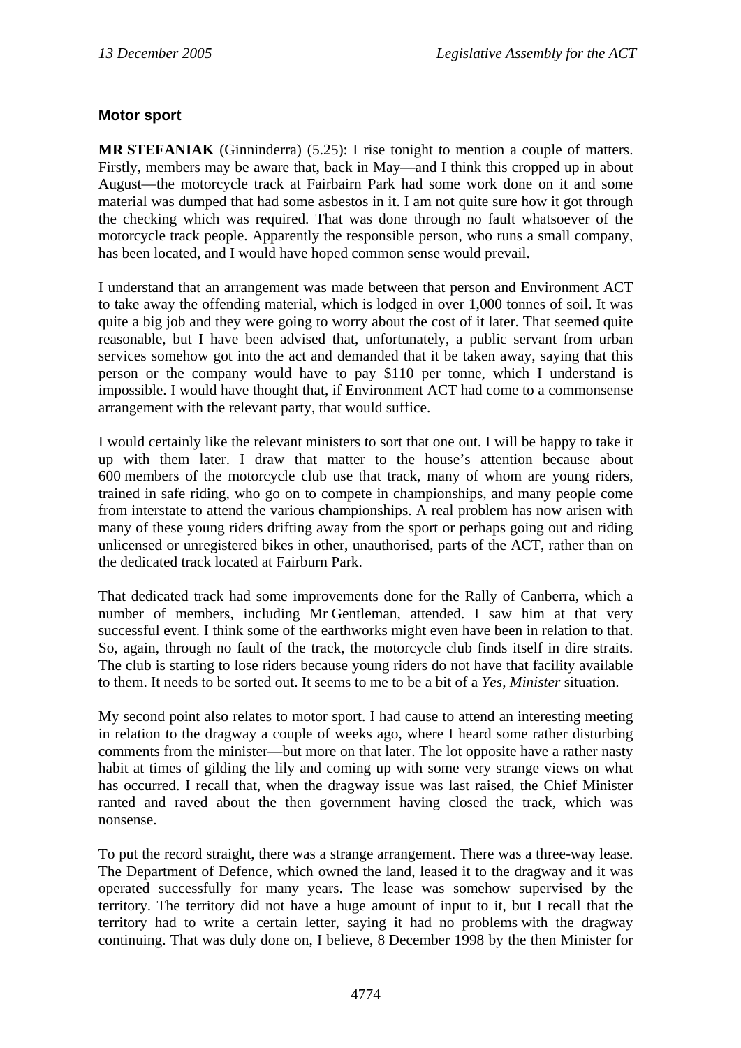### Motor sport

**MR STEFANIAK** (Ginninderra) (5.25): I rise tonight to mention a couple of matters. Firstly, members may be aware that, back in May—and I think this cropped up in about August—the motorcycle track at Fairbairn Park had some work done on it and some material was dumped that had some asbestos in it. I am not quite sure how it got through the checking which was required. That was done through no fault whatsoever of the motorcycle track people. Apparently the responsible person, who runs a small company, has been located, and I would have hoped common sense would prevail.

I understand that an arrangement was made between that person and Environment ACT to take away the offending material, which is lodged in over 1,000 tonnes of soil. It was quite a big job and they were going to worry about the cost of it later. That seemed quite reasonable, but I have been advised that, unfortunately, a public servant from urban services somehow got into the act and demanded that it be taken away, saying that this person or the company would have to pay $110 per tonne, which I understand is impossible. I would have thought that, if Environment ACT had come to a commonsense arrangement with the relevant party, that would suffice.

I would certainly like the relevant ministers to sort that one out. I will be happy to take it up with them later. I draw that matter to the house's attention because about 600 members of the motorcycle club use that track, many of whom are young riders, trained in safe riding, who go on to compete in championships, and many people come from interstate to attend the various championships. A real problem has now arisen with many of these young riders drifting away from the sport or perhaps going out and riding unlicensed or unregistered bikes in other, unauthorised, parts of the ACT, rather than on the dedicated track located at Fairburn Park.

That dedicated track had some improvements done for the Rally of Canberra, which a number of members, including Mr Gentleman, attended. I saw him at that very successful event. I think some of the earthworks might even have been in relation to that. So, again, through no fault of the track, the motorcycle club finds itself in dire straits. The club is starting to lose riders because young riders do not have that facility available to them. It needs to be sorted out. It seems to me to be a bit of a *Yes, Minister* situation.

My second point also relates to motor sport. I had cause to attend an interesting meeting in relation to the dragway a couple of weeks ago, where I heard some rather disturbing comments from the minister—but more on that later. The lot opposite have a rather nasty habit at times of gilding the lily and coming up with some very strange views on what has occurred. I recall that, when the dragway issue was last raised, the Chief Minister ranted and raved about the then government having closed the track, which was nonsense.

To put the record straight, there was a strange arrangement. There was a three-way lease. The Department of Defence, which owned the land, leased it to the dragway and it was operated successfully for many years. The lease was somehow supervised by the territory. The territory did not have a huge amount of input to it, but I recall that the territory had to write a certain letter, saying it had no problems with the dragway continuing. That was duly done on, I believe, 8 December 1998 by the then Minister for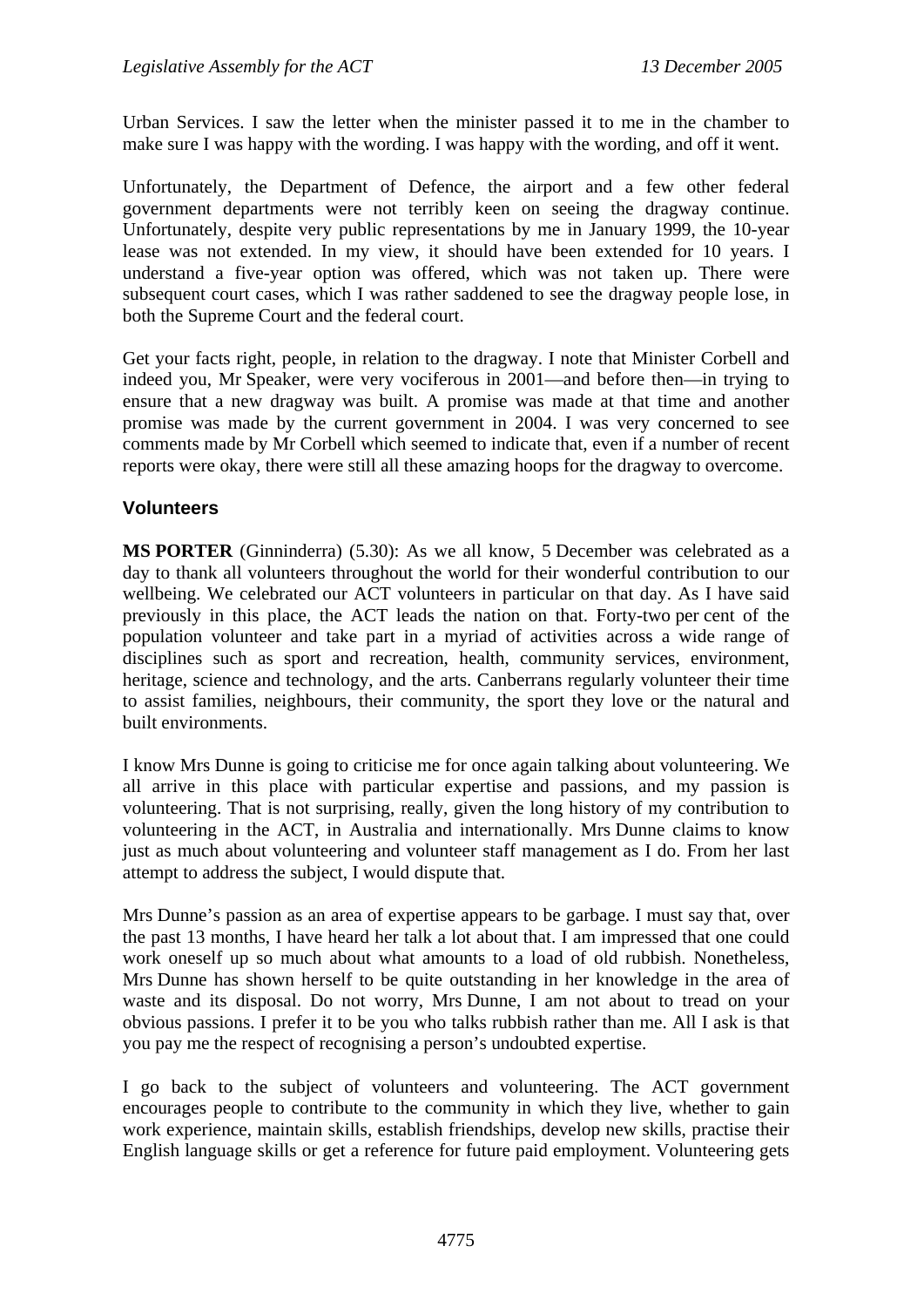Urban Services. I saw the letter when the minister passed it to me in the chamber to make sure I was happy with the wording. I was happy with the wording, and off it went.

Unfortunately, the Department of Defence, the airport and a few other federal government departments were not terribly keen on seeing the dragway continue. Unfortunately, despite very public representations by me in January 1999, the 10-year lease was not extended. In my view, it should have been extended for 10 years. I understand a five-year option was offered, which was not taken up. There were subsequent court cases, which I was rather saddened to see the dragway people lose, in both the Supreme Court and the federal court.

Get your facts right, people, in relation to the dragway. I note that Minister Corbell and indeed you, Mr Speaker, were very vociferous in 2001—and before then—in trying to ensure that a new dragway was built. A promise was made at that time and another promise was made by the current government in 2004. I was very concerned to see comments made by Mr Corbell which seemed to indicate that, even if a number of recent reports were okay, there were still all these amazing hoops for the dragway to overcome.

## Volunteers

**MS PORTER** (Ginninderra) (5.30): As we all know, 5 December was celebrated as a day to thank all volunteers throughout the world for their wonderful contribution to our wellbeing. We celebrated our ACT volunteers in particular on that day. As I have said previously in this place, the ACT leads the nation on that. Forty-two per cent of the population volunteer and take part in a myriad of activities across a wide range of disciplines such as sport and recreation, health, community services, environment, heritage, science and technology, and the arts. Canberrans regularly volunteer their time to assist families, neighbours, their community, the sport they love or the natural and built environments.

I know Mrs Dunne is going to criticise me for once again talking about volunteering. We all arrive in this place with particular expertise and passions, and my passion is volunteering. That is not surprising, really, given the long history of my contribution to volunteering in the ACT, in Australia and internationally. Mrs Dunne claims to know just as much about volunteering and volunteer staff management as I do. From her last attempt to address the subject, I would dispute that.

Mrs Dunne's passion as an area of expertise appears to be garbage. I must say that, over the past 13 months, I have heard her talk a lot about that. I am impressed that one could work oneself up so much about what amounts to a load of old rubbish. Nonetheless, Mrs Dunne has shown herself to be quite outstanding in her knowledge in the area of waste and its disposal. Do not worry, Mrs Dunne, I am not about to tread on your obvious passions. I prefer it to be you who talks rubbish rather than me. All I ask is that you pay me the respect of recognising a person's undoubted expertise.

I go back to the subject of volunteers and volunteering. The ACT government encourages people to contribute to the community in which they live, whether to gain work experience, maintain skills, establish friendships, develop new skills, practise their English language skills or get a reference for future paid employment. Volunteering gets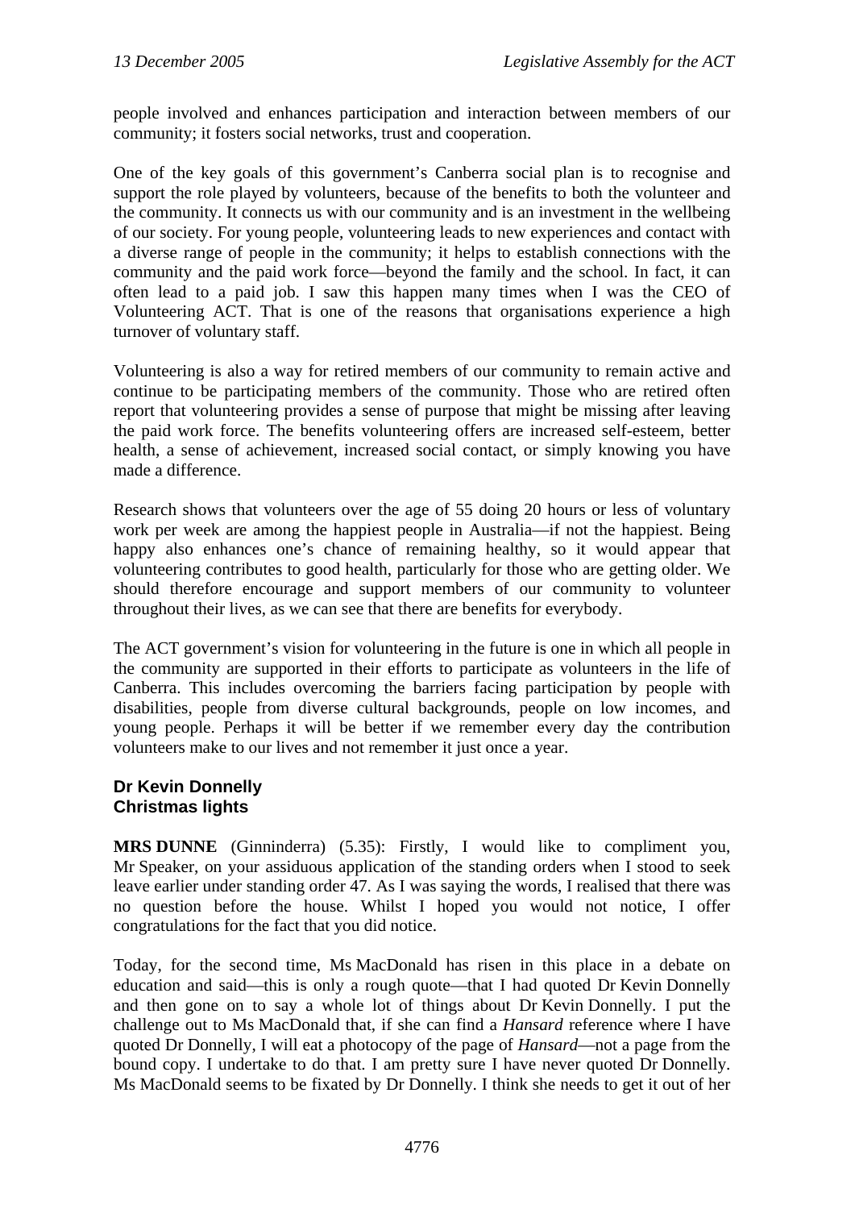people involved and enhances participation and interaction between members of our community; it fosters social networks, trust and cooperation.

One of the key goals of this government's Canberra social plan is to recognise and support the role played by volunteers, because of the benefits to both the volunteer and the community. It connects us with our community and is an investment in the wellbeing of our society. For young people, volunteering leads to new experiences and contact with a diverse range of people in the community; it helps to establish connections with the community and the paid work force—beyond the family and the school. In fact, it can often lead to a paid job. I saw this happen many times when I was the CEO of Volunteering ACT. That is one of the reasons that organisations experience a high turnover of voluntary staff.

Volunteering is also a way for retired members of our community to remain active and continue to be participating members of the community. Those who are retired often report that volunteering provides a sense of purpose that might be missing after leaving the paid work force. The benefits volunteering offers are increased self-esteem, better health, a sense of achievement, increased social contact, or simply knowing you have made a difference.

Research shows that volunteers over the age of 55 doing 20 hours or less of voluntary work per week are among the happiest people in Australia—if not the happiest. Being happy also enhances one's chance of remaining healthy, so it would appear that volunteering contributes to good health, particularly for those who are getting older. We should therefore encourage and support members of our community to volunteer throughout their lives, as we can see that there are benefits for everybody.

The ACT government's vision for volunteering in the future is one in which all people in the community are supported in their efforts to participate as volunteers in the life of Canberra. This includes overcoming the barriers facing participation by people with disabilities, people from diverse cultural backgrounds, people on low incomes, and young people. Perhaps it will be better if we remember every day the contribution volunteers make to our lives and not remember it just once a year.

### Dr Kevin Donnelly
### Christmas lights

**MRS DUNNE** (Ginninderra) (5.35): Firstly, I would like to compliment you, Mr Speaker, on your assiduous application of the standing orders when I stood to seek leave earlier under standing order 47. As I was saying the words, I realised that there was no question before the house. Whilst I hoped you would not notice, I offer congratulations for the fact that you did notice.

Today, for the second time, Ms MacDonald has risen in this place in a debate on education and said—this is only a rough quote—that I had quoted Dr Kevin Donnelly and then gone on to say a whole lot of things about Dr Kevin Donnelly. I put the challenge out to Ms MacDonald that, if she can find a *Hansard* reference where I have quoted Dr Donnelly, I will eat a photocopy of the page of *Hansard*—not a page from the bound copy. I undertake to do that. I am pretty sure I have never quoted Dr Donnelly. Ms MacDonald seems to be fixated by Dr Donnelly. I think she needs to get it out of her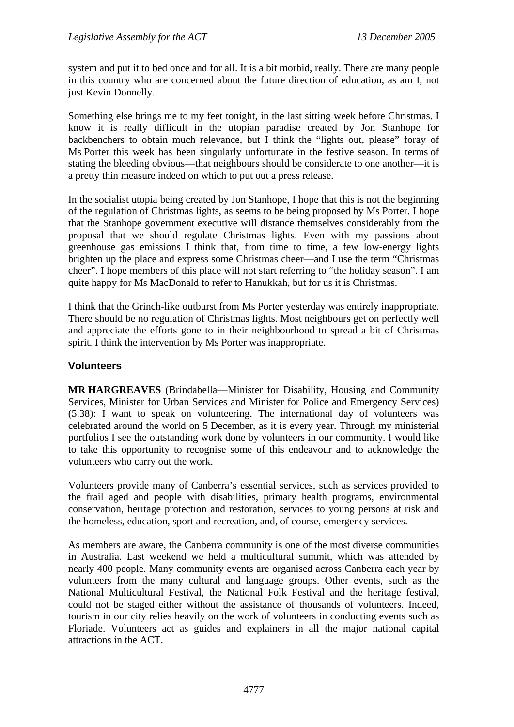system and put it to bed once and for all. It is a bit morbid, really. There are many people in this country who are concerned about the future direction of education, as am I, not just Kevin Donnelly.

Something else brings me to my feet tonight, in the last sitting week before Christmas. I know it is really difficult in the utopian paradise created by Jon Stanhope for backbenchers to obtain much relevance, but I think the "lights out, please" foray of Ms Porter this week has been singularly unfortunate in the festive season. In terms of stating the bleeding obvious—that neighbours should be considerate to one another—it is a pretty thin measure indeed on which to put out a press release.

In the socialist utopia being created by Jon Stanhope, I hope that this is not the beginning of the regulation of Christmas lights, as seems to be being proposed by Ms Porter. I hope that the Stanhope government executive will distance themselves considerably from the proposal that we should regulate Christmas lights. Even with my passions about greenhouse gas emissions I think that, from time to time, a few low-energy lights brighten up the place and express some Christmas cheer—and I use the term "Christmas cheer". I hope members of this place will not start referring to "the holiday season". I am quite happy for Ms MacDonald to refer to Hanukkah, but for us it is Christmas.

I think that the Grinch-like outburst from Ms Porter yesterday was entirely inappropriate. There should be no regulation of Christmas lights. Most neighbours get on perfectly well and appreciate the efforts gone to in their neighbourhood to spread a bit of Christmas spirit. I think the intervention by Ms Porter was inappropriate.

## Volunteers

**MR HARGREAVES** (Brindabella—Minister for Disability, Housing and Community Services, Minister for Urban Services and Minister for Police and Emergency Services) (5.38): I want to speak on volunteering. The international day of volunteers was celebrated around the world on 5 December, as it is every year. Through my ministerial portfolios I see the outstanding work done by volunteers in our community. I would like to take this opportunity to recognise some of this endeavour and to acknowledge the volunteers who carry out the work.

Volunteers provide many of Canberra's essential services, such as services provided to the frail aged and people with disabilities, primary health programs, environmental conservation, heritage protection and restoration, services to young persons at risk and the homeless, education, sport and recreation, and, of course, emergency services.

As members are aware, the Canberra community is one of the most diverse communities in Australia. Last weekend we held a multicultural summit, which was attended by nearly 400 people. Many community events are organised across Canberra each year by volunteers from the many cultural and language groups. Other events, such as the National Multicultural Festival, the National Folk Festival and the heritage festival, could not be staged either without the assistance of thousands of volunteers. Indeed, tourism in our city relies heavily on the work of volunteers in conducting events such as Floriade. Volunteers act as guides and explainers in all the major national capital attractions in the ACT.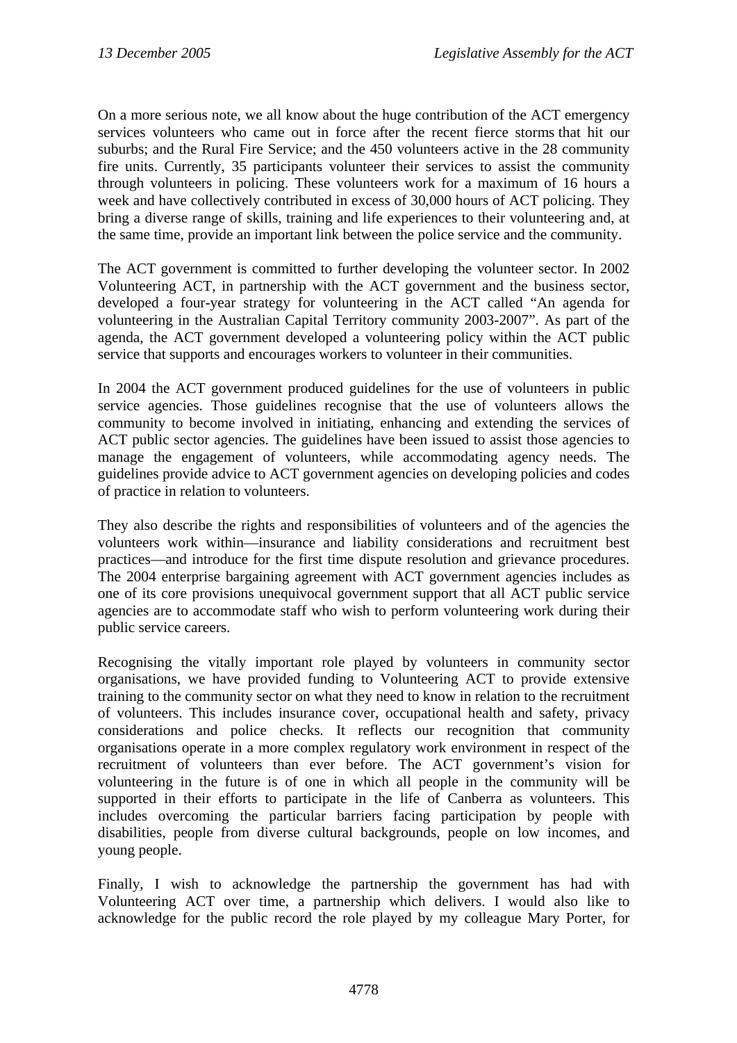On a more serious note, we all know about the huge contribution of the ACT emergency services volunteers who came out in force after the recent fierce storms that hit our suburbs; and the Rural Fire Service; and the 450 volunteers active in the 28 community fire units. Currently, 35 participants volunteer their services to assist the community through volunteers in policing. These volunteers work for a maximum of 16 hours a week and have collectively contributed in excess of 30,000 hours of ACT policing. They bring a diverse range of skills, training and life experiences to their volunteering and, at the same time, provide an important link between the police service and the community.

The ACT government is committed to further developing the volunteer sector. In 2002 Volunteering ACT, in partnership with the ACT government and the business sector, developed a four-year strategy for volunteering in the ACT called "An agenda for volunteering in the Australian Capital Territory community 2003-2007". As part of the agenda, the ACT government developed a volunteering policy within the ACT public service that supports and encourages workers to volunteer in their communities.

In 2004 the ACT government produced guidelines for the use of volunteers in public service agencies. Those guidelines recognise that the use of volunteers allows the community to become involved in initiating, enhancing and extending the services of ACT public sector agencies. The guidelines have been issued to assist those agencies to manage the engagement of volunteers, while accommodating agency needs. The guidelines provide advice to ACT government agencies on developing policies and codes of practice in relation to volunteers.

They also describe the rights and responsibilities of volunteers and of the agencies the volunteers work within—insurance and liability considerations and recruitment best practices—and introduce for the first time dispute resolution and grievance procedures. The 2004 enterprise bargaining agreement with ACT government agencies includes as one of its core provisions unequivocal government support that all ACT public service agencies are to accommodate staff who wish to perform volunteering work during their public service careers.

Recognising the vitally important role played by volunteers in community sector organisations, we have provided funding to Volunteering ACT to provide extensive training to the community sector on what they need to know in relation to the recruitment of volunteers. This includes insurance cover, occupational health and safety, privacy considerations and police checks. It reflects our recognition that community organisations operate in a more complex regulatory work environment in respect of the recruitment of volunteers than ever before. The ACT government's vision for volunteering in the future is of one in which all people in the community will be supported in their efforts to participate in the life of Canberra as volunteers. This includes overcoming the particular barriers facing participation by people with disabilities, people from diverse cultural backgrounds, people on low incomes, and young people.

Finally, I wish to acknowledge the partnership the government has had with Volunteering ACT over time, a partnership which delivers. I would also like to acknowledge for the public record the role played by my colleague Mary Porter, for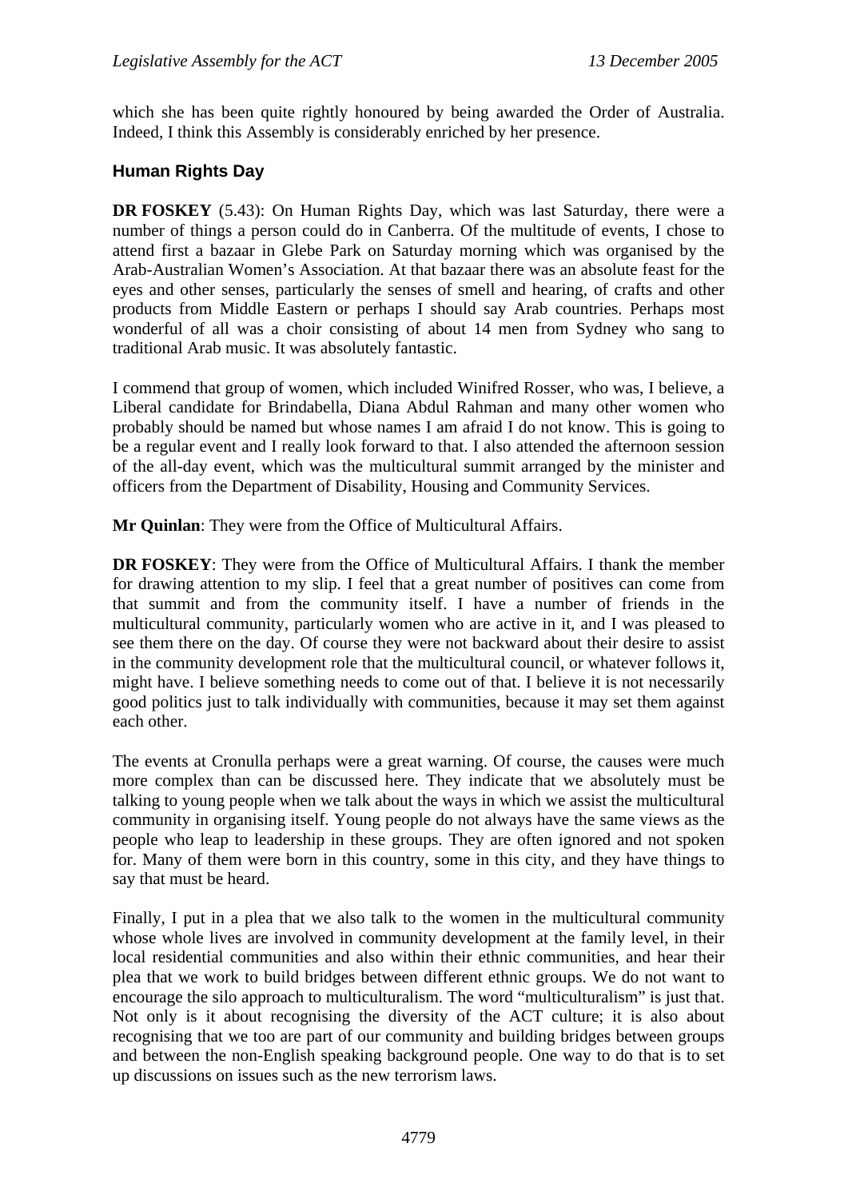which she has been quite rightly honoured by being awarded the Order of Australia. Indeed, I think this Assembly is considerably enriched by her presence.

### Human Rights Day

**DR FOSKEY** (5.43): On Human Rights Day, which was last Saturday, there were a number of things a person could do in Canberra. Of the multitude of events, I chose to attend first a bazaar in Glebe Park on Saturday morning which was organised by the Arab-Australian Women's Association. At that bazaar there was an absolute feast for the eyes and other senses, particularly the senses of smell and hearing, of crafts and other products from Middle Eastern or perhaps I should say Arab countries. Perhaps most wonderful of all was a choir consisting of about 14 men from Sydney who sang to traditional Arab music. It was absolutely fantastic.

I commend that group of women, which included Winifred Rosser, who was, I believe, a Liberal candidate for Brindabella, Diana Abdul Rahman and many other women who probably should be named but whose names I am afraid I do not know. This is going to be a regular event and I really look forward to that. I also attended the afternoon session of the all-day event, which was the multicultural summit arranged by the minister and officers from the Department of Disability, Housing and Community Services.

**Mr Quinlan**: They were from the Office of Multicultural Affairs.

**DR FOSKEY**: They were from the Office of Multicultural Affairs. I thank the member for drawing attention to my slip. I feel that a great number of positives can come from that summit and from the community itself. I have a number of friends in the multicultural community, particularly women who are active in it, and I was pleased to see them there on the day. Of course they were not backward about their desire to assist in the community development role that the multicultural council, or whatever follows it, might have. I believe something needs to come out of that. I believe it is not necessarily good politics just to talk individually with communities, because it may set them against each other.

The events at Cronulla perhaps were a great warning. Of course, the causes were much more complex than can be discussed here. They indicate that we absolutely must be talking to young people when we talk about the ways in which we assist the multicultural community in organising itself. Young people do not always have the same views as the people who leap to leadership in these groups. They are often ignored and not spoken for. Many of them were born in this country, some in this city, and they have things to say that must be heard.

Finally, I put in a plea that we also talk to the women in the multicultural community whose whole lives are involved in community development at the family level, in their local residential communities and also within their ethnic communities, and hear their plea that we work to build bridges between different ethnic groups. We do not want to encourage the silo approach to multiculturalism. The word "multiculturalism" is just that. Not only is it about recognising the diversity of the ACT culture; it is also about recognising that we too are part of our community and building bridges between groups and between the non-English speaking background people. One way to do that is to set up discussions on issues such as the new terrorism laws.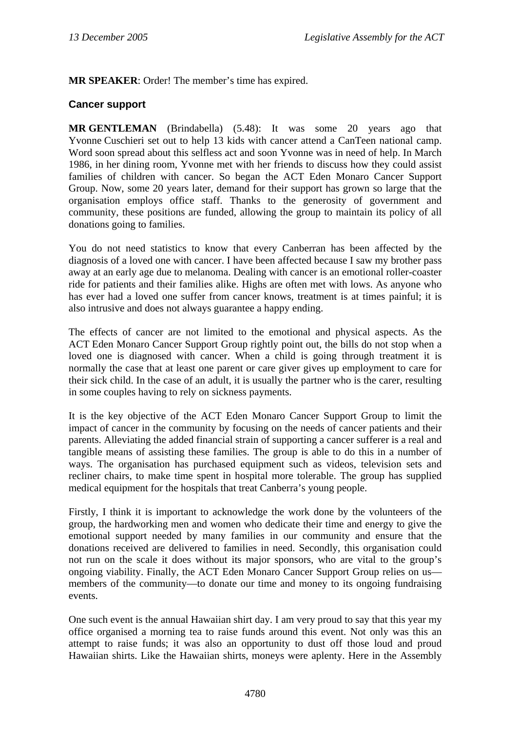**MR SPEAKER**: Order! The member's time has expired.

## Cancer support

**MR GENTLEMAN** (Brindabella) (5.48): It was some 20 years ago that Yvonne Cuschieri set out to help 13 kids with cancer attend a CanTeen national camp. Word soon spread about this selfless act and soon Yvonne was in need of help. In March 1986, in her dining room, Yvonne met with her friends to discuss how they could assist families of children with cancer. So began the ACT Eden Monaro Cancer Support Group. Now, some 20 years later, demand for their support has grown so large that the organisation employs office staff. Thanks to the generosity of government and community, these positions are funded, allowing the group to maintain its policy of all donations going to families.

You do not need statistics to know that every Canberran has been affected by the diagnosis of a loved one with cancer. I have been affected because I saw my brother pass away at an early age due to melanoma. Dealing with cancer is an emotional roller-coaster ride for patients and their families alike. Highs are often met with lows. As anyone who has ever had a loved one suffer from cancer knows, treatment is at times painful; it is also intrusive and does not always guarantee a happy ending.

The effects of cancer are not limited to the emotional and physical aspects. As the ACT Eden Monaro Cancer Support Group rightly point out, the bills do not stop when a loved one is diagnosed with cancer. When a child is going through treatment it is normally the case that at least one parent or care giver gives up employment to care for their sick child. In the case of an adult, it is usually the partner who is the carer, resulting in some couples having to rely on sickness payments.

It is the key objective of the ACT Eden Monaro Cancer Support Group to limit the impact of cancer in the community by focusing on the needs of cancer patients and their parents. Alleviating the added financial strain of supporting a cancer sufferer is a real and tangible means of assisting these families. The group is able to do this in a number of ways. The organisation has purchased equipment such as videos, television sets and recliner chairs, to make time spent in hospital more tolerable. The group has supplied medical equipment for the hospitals that treat Canberra's young people.

Firstly, I think it is important to acknowledge the work done by the volunteers of the group, the hardworking men and women who dedicate their time and energy to give the emotional support needed by many families in our community and ensure that the donations received are delivered to families in need. Secondly, this organisation could not run on the scale it does without its major sponsors, who are vital to the group's ongoing viability. Finally, the ACT Eden Monaro Cancer Support Group relies on us—members of the community—to donate our time and money to its ongoing fundraising events.

One such event is the annual Hawaiian shirt day. I am very proud to say that this year my office organised a morning tea to raise funds around this event. Not only was this an attempt to raise funds; it was also an opportunity to dust off those loud and proud Hawaiian shirts. Like the Hawaiian shirts, moneys were aplenty. Here in the Assembly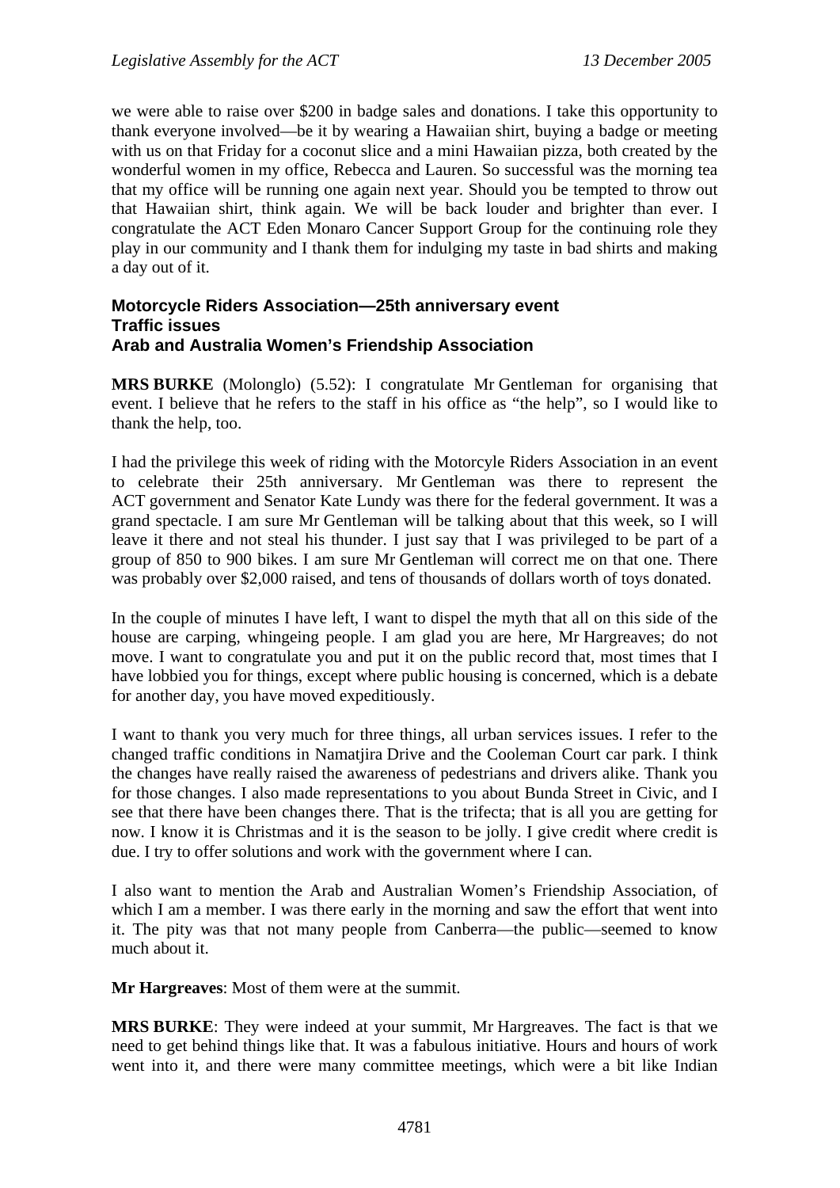we were able to raise over $200 in badge sales and donations. I take this opportunity to thank everyone involved—be it by wearing a Hawaiian shirt, buying a badge or meeting with us on that Friday for a coconut slice and a mini Hawaiian pizza, both created by the wonderful women in my office, Rebecca and Lauren. So successful was the morning tea that my office will be running one again next year. Should you be tempted to throw out that Hawaiian shirt, think again. We will be back louder and brighter than ever. I congratulate the ACT Eden Monaro Cancer Support Group for the continuing role they play in our community and I thank them for indulging my taste in bad shirts and making a day out of it.

### Motorcycle Riders Association—25th anniversary event
### Traffic issues
### Arab and Australia Women's Friendship Association

**MRS BURKE** (Molonglo) (5.52): I congratulate Mr Gentleman for organising that event. I believe that he refers to the staff in his office as "the help", so I would like to thank the help, too.

I had the privilege this week of riding with the Motorcyle Riders Association in an event to celebrate their 25th anniversary. Mr Gentleman was there to represent the ACT government and Senator Kate Lundy was there for the federal government. It was a grand spectacle. I am sure Mr Gentleman will be talking about that this week, so I will leave it there and not steal his thunder. I just say that I was privileged to be part of a group of 850 to 900 bikes. I am sure Mr Gentleman will correct me on that one. There was probably over $2,000 raised, and tens of thousands of dollars worth of toys donated.

In the couple of minutes I have left, I want to dispel the myth that all on this side of the house are carping, whingeing people. I am glad you are here, Mr Hargreaves; do not move. I want to congratulate you and put it on the public record that, most times that I have lobbied you for things, except where public housing is concerned, which is a debate for another day, you have moved expeditiously.

I want to thank you very much for three things, all urban services issues. I refer to the changed traffic conditions in Namatjira Drive and the Cooleman Court car park. I think the changes have really raised the awareness of pedestrians and drivers alike. Thank you for those changes. I also made representations to you about Bunda Street in Civic, and I see that there have been changes there. That is the trifecta; that is all you are getting for now. I know it is Christmas and it is the season to be jolly. I give credit where credit is due. I try to offer solutions and work with the government where I can.

I also want to mention the Arab and Australian Women's Friendship Association, of which I am a member. I was there early in the morning and saw the effort that went into it. The pity was that not many people from Canberra—the public—seemed to know much about it.

**Mr Hargreaves**: Most of them were at the summit.

**MRS BURKE**: They were indeed at your summit, Mr Hargreaves. The fact is that we need to get behind things like that. It was a fabulous initiative. Hours and hours of work went into it, and there were many committee meetings, which were a bit like Indian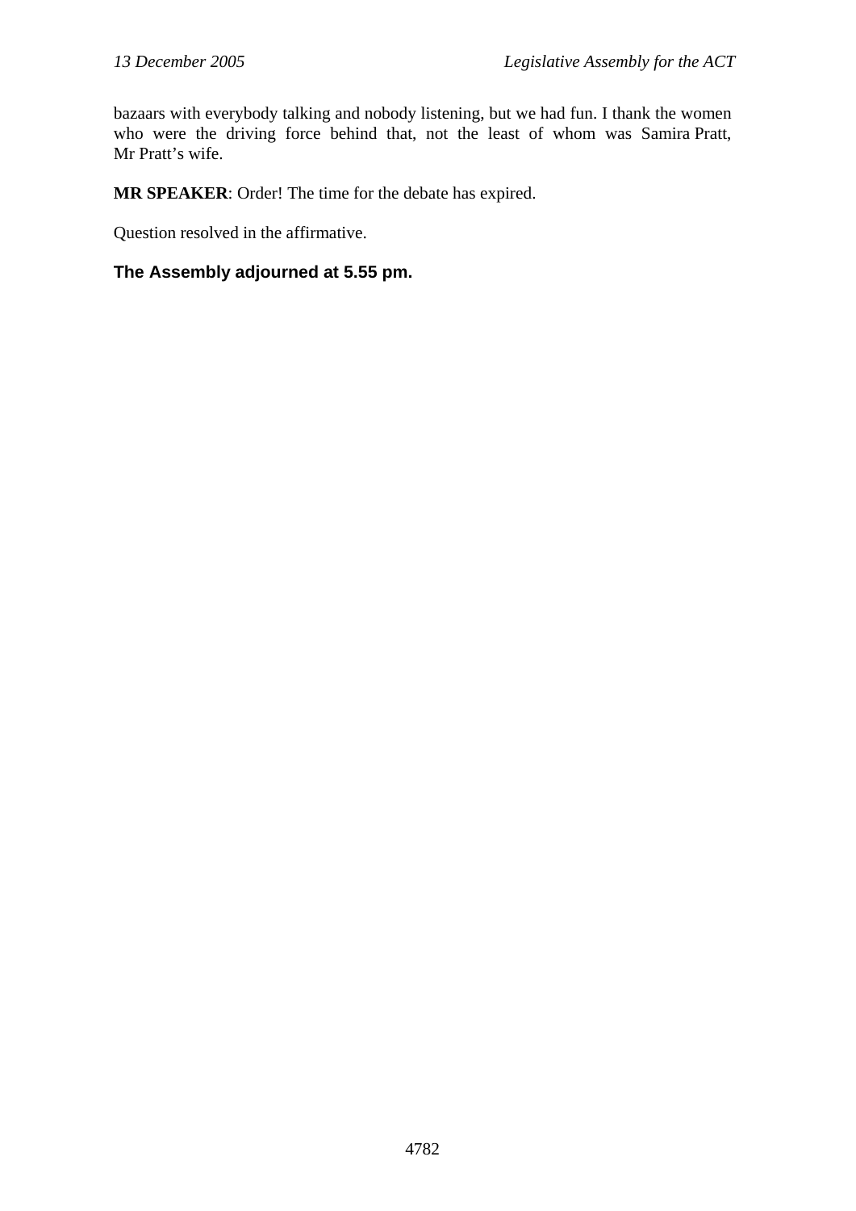bazaars with everybody talking and nobody listening, but we had fun. I thank the women who were the driving force behind that, not the least of whom was Samira Pratt, Mr Pratt's wife.

**MR SPEAKER**: Order! The time for the debate has expired.

Question resolved in the affirmative.

**The Assembly adjourned at 5.55 pm.**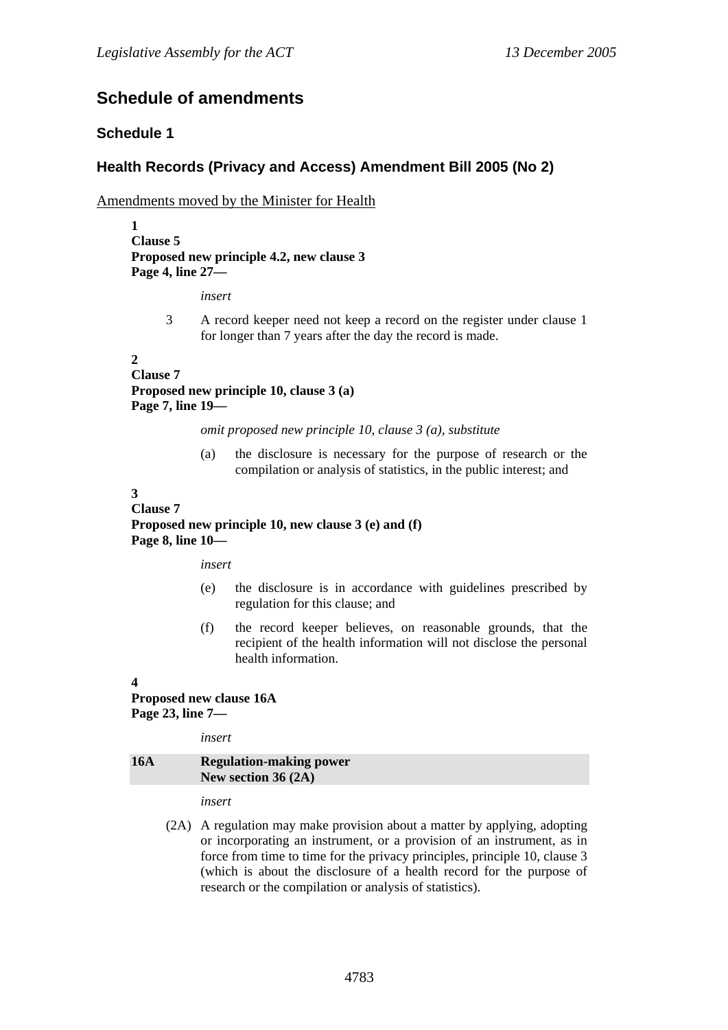## Schedule of amendments

### Schedule 1

### Health Records (Privacy and Access) Amendment Bill 2005 (No 2)

Amendments moved by the Minister for Health

**1**
**Clause 5**
**Proposed new principle 4.2, new clause 3**
**Page 4, line 27—**

*insert*

3 A record keeper need not keep a record on the register under clause 1 for longer than 7 years after the day the record is made.

**2**
**Clause 7**
**Proposed new principle 10, clause 3 (a)**
**Page 7, line 19—**

*omit proposed new principle 10, clause 3 (a), substitute*

(a) the disclosure is necessary for the purpose of research or the compilation or analysis of statistics, in the public interest; and

**3**
**Clause 7**
**Proposed new principle 10, new clause 3 (e) and (f)**
**Page 8, line 10—**

*insert*

(e) the disclosure is in accordance with guidelines prescribed by regulation for this clause; and

(f) the record keeper believes, on reasonable grounds, that the recipient of the health information will not disclose the personal health information.

**4**
**Proposed new clause 16A**
**Page 23, line 7—**

*insert*

**16A Regulation-making power**
**New section 36 (2A)**

*insert*

(2A) A regulation may make provision about a matter by applying, adopting or incorporating an instrument, or a provision of an instrument, as in force from time to time for the privacy principles, principle 10, clause 3 (which is about the disclosure of a health record for the purpose of research or the compilation or analysis of statistics).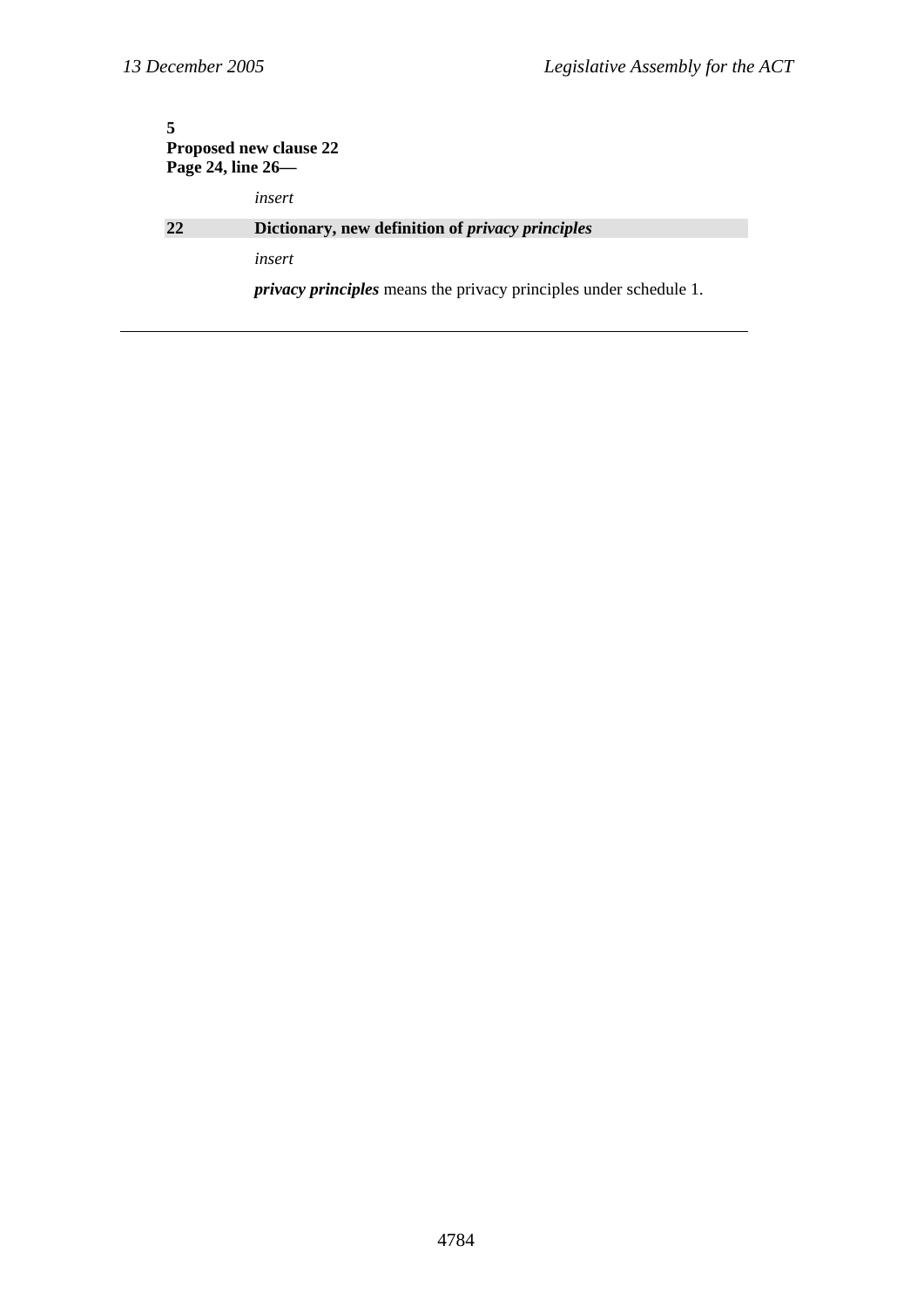**5**
**Proposed new clause 22**
**Page 24, line 26—**

*insert*

**22 Dictionary, new definition of *privacy principles***

*insert*

***privacy principles*** means the privacy principles under schedule 1.